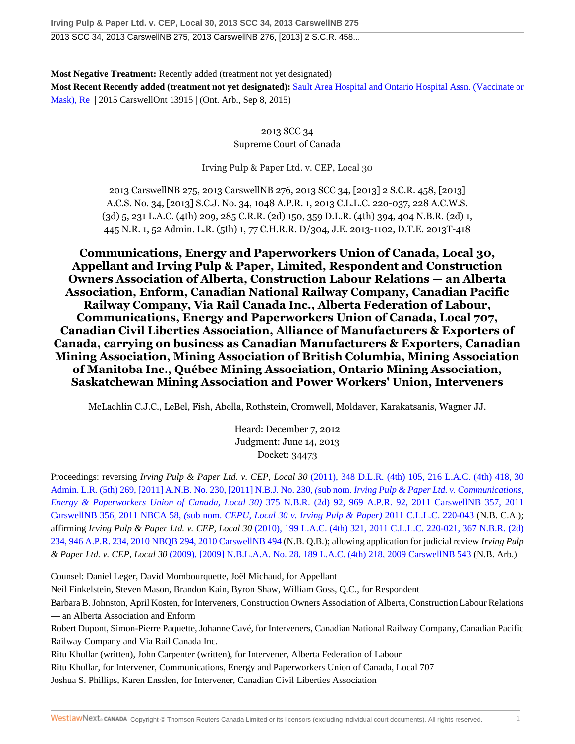**Most Negative Treatment:** Recently added (treatment not yet designated)

**Most Recent Recently added (treatment not yet designated):** Sault Area Hospital and Ontario Hospital Assn. (Vaccinate or Mask), Re | 2015 CarswellOnt 13915 | (Ont. Arb., Sep 8, 2015)

2013 SCC 34
Supreme Court of Canada

Irving Pulp & Paper Ltd. v. CEP, Local 30

2013 CarswellNB 275, 2013 CarswellNB 276, 2013 SCC 34, [2013] 2 S.C.R. 458, [2013] A.C.S. No. 34, [2013] S.C.J. No. 34, 1048 A.P.R. 1, 2013 C.L.L.C. 220-037, 228 A.C.W.S. (3d) 5, 231 L.A.C. (4th) 209, 285 C.R.R. (2d) 150, 359 D.L.R. (4th) 394, 404 N.B.R. (2d) 1, 445 N.R. 1, 52 Admin. L.R. (5th) 1, 77 C.H.R.R. D/304, J.E. 2013-1102, D.T.E. 2013T-418

# Communications, Energy and Paperworkers Union of Canada, Local 30, Appellant and Irving Pulp & Paper, Limited, Respondent and Construction Owners Association of Alberta, Construction Labour Relations — an Alberta Association, Enform, Canadian National Railway Company, Canadian Pacific Railway Company, Via Rail Canada Inc., Alberta Federation of Labour, Communications, Energy and Paperworkers Union of Canada, Local 707, Canadian Civil Liberties Association, Alliance of Manufacturers & Exporters of Canada, carrying on business as Canadian Manufacturers & Exporters, Canadian Mining Association, Mining Association of British Columbia, Mining Association of Manitoba Inc., Québec Mining Association, Ontario Mining Association, Saskatchewan Mining Association and Power Workers' Union, Interveners

McLachlin C.J.C., LeBel, Fish, Abella, Rothstein, Cromwell, Moldaver, Karakatsanis, Wagner JJ.

Heard: December 7, 2012
Judgment: June 14, 2013
Docket: 34473

Proceedings: reversing *Irving Pulp & Paper Ltd. v. CEP, Local 30* (2011), 348 D.L.R. (4th) 105, 216 L.A.C. (4th) 418, 30 Admin. L.R. (5th) 269, [2011] A.N.B. No. 230, [2011] N.B.J. No. 230, (sub nom. *Irving Pulp & Paper Ltd. v. Communications, Energy & Paperworkers Union of Canada, Local 30)* 375 N.B.R. (2d) 92, 969 A.P.R. 92, 2011 CarswellNB 357, 2011 CarswellNB 356, 2011 NBCA 58, (sub nom. *CEPU, Local 30 v. Irving Pulp & Paper)* 2011 C.L.L.C. 220-043 (N.B. C.A.); affirming *Irving Pulp & Paper Ltd. v. CEP, Local 30* (2010), 199 L.A.C. (4th) 321, 2011 C.L.L.C. 220-021, 367 N.B.R. (2d) 234, 946 A.P.R. 234, 2010 NBQB 294, 2010 CarswellNB 494 (N.B. Q.B.); allowing application for judicial review *Irving Pulp & Paper Ltd. v. CEP, Local 30* (2009), [2009] N.B.L.A.A. No. 28, 189 L.A.C. (4th) 218, 2009 CarswellNB 543 (N.B. Arb.)

Counsel: Daniel Leger, David Mombourquette, Joël Michaud, for Appellant

Neil Finkelstein, Steven Mason, Brandon Kain, Byron Shaw, William Goss, Q.C., for Respondent

Barbara B. Johnston, April Kosten, for Interveners, Construction Owners Association of Alberta, Construction Labour Relations — an Alberta Association and Enform

Robert Dupont, Simon-Pierre Paquette, Johanne Cavé, for Interveners, Canadian National Railway Company, Canadian Pacific Railway Company and Via Rail Canada Inc.

Ritu Khullar (written), John Carpenter (written), for Intervener, Alberta Federation of Labour

Ritu Khullar, for Intervener, Communications, Energy and Paperworkers Union of Canada, Local 707

Joshua S. Phillips, Karen Ensslen, for Intervener, Canadian Civil Liberties Association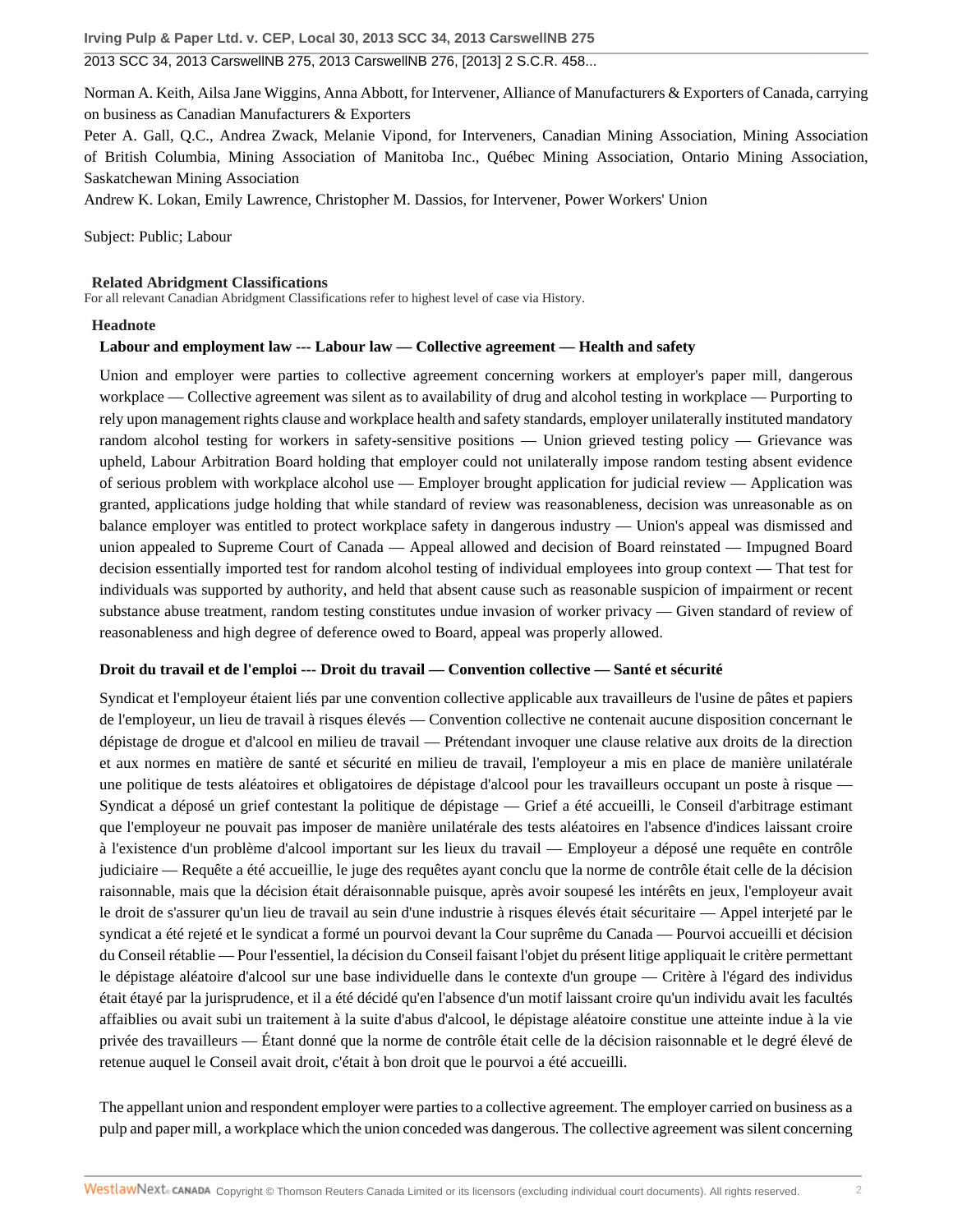Norman A. Keith, Ailsa Jane Wiggins, Anna Abbott, for Intervener, Alliance of Manufacturers & Exporters of Canada, carrying on business as Canadian Manufacturers & Exporters

Peter A. Gall, Q.C., Andrea Zwack, Melanie Vipond, for Interveners, Canadian Mining Association, Mining Association of British Columbia, Mining Association of Manitoba Inc., Québec Mining Association, Ontario Mining Association, Saskatchewan Mining Association

Andrew K. Lokan, Emily Lawrence, Christopher M. Dassios, for Intervener, Power Workers' Union

Subject: Public; Labour

**Related Abridgment Classifications**

For all relevant Canadian Abridgment Classifications refer to highest level of case via History.

**Headnote**

**Labour and employment law --- Labour law — Collective agreement — Health and safety**

Union and employer were parties to collective agreement concerning workers at employer's paper mill, dangerous workplace — Collective agreement was silent as to availability of drug and alcohol testing in workplace — Purporting to rely upon management rights clause and workplace health and safety standards, employer unilaterally instituted mandatory random alcohol testing for workers in safety-sensitive positions — Union grieved testing policy — Grievance was upheld, Labour Arbitration Board holding that employer could not unilaterally impose random testing absent evidence of serious problem with workplace alcohol use — Employer brought application for judicial review — Application was granted, applications judge holding that while standard of review was reasonableness, decision was unreasonable as on balance employer was entitled to protect workplace safety in dangerous industry — Union's appeal was dismissed and union appealed to Supreme Court of Canada — Appeal allowed and decision of Board reinstated — Impugned Board decision essentially imported test for random alcohol testing of individual employees into group context — That test for individuals was supported by authority, and held that absent cause such as reasonable suspicion of impairment or recent substance abuse treatment, random testing constitutes undue invasion of worker privacy — Given standard of review of reasonableness and high degree of deference owed to Board, appeal was properly allowed.

**Droit du travail et de l'emploi --- Droit du travail — Convention collective — Santé et sécurité**

Syndicat et l'employeur étaient liés par une convention collective applicable aux travailleurs de l'usine de pâtes et papiers de l'employeur, un lieu de travail à risques élevés — Convention collective ne contenait aucune disposition concernant le dépistage de drogue et d'alcool en milieu de travail — Prétendant invoquer une clause relative aux droits de la direction et aux normes en matière de santé et sécurité en milieu de travail, l'employeur a mis en place de manière unilatérale une politique de tests aléatoires et obligatoires de dépistage d'alcool pour les travailleurs occupant un poste à risque — Syndicat a déposé un grief contestant la politique de dépistage — Grief a été accueilli, le Conseil d'arbitrage estimant que l'employeur ne pouvait pas imposer de manière unilatérale des tests aléatoires en l'absence d'indices laissant croire à l'existence d'un problème d'alcool important sur les lieux du travail — Employeur a déposé une requête en contrôle judiciaire — Requête a été accueillie, le juge des requêtes ayant conclu que la norme de contrôle était celle de la décision raisonnable, mais que la décision était déraisonnable puisque, après avoir soupesé les intérêts en jeux, l'employeur avait le droit de s'assurer qu'un lieu de travail au sein d'une industrie à risques élevés était sécuritaire — Appel interjeté par le syndicat a été rejeté et le syndicat a formé un pourvoi devant la Cour suprême du Canada — Pourvoi accueilli et décision du Conseil rétablie — Pour l'essentiel, la décision du Conseil faisant l'objet du présent litige appliquait le critère permettant le dépistage aléatoire d'alcool sur une base individuelle dans le contexte d'un groupe — Critère à l'égard des individus était étayé par la jurisprudence, et il a été décidé qu'en l'absence d'un motif laissant croire qu'un individu avait les facultés affaiblies ou avait subi un traitement à la suite d'abus d'alcool, le dépistage aléatoire constitue une atteinte indue à la vie privée des travailleurs — Étant donné que la norme de contrôle était celle de la décision raisonnable et le degré élevé de retenue auquel le Conseil avait droit, c'était à bon droit que le pourvoi a été accueilli.

The appellant union and respondent employer were parties to a collective agreement. The employer carried on business as a pulp and paper mill, a workplace which the union conceded was dangerous. The collective agreement was silent concerning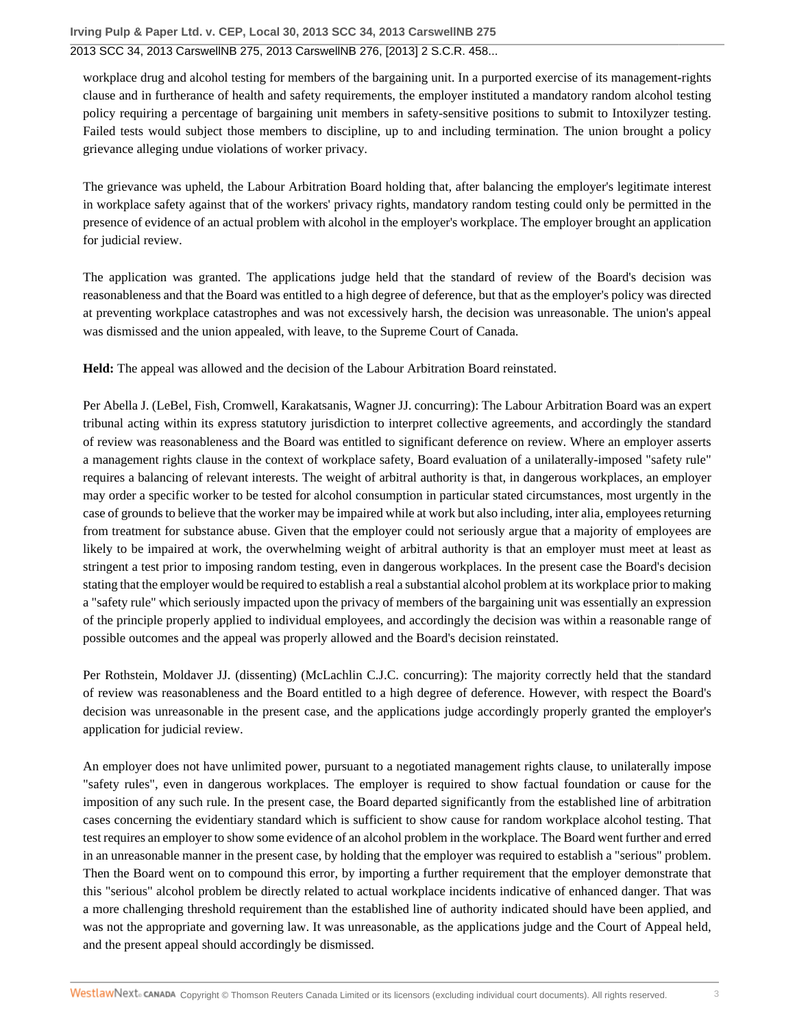workplace drug and alcohol testing for members of the bargaining unit. In a purported exercise of its management-rights clause and in furtherance of health and safety requirements, the employer instituted a mandatory random alcohol testing policy requiring a percentage of bargaining unit members in safety-sensitive positions to submit to Intoxilyzer testing. Failed tests would subject those members to discipline, up to and including termination. The union brought a policy grievance alleging undue violations of worker privacy.

The grievance was upheld, the Labour Arbitration Board holding that, after balancing the employer's legitimate interest in workplace safety against that of the workers' privacy rights, mandatory random testing could only be permitted in the presence of evidence of an actual problem with alcohol in the employer's workplace. The employer brought an application for judicial review.

The application was granted. The applications judge held that the standard of review of the Board's decision was reasonableness and that the Board was entitled to a high degree of deference, but that as the employer's policy was directed at preventing workplace catastrophes and was not excessively harsh, the decision was unreasonable. The union's appeal was dismissed and the union appealed, with leave, to the Supreme Court of Canada.

**Held:** The appeal was allowed and the decision of the Labour Arbitration Board reinstated.

Per Abella J. (LeBel, Fish, Cromwell, Karakatsanis, Wagner JJ. concurring): The Labour Arbitration Board was an expert tribunal acting within its express statutory jurisdiction to interpret collective agreements, and accordingly the standard of review was reasonableness and the Board was entitled to significant deference on review. Where an employer asserts a management rights clause in the context of workplace safety, Board evaluation of a unilaterally-imposed "safety rule" requires a balancing of relevant interests. The weight of arbitral authority is that, in dangerous workplaces, an employer may order a specific worker to be tested for alcohol consumption in particular stated circumstances, most urgently in the case of grounds to believe that the worker may be impaired while at work but also including, inter alia, employees returning from treatment for substance abuse. Given that the employer could not seriously argue that a majority of employees are likely to be impaired at work, the overwhelming weight of arbitral authority is that an employer must meet at least as stringent a test prior to imposing random testing, even in dangerous workplaces. In the present case the Board's decision stating that the employer would be required to establish a real a substantial alcohol problem at its workplace prior to making a "safety rule" which seriously impacted upon the privacy of members of the bargaining unit was essentially an expression of the principle properly applied to individual employees, and accordingly the decision was within a reasonable range of possible outcomes and the appeal was properly allowed and the Board's decision reinstated.

Per Rothstein, Moldaver JJ. (dissenting) (McLachlin C.J.C. concurring): The majority correctly held that the standard of review was reasonableness and the Board entitled to a high degree of deference. However, with respect the Board's decision was unreasonable in the present case, and the applications judge accordingly properly granted the employer's application for judicial review.

An employer does not have unlimited power, pursuant to a negotiated management rights clause, to unilaterally impose "safety rules", even in dangerous workplaces. The employer is required to show factual foundation or cause for the imposition of any such rule. In the present case, the Board departed significantly from the established line of arbitration cases concerning the evidentiary standard which is sufficient to show cause for random workplace alcohol testing. That test requires an employer to show some evidence of an alcohol problem in the workplace. The Board went further and erred in an unreasonable manner in the present case, by holding that the employer was required to establish a "serious" problem. Then the Board went on to compound this error, by importing a further requirement that the employer demonstrate that this "serious" alcohol problem be directly related to actual workplace incidents indicative of enhanced danger. That was a more challenging threshold requirement than the established line of authority indicated should have been applied, and was not the appropriate and governing law. It was unreasonable, as the applications judge and the Court of Appeal held, and the present appeal should accordingly be dismissed.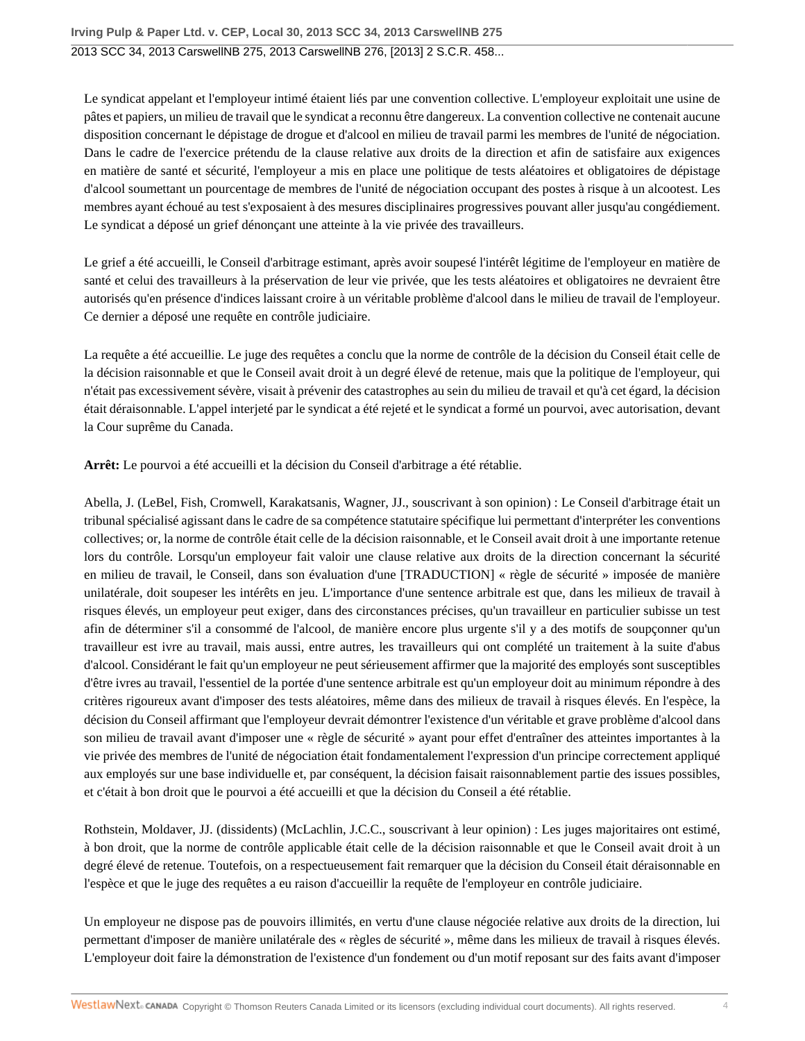Le syndicat appelant et l'employeur intimé étaient liés par une convention collective. L'employeur exploitait une usine de pâtes et papiers, un milieu de travail que le syndicat a reconnu être dangereux. La convention collective ne contenait aucune disposition concernant le dépistage de drogue et d'alcool en milieu de travail parmi les membres de l'unité de négociation. Dans le cadre de l'exercice prétendu de la clause relative aux droits de la direction et afin de satisfaire aux exigences en matière de santé et sécurité, l'employeur a mis en place une politique de tests aléatoires et obligatoires de dépistage d'alcool soumettant un pourcentage de membres de l'unité de négociation occupant des postes à risque à un alcootest. Les membres ayant échoué au test s'exposaient à des mesures disciplinaires progressives pouvant aller jusqu'au congédiement. Le syndicat a déposé un grief dénonçant une atteinte à la vie privée des travailleurs.

Le grief a été accueilli, le Conseil d'arbitrage estimant, après avoir soupesé l'intérêt légitime de l'employeur en matière de santé et celui des travailleurs à la préservation de leur vie privée, que les tests aléatoires et obligatoires ne devraient être autorisés qu'en présence d'indices laissant croire à un véritable problème d'alcool dans le milieu de travail de l'employeur. Ce dernier a déposé une requête en contrôle judiciaire.

La requête a été accueillie. Le juge des requêtes a conclu que la norme de contrôle de la décision du Conseil était celle de la décision raisonnable et que le Conseil avait droit à un degré élevé de retenue, mais que la politique de l'employeur, qui n'était pas excessivement sévère, visait à prévenir des catastrophes au sein du milieu de travail et qu'à cet égard, la décision était déraisonnable. L'appel interjeté par le syndicat a été rejeté et le syndicat a formé un pourvoi, avec autorisation, devant la Cour suprême du Canada.

**Arrêt:** Le pourvoi a été accueilli et la décision du Conseil d'arbitrage a été rétablie.

Abella, J. (LeBel, Fish, Cromwell, Karakatsanis, Wagner, JJ., souscrivant à son opinion) : Le Conseil d'arbitrage était un tribunal spécialisé agissant dans le cadre de sa compétence statutaire spécifique lui permettant d'interpréter les conventions collectives; or, la norme de contrôle était celle de la décision raisonnable, et le Conseil avait droit à une importante retenue lors du contrôle. Lorsqu'un employeur fait valoir une clause relative aux droits de la direction concernant la sécurité en milieu de travail, le Conseil, dans son évaluation d'une [TRADUCTION] « règle de sécurité » imposée de manière unilatérale, doit soupeser les intérêts en jeu. L'importance d'une sentence arbitrale est que, dans les milieux de travail à risques élevés, un employeur peut exiger, dans des circonstances précises, qu'un travailleur en particulier subisse un test afin de déterminer s'il a consommé de l'alcool, de manière encore plus urgente s'il y a des motifs de soupçonner qu'un travailleur est ivre au travail, mais aussi, entre autres, les travailleurs qui ont complété un traitement à la suite d'abus d'alcool. Considérant le fait qu'un employeur ne peut sérieusement affirmer que la majorité des employés sont susceptibles d'être ivres au travail, l'essentiel de la portée d'une sentence arbitrale est qu'un employeur doit au minimum répondre à des critères rigoureux avant d'imposer des tests aléatoires, même dans des milieux de travail à risques élevés. En l'espèce, la décision du Conseil affirmant que l'employeur devrait démontrer l'existence d'un véritable et grave problème d'alcool dans son milieu de travail avant d'imposer une « règle de sécurité » ayant pour effet d'entraîner des atteintes importantes à la vie privée des membres de l'unité de négociation était fondamentalement l'expression d'un principe correctement appliqué aux employés sur une base individuelle et, par conséquent, la décision faisait raisonnablement partie des issues possibles, et c'était à bon droit que le pourvoi a été accueilli et que la décision du Conseil a été rétablie.

Rothstein, Moldaver, JJ. (dissidents) (McLachlin, J.C.C., souscrivant à leur opinion) : Les juges majoritaires ont estimé, à bon droit, que la norme de contrôle applicable était celle de la décision raisonnable et que le Conseil avait droit à un degré élevé de retenue. Toutefois, on a respectueusement fait remarquer que la décision du Conseil était déraisonnable en l'espèce et que le juge des requêtes a eu raison d'accueillir la requête de l'employeur en contrôle judiciaire.

Un employeur ne dispose pas de pouvoirs illimités, en vertu d'une clause négociée relative aux droits de la direction, lui permettant d'imposer de manière unilatérale des « règles de sécurité », même dans les milieux de travail à risques élevés. L'employeur doit faire la démonstration de l'existence d'un fondement ou d'un motif reposant sur des faits avant d'imposer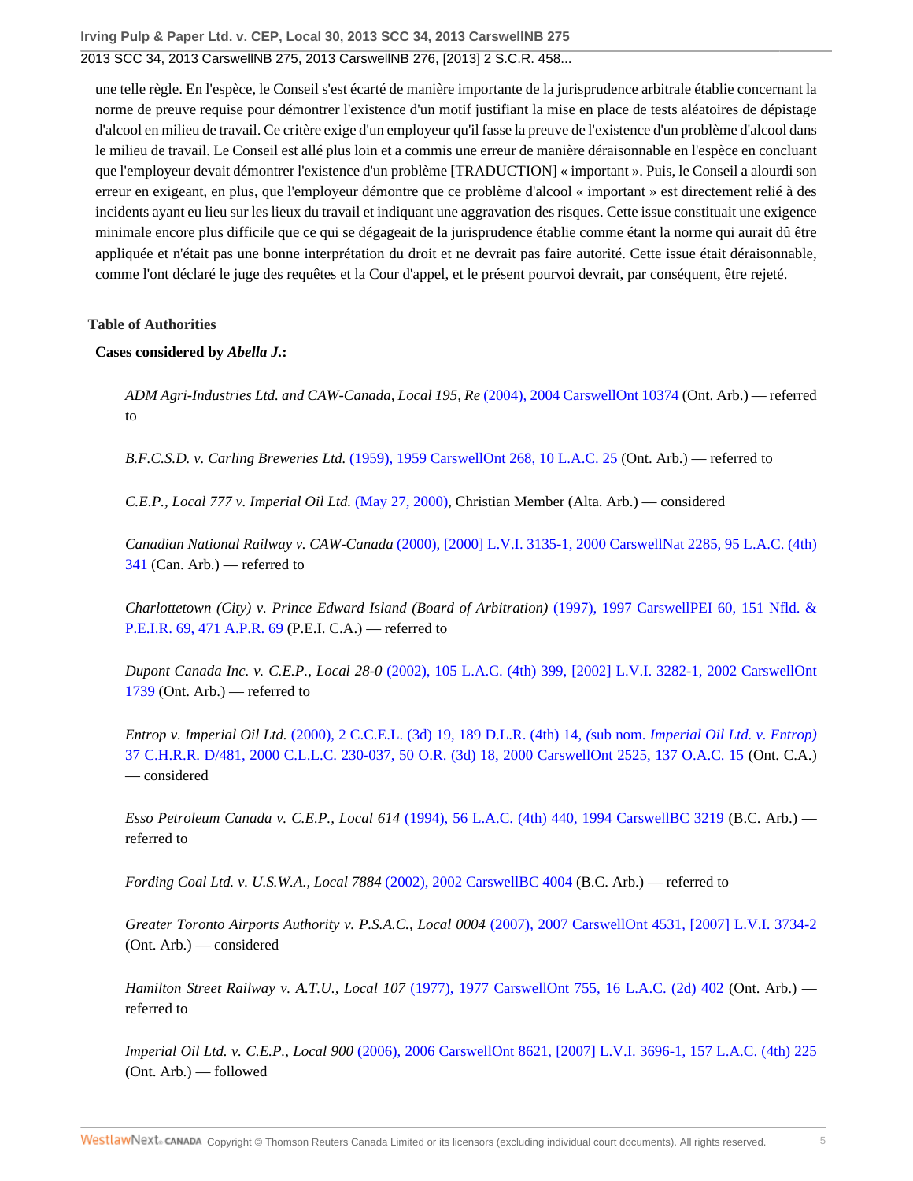une telle règle. En l'espèce, le Conseil s'est écarté de manière importante de la jurisprudence arbitrale établie concernant la norme de preuve requise pour démontrer l'existence d'un motif justifiant la mise en place de tests aléatoires de dépistage d'alcool en milieu de travail. Ce critère exige d'un employeur qu'il fasse la preuve de l'existence d'un problème d'alcool dans le milieu de travail. Le Conseil est allé plus loin et a commis une erreur de manière déraisonnable en l'espèce en concluant que l'employeur devait démontrer l'existence d'un problème [TRADUCTION] « important ». Puis, le Conseil a alourdi son erreur en exigeant, en plus, que l'employeur démontre que ce problème d'alcool « important » est directement relié à des incidents ayant eu lieu sur les lieux du travail et indiquant une aggravation des risques. Cette issue constituait une exigence minimale encore plus difficile que ce qui se dégageait de la jurisprudence établie comme étant la norme qui aurait dû être appliquée et n'était pas une bonne interprétation du droit et ne devrait pas faire autorité. Cette issue était déraisonnable, comme l'ont déclaré le juge des requêtes et la Cour d'appel, et le présent pourvoi devrait, par conséquent, être rejeté.

## Table of Authorities

### Cases considered by *Abella J.*:

*ADM Agri-Industries Ltd. and CAW-Canada, Local 195, Re* (2004), 2004 CarswellOnt 10374 (Ont. Arb.) — referred to

*B.F.C.S.D. v. Carling Breweries Ltd.* (1959), 1959 CarswellOnt 268, 10 L.A.C. 25 (Ont. Arb.) — referred to

*C.E.P., Local 777 v. Imperial Oil Ltd.* (May 27, 2000), Christian Member (Alta. Arb.) — considered

*Canadian National Railway v. CAW-Canada* (2000), [2000] L.V.I. 3135-1, 2000 CarswellNat 2285, 95 L.A.C. (4th) 341 (Can. Arb.) — referred to

*Charlottetown (City) v. Prince Edward Island (Board of Arbitration)* (1997), 1997 CarswellPEI 60, 151 Nfld. & P.E.I.R. 69, 471 A.P.R. 69 (P.E.I. C.A.) — referred to

*Dupont Canada Inc. v. C.E.P., Local 28-0* (2002), 105 L.A.C. (4th) 399, [2002] L.V.I. 3282-1, 2002 CarswellOnt 1739 (Ont. Arb.) — referred to

*Entrop v. Imperial Oil Ltd.* (2000), 2 C.C.E.L. (3d) 19, 189 D.L.R. (4th) 14, (sub nom. *Imperial Oil Ltd. v. Entrop)* 37 C.H.R.R. D/481, 2000 C.L.L.C. 230-037, 50 O.R. (3d) 18, 2000 CarswellOnt 2525, 137 O.A.C. 15 (Ont. C.A.) — considered

*Esso Petroleum Canada v. C.E.P., Local 614* (1994), 56 L.A.C. (4th) 440, 1994 CarswellBC 3219 (B.C. Arb.) — referred to

*Fording Coal Ltd. v. U.S.W.A., Local 7884* (2002), 2002 CarswellBC 4004 (B.C. Arb.) — referred to

*Greater Toronto Airports Authority v. P.S.A.C., Local 0004* (2007), 2007 CarswellOnt 4531, [2007] L.V.I. 3734-2 (Ont. Arb.) — considered

*Hamilton Street Railway v. A.T.U., Local 107* (1977), 1977 CarswellOnt 755, 16 L.A.C. (2d) 402 (Ont. Arb.) — referred to

*Imperial Oil Ltd. v. C.E.P., Local 900* (2006), 2006 CarswellOnt 8621, [2007] L.V.I. 3696-1, 157 L.A.C. (4th) 225 (Ont. Arb.) — followed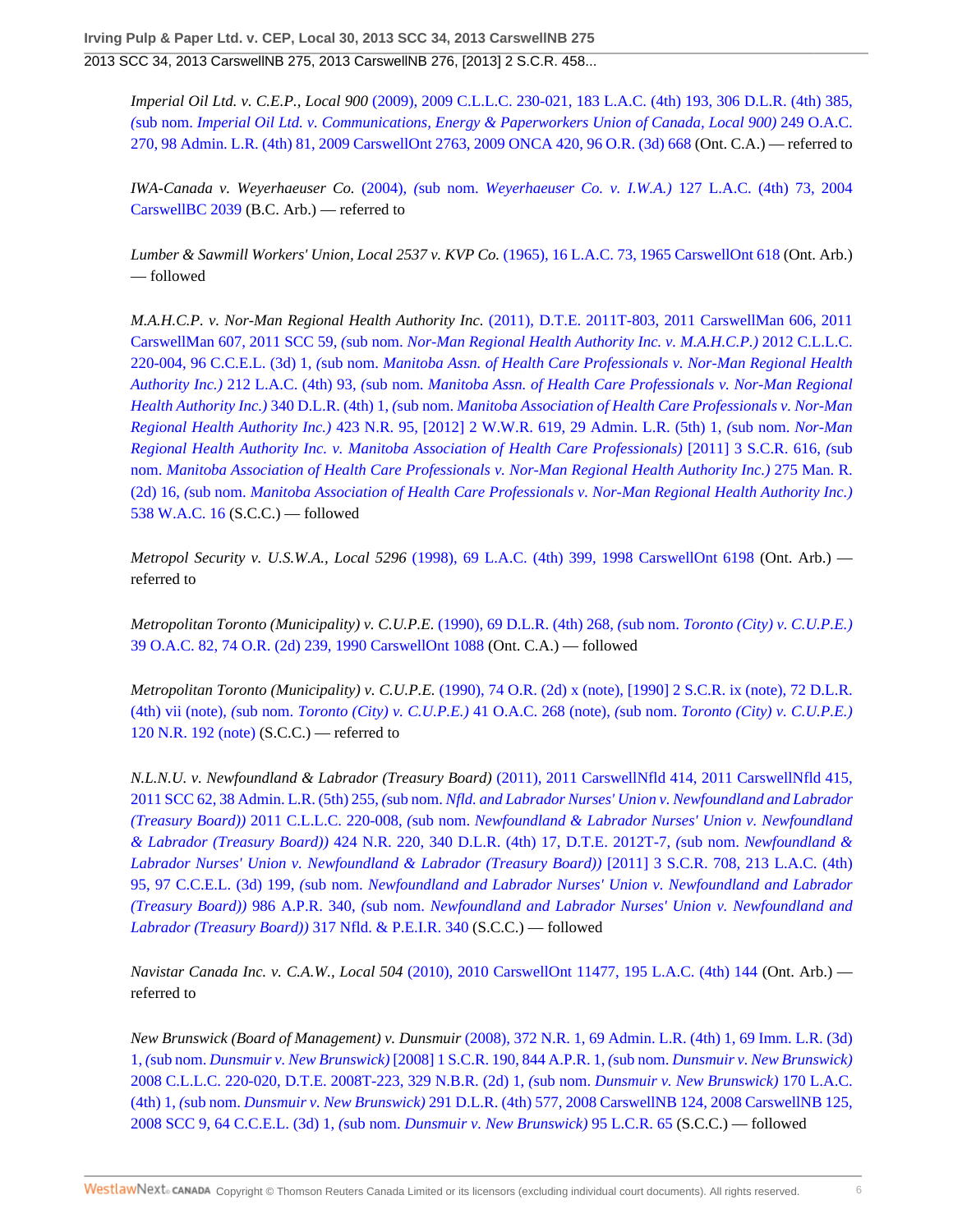*Imperial Oil Ltd. v. C.E.P., Local 900* (2009), 2009 C.L.L.C. 230-021, 183 L.A.C. (4th) 193, 306 D.L.R. (4th) 385, (sub nom. *Imperial Oil Ltd. v. Communications, Energy & Paperworkers Union of Canada, Local 900)* 249 O.A.C. 270, 98 Admin. L.R. (4th) 81, 2009 CarswellOnt 2763, 2009 ONCA 420, 96 O.R. (3d) 668 (Ont. C.A.) — referred to

*IWA-Canada v. Weyerhaeuser Co.* (2004), (sub nom. *Weyerhaeuser Co. v. I.W.A.)* 127 L.A.C. (4th) 73, 2004 CarswellBC 2039 (B.C. Arb.) — referred to

*Lumber & Sawmill Workers' Union, Local 2537 v. KVP Co.* (1965), 16 L.A.C. 73, 1965 CarswellOnt 618 (Ont. Arb.) — followed

*M.A.H.C.P. v. Nor-Man Regional Health Authority Inc.* (2011), D.T.E. 2011T-803, 2011 CarswellMan 606, 2011 CarswellMan 607, 2011 SCC 59, (sub nom. *Nor-Man Regional Health Authority Inc. v. M.A.H.C.P.)* 2012 C.L.L.C. 220-004, 96 C.C.E.L. (3d) 1, (sub nom. *Manitoba Assn. of Health Care Professionals v. Nor-Man Regional Health Authority Inc.)* 212 L.A.C. (4th) 93, (sub nom. *Manitoba Assn. of Health Care Professionals v. Nor-Man Regional Health Authority Inc.)* 340 D.L.R. (4th) 1, (sub nom. *Manitoba Association of Health Care Professionals v. Nor-Man Regional Health Authority Inc.)* 423 N.R. 95, [2012] 2 W.W.R. 619, 29 Admin. L.R. (5th) 1, (sub nom. *Nor-Man Regional Health Authority Inc. v. Manitoba Association of Health Care Professionals)* [2011] 3 S.C.R. 616, (sub nom. *Manitoba Association of Health Care Professionals v. Nor-Man Regional Health Authority Inc.)* 275 Man. R. (2d) 16, (sub nom. *Manitoba Association of Health Care Professionals v. Nor-Man Regional Health Authority Inc.)* 538 W.A.C. 16 (S.C.C.) — followed

*Metropol Security v. U.S.W.A., Local 5296* (1998), 69 L.A.C. (4th) 399, 1998 CarswellOnt 6198 (Ont. Arb.) — referred to

*Metropolitan Toronto (Municipality) v. C.U.P.E.* (1990), 69 D.L.R. (4th) 268, (sub nom. *Toronto (City) v. C.U.P.E.)* 39 O.A.C. 82, 74 O.R. (2d) 239, 1990 CarswellOnt 1088 (Ont. C.A.) — followed

*Metropolitan Toronto (Municipality) v. C.U.P.E.* (1990), 74 O.R. (2d) x (note), [1990] 2 S.C.R. ix (note), 72 D.L.R. (4th) vii (note), (sub nom. *Toronto (City) v. C.U.P.E.)* 41 O.A.C. 268 (note), (sub nom. *Toronto (City) v. C.U.P.E.)* 120 N.R. 192 (note) (S.C.C.) — referred to

*N.L.N.U. v. Newfoundland & Labrador (Treasury Board)* (2011), 2011 CarswellNfld 414, 2011 CarswellNfld 415, 2011 SCC 62, 38 Admin. L.R. (5th) 255, (sub nom. *Nfld. and Labrador Nurses' Union v. Newfoundland and Labrador (Treasury Board))* 2011 C.L.L.C. 220-008, (sub nom. *Newfoundland & Labrador Nurses' Union v. Newfoundland & Labrador (Treasury Board))* 424 N.R. 220, 340 D.L.R. (4th) 17, D.T.E. 2012T-7, (sub nom. *Newfoundland & Labrador Nurses' Union v. Newfoundland & Labrador (Treasury Board))* [2011] 3 S.C.R. 708, 213 L.A.C. (4th) 95, 97 C.C.E.L. (3d) 199, (sub nom. *Newfoundland and Labrador Nurses' Union v. Newfoundland and Labrador (Treasury Board))* 986 A.P.R. 340, (sub nom. *Newfoundland and Labrador Nurses' Union v. Newfoundland and Labrador (Treasury Board))* 317 Nfld. & P.E.I.R. 340 (S.C.C.) — followed

*Navistar Canada Inc. v. C.A.W., Local 504* (2010), 2010 CarswellOnt 11477, 195 L.A.C. (4th) 144 (Ont. Arb.) — referred to

*New Brunswick (Board of Management) v. Dunsmuir* (2008), 372 N.R. 1, 69 Admin. L.R. (4th) 1, 69 Imm. L.R. (3d) 1, (sub nom. *Dunsmuir v. New Brunswick)* [2008] 1 S.C.R. 190, 844 A.P.R. 1, (sub nom. *Dunsmuir v. New Brunswick)* 2008 C.L.L.C. 220-020, D.T.E. 2008T-223, 329 N.B.R. (2d) 1, (sub nom. *Dunsmuir v. New Brunswick)* 170 L.A.C. (4th) 1, (sub nom. *Dunsmuir v. New Brunswick)* 291 D.L.R. (4th) 577, 2008 CarswellNB 124, 2008 CarswellNB 125, 2008 SCC 9, 64 C.C.E.L. (3d) 1, (sub nom. *Dunsmuir v. New Brunswick)* 95 L.C.R. 65 (S.C.C.) — followed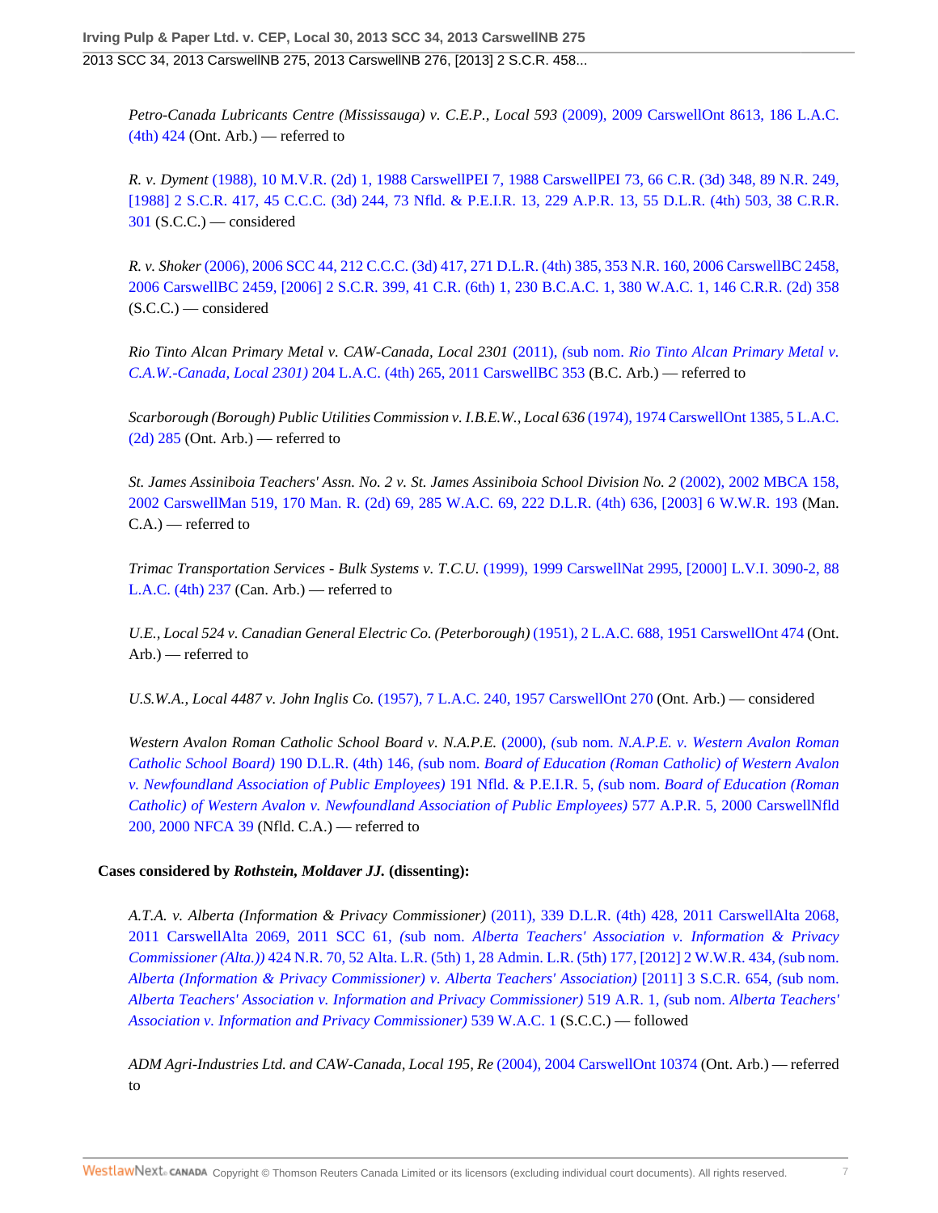*Petro-Canada Lubricants Centre (Mississauga) v. C.E.P., Local 593* (2009), 2009 CarswellOnt 8613, 186 L.A.C. (4th) 424 (Ont. Arb.) — referred to

*R. v. Dyment* (1988), 10 M.V.R. (2d) 1, 1988 CarswellPEI 7, 1988 CarswellPEI 73, 66 C.R. (3d) 348, 89 N.R. 249, [1988] 2 S.C.R. 417, 45 C.C.C. (3d) 244, 73 Nfld. & P.E.I.R. 13, 229 A.P.R. 13, 55 D.L.R. (4th) 503, 38 C.R.R. 301 (S.C.C.) — considered

*R. v. Shoker* (2006), 2006 SCC 44, 212 C.C.C. (3d) 417, 271 D.L.R. (4th) 385, 353 N.R. 160, 2006 CarswellBC 2458, 2006 CarswellBC 2459, [2006] 2 S.C.R. 399, 41 C.R. (6th) 1, 230 B.C.A.C. 1, 380 W.A.C. 1, 146 C.R.R. (2d) 358 (S.C.C.) — considered

*Rio Tinto Alcan Primary Metal v. CAW-Canada, Local 2301* (2011), (sub nom. *Rio Tinto Alcan Primary Metal v. C.A.W.-Canada, Local 2301)* 204 L.A.C. (4th) 265, 2011 CarswellBC 353 (B.C. Arb.) — referred to

*Scarborough (Borough) Public Utilities Commission v. I.B.E.W., Local 636* (1974), 1974 CarswellOnt 1385, 5 L.A.C. (2d) 285 (Ont. Arb.) — referred to

*St. James Assiniboia Teachers' Assn. No. 2 v. St. James Assiniboia School Division No. 2* (2002), 2002 MBCA 158, 2002 CarswellMan 519, 170 Man. R. (2d) 69, 285 W.A.C. 69, 222 D.L.R. (4th) 636, [2003] 6 W.W.R. 193 (Man. C.A.) — referred to

*Trimac Transportation Services - Bulk Systems v. T.C.U.* (1999), 1999 CarswellNat 2995, [2000] L.V.I. 3090-2, 88 L.A.C. (4th) 237 (Can. Arb.) — referred to

*U.E., Local 524 v. Canadian General Electric Co. (Peterborough)* (1951), 2 L.A.C. 688, 1951 CarswellOnt 474 (Ont. Arb.) — referred to

*U.S.W.A., Local 4487 v. John Inglis Co.* (1957), 7 L.A.C. 240, 1957 CarswellOnt 270 (Ont. Arb.) — considered

*Western Avalon Roman Catholic School Board v. N.A.P.E.* (2000), (sub nom. *N.A.P.E. v. Western Avalon Roman Catholic School Board)* 190 D.L.R. (4th) 146, (sub nom. *Board of Education (Roman Catholic) of Western Avalon v. Newfoundland Association of Public Employees)* 191 Nfld. & P.E.I.R. 5, (sub nom. *Board of Education (Roman Catholic) of Western Avalon v. Newfoundland Association of Public Employees)* 577 A.P.R. 5, 2000 CarswellNfld 200, 2000 NFCA 39 (Nfld. C.A.) — referred to

**Cases considered by *Rothstein, Moldaver JJ.* (dissenting):**

*A.T.A. v. Alberta (Information & Privacy Commissioner)* (2011), 339 D.L.R. (4th) 428, 2011 CarswellAlta 2068, 2011 CarswellAlta 2069, 2011 SCC 61, (sub nom. *Alberta Teachers' Association v. Information & Privacy Commissioner (Alta.))* 424 N.R. 70, 52 Alta. L.R. (5th) 1, 28 Admin. L.R. (5th) 177, [2012] 2 W.W.R. 434, (sub nom. *Alberta (Information & Privacy Commissioner) v. Alberta Teachers' Association)* [2011] 3 S.C.R. 654, (sub nom. *Alberta Teachers' Association v. Information and Privacy Commissioner)* 519 A.R. 1, (sub nom. *Alberta Teachers' Association v. Information and Privacy Commissioner)* 539 W.A.C. 1 (S.C.C.) — followed

*ADM Agri-Industries Ltd. and CAW-Canada, Local 195, Re* (2004), 2004 CarswellOnt 10374 (Ont. Arb.) — referred to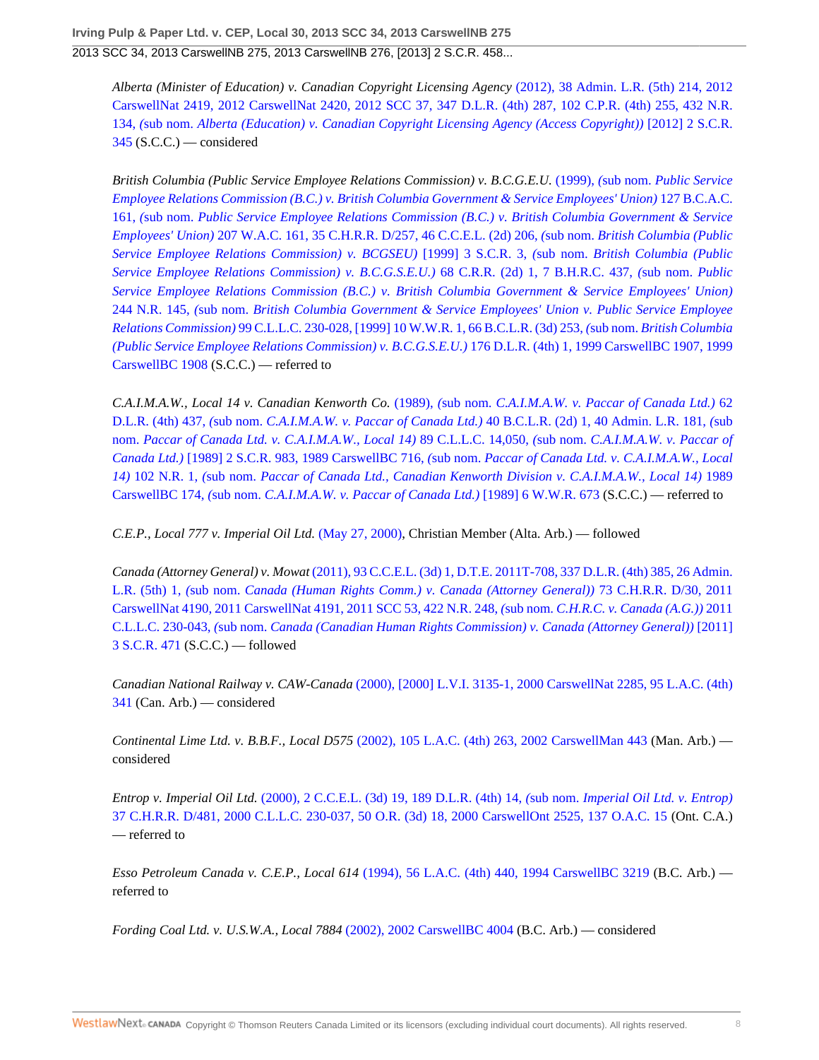*Alberta (Minister of Education) v. Canadian Copyright Licensing Agency* (2012), 38 Admin. L.R. (5th) 214, 2012 CarswellNat 2419, 2012 CarswellNat 2420, 2012 SCC 37, 347 D.L.R. (4th) 287, 102 C.P.R. (4th) 255, 432 N.R. 134, (sub nom. *Alberta (Education) v. Canadian Copyright Licensing Agency (Access Copyright)*) [2012] 2 S.C.R. 345 (S.C.C.) — considered

*British Columbia (Public Service Employee Relations Commission) v. B.C.G.E.U.* (1999), (sub nom. *Public Service Employee Relations Commission (B.C.) v. British Columbia Government & Service Employees' Union*) 127 B.C.A.C. 161, (sub nom. *Public Service Employee Relations Commission (B.C.) v. British Columbia Government & Service Employees' Union*) 207 W.A.C. 161, 35 C.H.R.R. D/257, 46 C.C.E.L. (2d) 206, (sub nom. *British Columbia (Public Service Employee Relations Commission) v. BCGSEU*) [1999] 3 S.C.R. 3, (sub nom. *British Columbia (Public Service Employee Relations Commission) v. B.C.G.S.E.U.*) 68 C.R.R. (2d) 1, 7 B.H.R.C. 437, (sub nom. *Public Service Employee Relations Commission (B.C.) v. British Columbia Government & Service Employees' Union*) 244 N.R. 145, (sub nom. *British Columbia Government & Service Employees' Union v. Public Service Employee Relations Commission*) 99 C.L.L.C. 230-028, [1999] 10 W.W.R. 1, 66 B.C.L.R. (3d) 253, (sub nom. *British Columbia (Public Service Employee Relations Commission) v. B.C.G.S.E.U.*) 176 D.L.R. (4th) 1, 1999 CarswellBC 1907, 1999 CarswellBC 1908 (S.C.C.) — referred to

*C.A.I.M.A.W., Local 14 v. Canadian Kenworth Co.* (1989), (sub nom. *C.A.I.M.A.W. v. Paccar of Canada Ltd.*) 62 D.L.R. (4th) 437, (sub nom. *C.A.I.M.A.W. v. Paccar of Canada Ltd.*) 40 B.C.L.R. (2d) 1, 40 Admin. L.R. 181, (sub nom. *Paccar of Canada Ltd. v. C.A.I.M.A.W., Local 14*) 89 C.L.L.C. 14,050, (sub nom. *C.A.I.M.A.W. v. Paccar of Canada Ltd.*) [1989] 2 S.C.R. 983, 1989 CarswellBC 716, (sub nom. *Paccar of Canada Ltd. v. C.A.I.M.A.W., Local 14*) 102 N.R. 1, (sub nom. *Paccar of Canada Ltd., Canadian Kenworth Division v. C.A.I.M.A.W., Local 14*) 1989 CarswellBC 174, (sub nom. *C.A.I.M.A.W. v. Paccar of Canada Ltd.*) [1989] 6 W.W.R. 673 (S.C.C.) — referred to

*C.E.P., Local 777 v. Imperial Oil Ltd.* (May 27, 2000), Christian Member (Alta. Arb.) — followed

*Canada (Attorney General) v. Mowat* (2011), 93 C.C.E.L. (3d) 1, D.T.E. 2011T-708, 337 D.L.R. (4th) 385, 26 Admin. L.R. (5th) 1, (sub nom. *Canada (Human Rights Comm.) v. Canada (Attorney General)*) 73 C.H.R.R. D/30, 2011 CarswellNat 4190, 2011 CarswellNat 4191, 2011 SCC 53, 422 N.R. 248, (sub nom. *C.H.R.C. v. Canada (A.G.)*) 2011 C.L.L.C. 230-043, (sub nom. *Canada (Canadian Human Rights Commission) v. Canada (Attorney General)*) [2011] 3 S.C.R. 471 (S.C.C.) — followed

*Canadian National Railway v. CAW-Canada* (2000), [2000] L.V.I. 3135-1, 2000 CarswellNat 2285, 95 L.A.C. (4th) 341 (Can. Arb.) — considered

*Continental Lime Ltd. v. B.B.F., Local D575* (2002), 105 L.A.C. (4th) 263, 2002 CarswellMan 443 (Man. Arb.) — considered

*Entrop v. Imperial Oil Ltd.* (2000), 2 C.C.E.L. (3d) 19, 189 D.L.R. (4th) 14, (sub nom. *Imperial Oil Ltd. v. Entrop*) 37 C.H.R.R. D/481, 2000 C.L.L.C. 230-037, 50 O.R. (3d) 18, 2000 CarswellOnt 2525, 137 O.A.C. 15 (Ont. C.A.) — referred to

*Esso Petroleum Canada v. C.E.P., Local 614* (1994), 56 L.A.C. (4th) 440, 1994 CarswellBC 3219 (B.C. Arb.) — referred to

*Fording Coal Ltd. v. U.S.W.A., Local 7884* (2002), 2002 CarswellBC 4004 (B.C. Arb.) — considered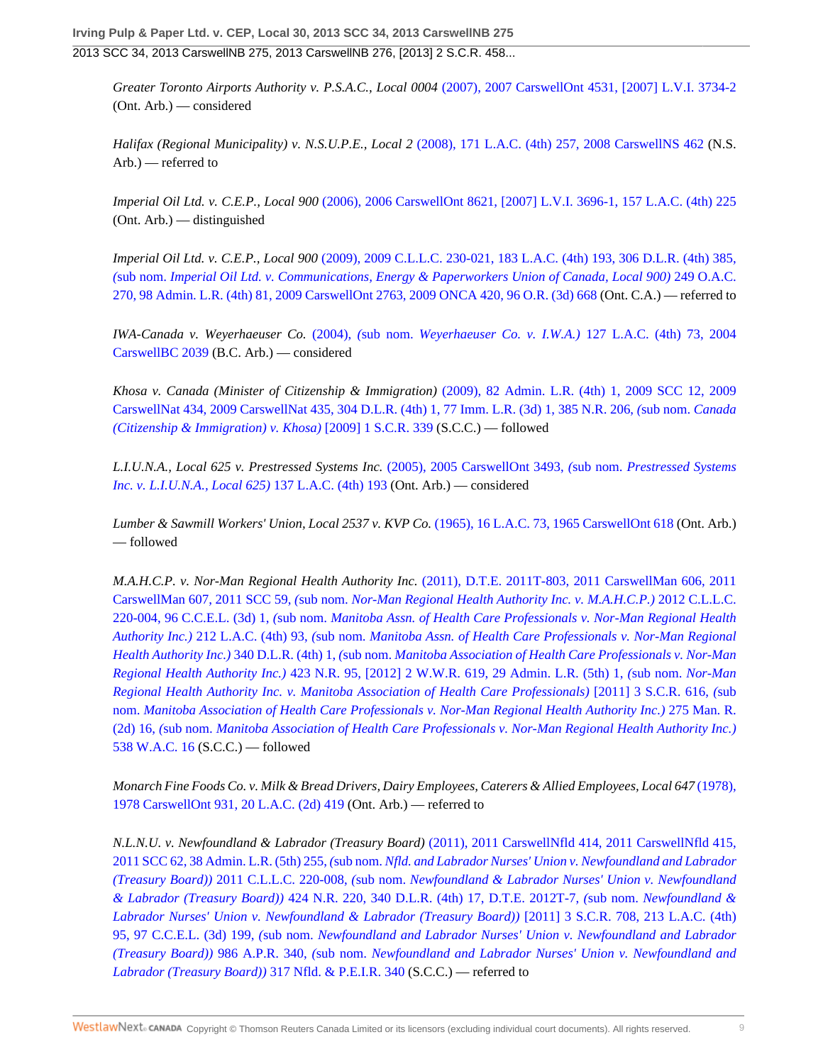*Greater Toronto Airports Authority v. P.S.A.C., Local 0004* (2007), 2007 CarswellOnt 4531, [2007] L.V.I. 3734-2 (Ont. Arb.) — considered

*Halifax (Regional Municipality) v. N.S.U.P.E., Local 2* (2008), 171 L.A.C. (4th) 257, 2008 CarswellNS 462 (N.S. Arb.) — referred to

*Imperial Oil Ltd. v. C.E.P., Local 900* (2006), 2006 CarswellOnt 8621, [2007] L.V.I. 3696-1, 157 L.A.C. (4th) 225 (Ont. Arb.) — distinguished

*Imperial Oil Ltd. v. C.E.P., Local 900* (2009), 2009 C.L.L.C. 230-021, 183 L.A.C. (4th) 193, 306 D.L.R. (4th) 385, (sub nom. *Imperial Oil Ltd. v. Communications, Energy & Paperworkers Union of Canada, Local 900)* 249 O.A.C. 270, 98 Admin. L.R. (4th) 81, 2009 CarswellOnt 2763, 2009 ONCA 420, 96 O.R. (3d) 668 (Ont. C.A.) — referred to

*IWA-Canada v. Weyerhaeuser Co.* (2004), (sub nom. *Weyerhaeuser Co. v. I.W.A.)* 127 L.A.C. (4th) 73, 2004 CarswellBC 2039 (B.C. Arb.) — considered

*Khosa v. Canada (Minister of Citizenship & Immigration)* (2009), 82 Admin. L.R. (4th) 1, 2009 SCC 12, 2009 CarswellNat 434, 2009 CarswellNat 435, 304 D.L.R. (4th) 1, 77 Imm. L.R. (3d) 1, 385 N.R. 206, (sub nom. *Canada (Citizenship & Immigration) v. Khosa)* [2009] 1 S.C.R. 339 (S.C.C.) — followed

*L.I.U.N.A., Local 625 v. Prestressed Systems Inc.* (2005), 2005 CarswellOnt 3493, (sub nom. *Prestressed Systems Inc. v. L.I.U.N.A., Local 625)* 137 L.A.C. (4th) 193 (Ont. Arb.) — considered

*Lumber & Sawmill Workers' Union, Local 2537 v. KVP Co.* (1965), 16 L.A.C. 73, 1965 CarswellOnt 618 (Ont. Arb.) — followed

*M.A.H.C.P. v. Nor-Man Regional Health Authority Inc.* (2011), D.T.E. 2011T-803, 2011 CarswellMan 606, 2011 CarswellMan 607, 2011 SCC 59, (sub nom. *Nor-Man Regional Health Authority Inc. v. M.A.H.C.P.)* 2012 C.L.L.C. 220-004, 96 C.C.E.L. (3d) 1, (sub nom. *Manitoba Assn. of Health Care Professionals v. Nor-Man Regional Health Authority Inc.)* 212 L.A.C. (4th) 93, (sub nom. *Manitoba Assn. of Health Care Professionals v. Nor-Man Regional Health Authority Inc.)* 340 D.L.R. (4th) 1, (sub nom. *Manitoba Association of Health Care Professionals v. Nor-Man Regional Health Authority Inc.)* 423 N.R. 95, [2012] 2 W.W.R. 619, 29 Admin. L.R. (5th) 1, (sub nom. *Nor-Man Regional Health Authority Inc. v. Manitoba Association of Health Care Professionals)* [2011] 3 S.C.R. 616, (sub nom. *Manitoba Association of Health Care Professionals v. Nor-Man Regional Health Authority Inc.)* 275 Man. R. (2d) 16, (sub nom. *Manitoba Association of Health Care Professionals v. Nor-Man Regional Health Authority Inc.)* 538 W.A.C. 16 (S.C.C.) — followed

*Monarch Fine Foods Co. v. Milk & Bread Drivers, Dairy Employees, Caterers & Allied Employees, Local 647* (1978), 1978 CarswellOnt 931, 20 L.A.C. (2d) 419 (Ont. Arb.) — referred to

*N.L.N.U. v. Newfoundland & Labrador (Treasury Board)* (2011), 2011 CarswellNfld 414, 2011 CarswellNfld 415, 2011 SCC 62, 38 Admin. L.R. (5th) 255, (sub nom. *Nfld. and Labrador Nurses' Union v. Newfoundland and Labrador (Treasury Board))* 2011 C.L.L.C. 220-008, (sub nom. *Newfoundland & Labrador Nurses' Union v. Newfoundland & Labrador (Treasury Board))* 424 N.R. 220, 340 D.L.R. (4th) 17, D.T.E. 2012T-7, (sub nom. *Newfoundland & Labrador Nurses' Union v. Newfoundland & Labrador (Treasury Board))* [2011] 3 S.C.R. 708, 213 L.A.C. (4th) 95, 97 C.C.E.L. (3d) 199, (sub nom. *Newfoundland and Labrador Nurses' Union v. Newfoundland and Labrador (Treasury Board))* 986 A.P.R. 340, (sub nom. *Newfoundland and Labrador Nurses' Union v. Newfoundland and Labrador (Treasury Board))* 317 Nfld. & P.E.I.R. 340 (S.C.C.) — referred to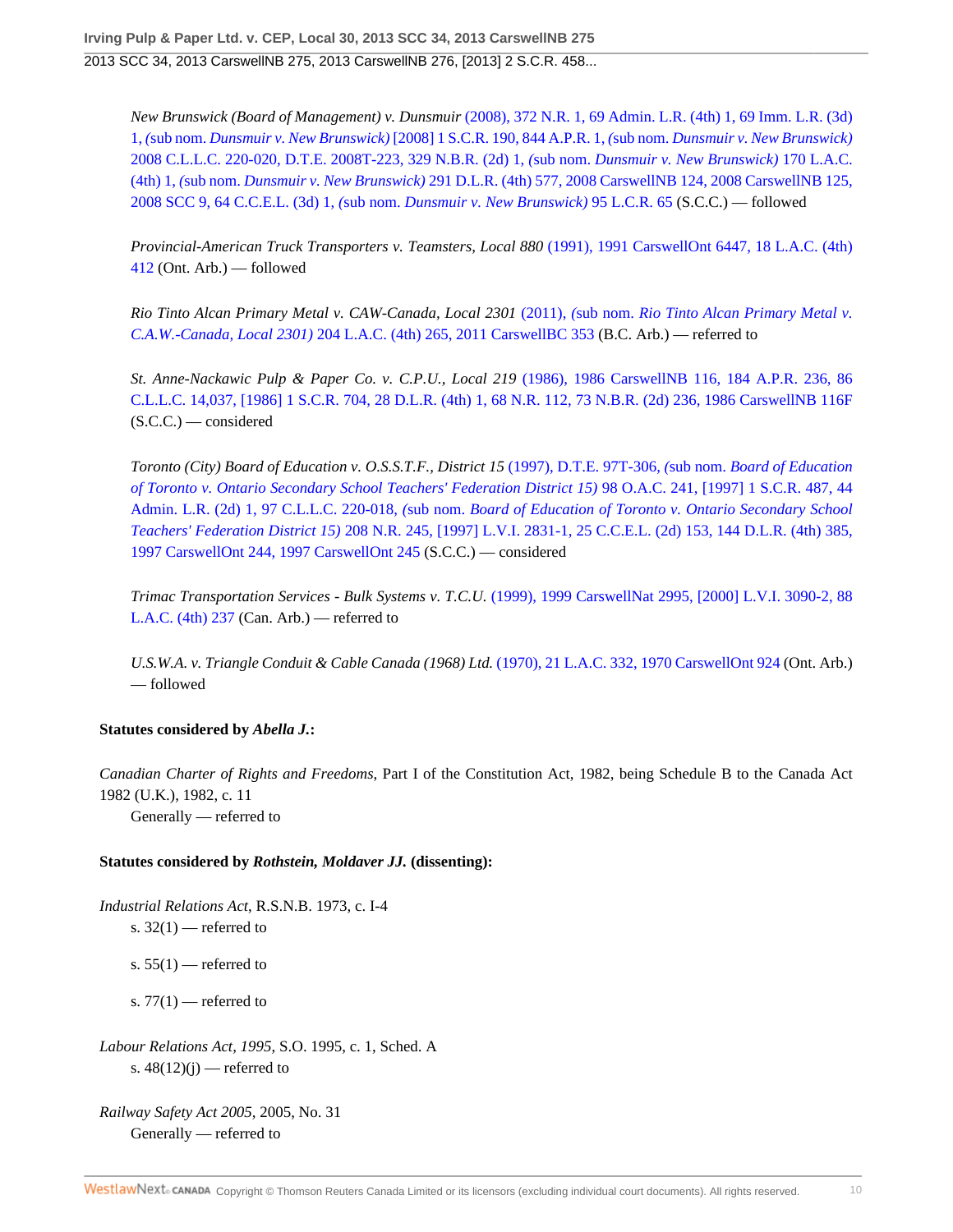*New Brunswick (Board of Management) v. Dunsmuir* (2008), 372 N.R. 1, 69 Admin. L.R. (4th) 1, 69 Imm. L.R. (3d) 1, (sub nom. *Dunsmuir v. New Brunswick*) [2008] 1 S.C.R. 190, 844 A.P.R. 1, (sub nom. *Dunsmuir v. New Brunswick*) 2008 C.L.L.C. 220-020, D.T.E. 2008T-223, 329 N.B.R. (2d) 1, (sub nom. *Dunsmuir v. New Brunswick*) 170 L.A.C. (4th) 1, (sub nom. *Dunsmuir v. New Brunswick*) 291 D.L.R. (4th) 577, 2008 CarswellNB 124, 2008 CarswellNB 125, 2008 SCC 9, 64 C.C.E.L. (3d) 1, (sub nom. *Dunsmuir v. New Brunswick*) 95 L.C.R. 65 (S.C.C.) — followed

*Provincial-American Truck Transporters v. Teamsters, Local 880* (1991), 1991 CarswellOnt 6447, 18 L.A.C. (4th) 412 (Ont. Arb.) — followed

*Rio Tinto Alcan Primary Metal v. CAW-Canada, Local 2301* (2011), (sub nom. *Rio Tinto Alcan Primary Metal v. C.A.W.-Canada, Local 2301*) 204 L.A.C. (4th) 265, 2011 CarswellBC 353 (B.C. Arb.) — referred to

*St. Anne-Nackawic Pulp & Paper Co. v. C.P.U., Local 219* (1986), 1986 CarswellNB 116, 184 A.P.R. 236, 86 C.L.L.C. 14,037, [1986] 1 S.C.R. 704, 28 D.L.R. (4th) 1, 68 N.R. 112, 73 N.B.R. (2d) 236, 1986 CarswellNB 116F (S.C.C.) — considered

*Toronto (City) Board of Education v. O.S.S.T.F., District 15* (1997), D.T.E. 97T-306, (sub nom. *Board of Education of Toronto v. Ontario Secondary School Teachers' Federation District 15*) 98 O.A.C. 241, [1997] 1 S.C.R. 487, 44 Admin. L.R. (2d) 1, 97 C.L.L.C. 220-018, (sub nom. *Board of Education of Toronto v. Ontario Secondary School Teachers' Federation District 15*) 208 N.R. 245, [1997] L.V.I. 2831-1, 25 C.C.E.L. (2d) 153, 144 D.L.R. (4th) 385, 1997 CarswellOnt 244, 1997 CarswellOnt 245 (S.C.C.) — considered

*Trimac Transportation Services - Bulk Systems v. T.C.U.* (1999), 1999 CarswellNat 2995, [2000] L.V.I. 3090-2, 88 L.A.C. (4th) 237 (Can. Arb.) — referred to

*U.S.W.A. v. Triangle Conduit & Cable Canada (1968) Ltd.* (1970), 21 L.A.C. 332, 1970 CarswellOnt 924 (Ont. Arb.) — followed

**Statutes considered by *Abella J.*:**

*Canadian Charter of Rights and Freedoms*, Part I of the Constitution Act, 1982, being Schedule B to the Canada Act 1982 (U.K.), 1982, c. 11

Generally — referred to

**Statutes considered by *Rothstein, Moldaver JJ.* (dissenting):**

*Industrial Relations Act*, R.S.N.B. 1973, c. I-4

s. 32(1) — referred to

s. 55(1) — referred to

s. 77(1) — referred to

*Labour Relations Act, 1995*, S.O. 1995, c. 1, Sched. A

s. 48(12)(j) — referred to

*Railway Safety Act 2005*, 2005, No. 31

Generally — referred to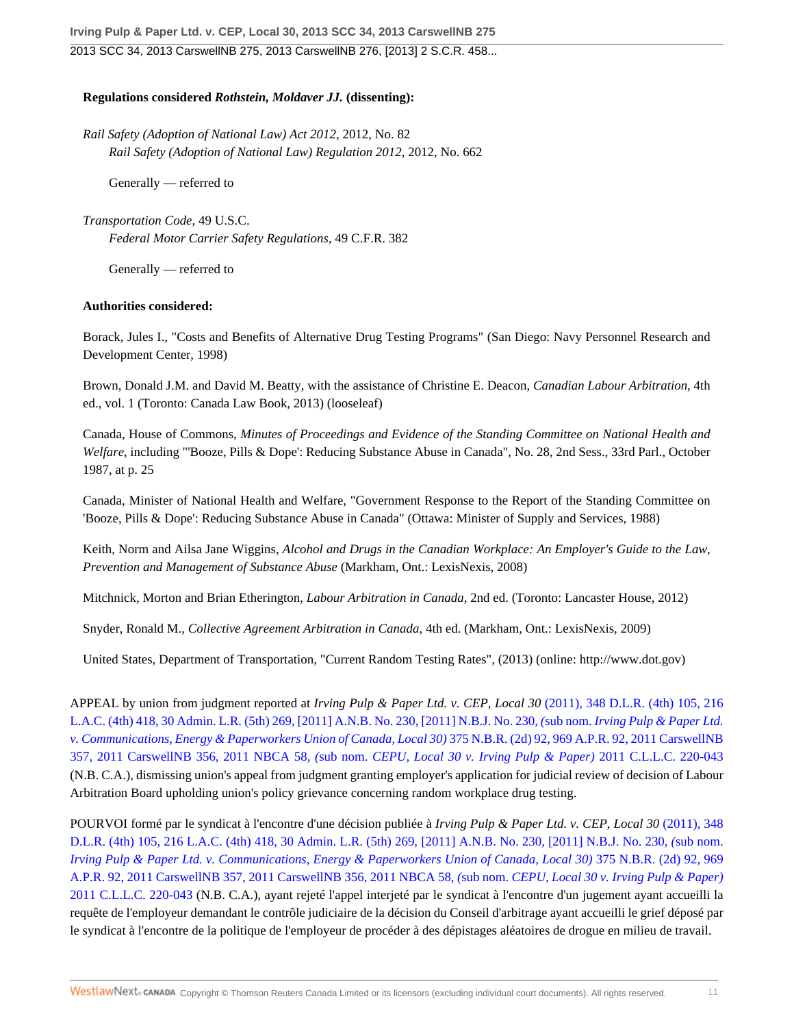**Regulations considered *Rothstein, Moldaver JJ.* (dissenting):**

*Rail Safety (Adoption of National Law) Act 2012*, 2012, No. 82

*Rail Safety (Adoption of National Law) Regulation 2012*, 2012, No. 662

Generally — referred to

*Transportation Code*, 49 U.S.C.

*Federal Motor Carrier Safety Regulations*, 49 C.F.R. 382

Generally — referred to

**Authorities considered:**

Borack, Jules I., "Costs and Benefits of Alternative Drug Testing Programs" (San Diego: Navy Personnel Research and Development Center, 1998)

Brown, Donald J.M. and David M. Beatty, with the assistance of Christine E. Deacon, *Canadian Labour Arbitration*, 4th ed., vol. 1 (Toronto: Canada Law Book, 2013) (looseleaf)

Canada, House of Commons, *Minutes of Proceedings and Evidence of the Standing Committee on National Health and Welfare*, including "'Booze, Pills & Dope': Reducing Substance Abuse in Canada", No. 28, 2nd Sess., 33rd Parl., October 1987, at p. 25

Canada, Minister of National Health and Welfare, "Government Response to the Report of the Standing Committee on 'Booze, Pills & Dope': Reducing Substance Abuse in Canada" (Ottawa: Minister of Supply and Services, 1988)

Keith, Norm and Ailsa Jane Wiggins, *Alcohol and Drugs in the Canadian Workplace: An Employer's Guide to the Law, Prevention and Management of Substance Abuse* (Markham, Ont.: LexisNexis, 2008)

Mitchnick, Morton and Brian Etherington, *Labour Arbitration in Canada*, 2nd ed. (Toronto: Lancaster House, 2012)

Snyder, Ronald M., *Collective Agreement Arbitration in Canada*, 4th ed. (Markham, Ont.: LexisNexis, 2009)

United States, Department of Transportation, "Current Random Testing Rates", (2013) (online: http://www.dot.gov)

APPEAL by union from judgment reported at *Irving Pulp & Paper Ltd. v. CEP, Local 30* (2011), 348 D.L.R. (4th) 105, 216 L.A.C. (4th) 418, 30 Admin. L.R. (5th) 269, [2011] A.N.B. No. 230, [2011] N.B.J. No. 230, (sub nom. *Irving Pulp & Paper Ltd. v. Communications, Energy & Paperworkers Union of Canada, Local 30)* 375 N.B.R. (2d) 92, 969 A.P.R. 92, 2011 CarswellNB 357, 2011 CarswellNB 356, 2011 NBCA 58, (sub nom. *CEPU, Local 30 v. Irving Pulp & Paper)* 2011 C.L.L.C. 220-043 (N.B. C.A.), dismissing union's appeal from judgment granting employer's application for judicial review of decision of Labour Arbitration Board upholding union's policy grievance concerning random workplace drug testing.

POURVOI formé par le syndicat à l'encontre d'une décision publiée à *Irving Pulp & Paper Ltd. v. CEP, Local 30* (2011), 348 D.L.R. (4th) 105, 216 L.A.C. (4th) 418, 30 Admin. L.R. (5th) 269, [2011] A.N.B. No. 230, [2011] N.B.J. No. 230, (sub nom. *Irving Pulp & Paper Ltd. v. Communications, Energy & Paperworkers Union of Canada, Local 30)* 375 N.B.R. (2d) 92, 969 A.P.R. 92, 2011 CarswellNB 357, 2011 CarswellNB 356, 2011 NBCA 58, (sub nom. *CEPU, Local 30 v. Irving Pulp & Paper)* 2011 C.L.L.C. 220-043 (N.B. C.A.), ayant rejeté l'appel interjeté par le syndicat à l'encontre d'un jugement ayant accueilli la requête de l'employeur demandant le contrôle judiciaire de la décision du Conseil d'arbitrage ayant accueilli le grief déposé par le syndicat à l'encontre de la politique de l'employeur de procéder à des dépistages aléatoires de drogue en milieu de travail.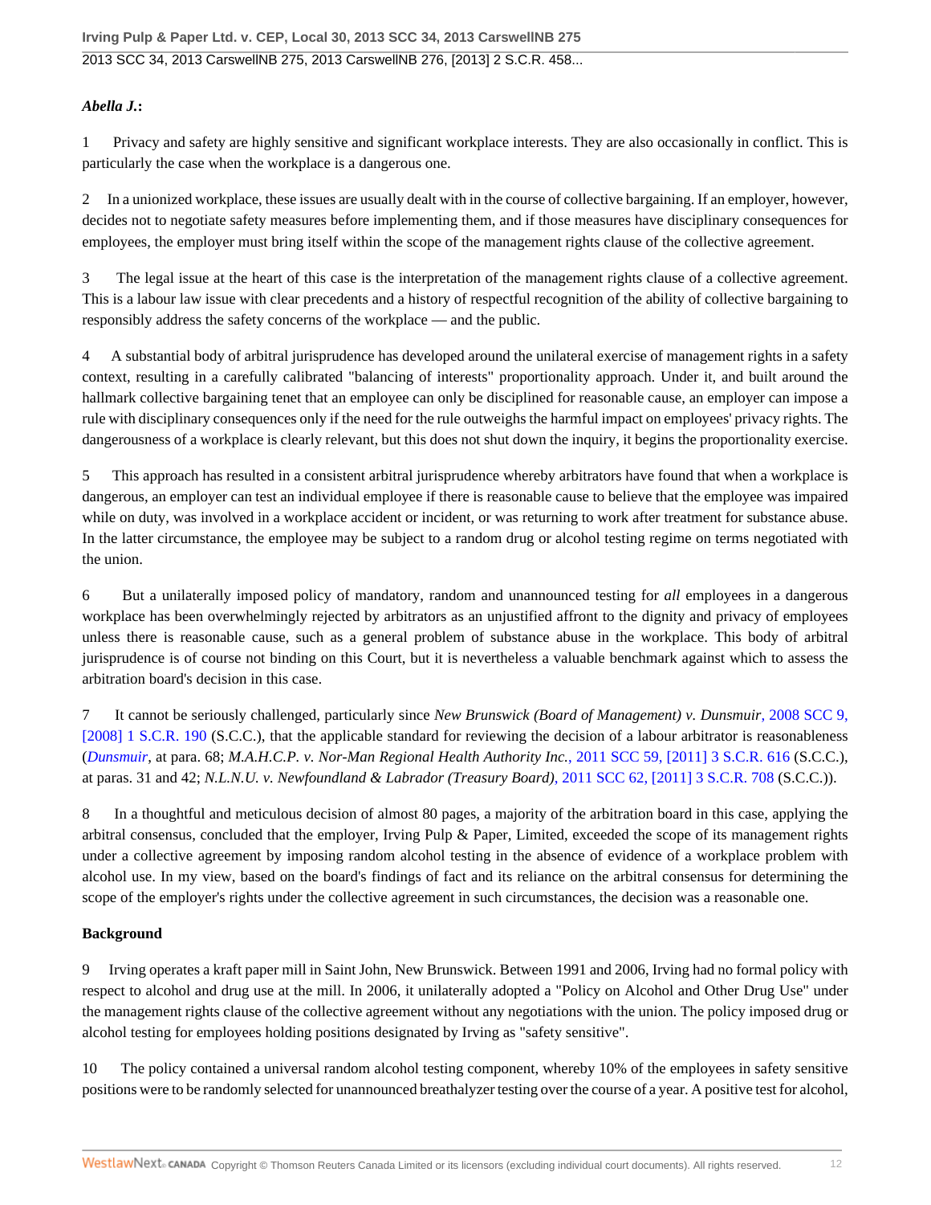***Abella J.*:**

1 Privacy and safety are highly sensitive and significant workplace interests. They are also occasionally in conflict. This is particularly the case when the workplace is a dangerous one.

2 In a unionized workplace, these issues are usually dealt with in the course of collective bargaining. If an employer, however, decides not to negotiate safety measures before implementing them, and if those measures have disciplinary consequences for employees, the employer must bring itself within the scope of the management rights clause of the collective agreement.

3 The legal issue at the heart of this case is the interpretation of the management rights clause of a collective agreement. This is a labour law issue with clear precedents and a history of respectful recognition of the ability of collective bargaining to responsibly address the safety concerns of the workplace — and the public.

4 A substantial body of arbitral jurisprudence has developed around the unilateral exercise of management rights in a safety context, resulting in a carefully calibrated "balancing of interests" proportionality approach. Under it, and built around the hallmark collective bargaining tenet that an employee can only be disciplined for reasonable cause, an employer can impose a rule with disciplinary consequences only if the need for the rule outweighs the harmful impact on employees' privacy rights. The dangerousness of a workplace is clearly relevant, but this does not shut down the inquiry, it begins the proportionality exercise.

5 This approach has resulted in a consistent arbitral jurisprudence whereby arbitrators have found that when a workplace is dangerous, an employer can test an individual employee if there is reasonable cause to believe that the employee was impaired while on duty, was involved in a workplace accident or incident, or was returning to work after treatment for substance abuse. In the latter circumstance, the employee may be subject to a random drug or alcohol testing regime on terms negotiated with the union.

6 But a unilaterally imposed policy of mandatory, random and unannounced testing for *all* employees in a dangerous workplace has been overwhelmingly rejected by arbitrators as an unjustified affront to the dignity and privacy of employees unless there is reasonable cause, such as a general problem of substance abuse in the workplace. This body of arbitral jurisprudence is of course not binding on this Court, but it is nevertheless a valuable benchmark against which to assess the arbitration board's decision in this case.

7 It cannot be seriously challenged, particularly since *New Brunswick (Board of Management) v. Dunsmuir*, 2008 SCC 9, [2008] 1 S.C.R. 190 (S.C.C.), that the applicable standard for reviewing the decision of a labour arbitrator is reasonableness (*Dunsmuir*, at para. 68; *M.A.H.C.P. v. Nor-Man Regional Health Authority Inc.*, 2011 SCC 59, [2011] 3 S.C.R. 616 (S.C.C.), at paras. 31 and 42; *N.L.N.U. v. Newfoundland & Labrador (Treasury Board)*, 2011 SCC 62, [2011] 3 S.C.R. 708 (S.C.C.)).

8 In a thoughtful and meticulous decision of almost 80 pages, a majority of the arbitration board in this case, applying the arbitral consensus, concluded that the employer, Irving Pulp & Paper, Limited, exceeded the scope of its management rights under a collective agreement by imposing random alcohol testing in the absence of evidence of a workplace problem with alcohol use. In my view, based on the board's findings of fact and its reliance on the arbitral consensus for determining the scope of the employer's rights under the collective agreement in such circumstances, the decision was a reasonable one.

**Background**

9 Irving operates a kraft paper mill in Saint John, New Brunswick. Between 1991 and 2006, Irving had no formal policy with respect to alcohol and drug use at the mill. In 2006, it unilaterally adopted a "Policy on Alcohol and Other Drug Use" under the management rights clause of the collective agreement without any negotiations with the union. The policy imposed drug or alcohol testing for employees holding positions designated by Irving as "safety sensitive".

10 The policy contained a universal random alcohol testing component, whereby 10% of the employees in safety sensitive positions were to be randomly selected for unannounced breathalyzer testing over the course of a year. A positive test for alcohol,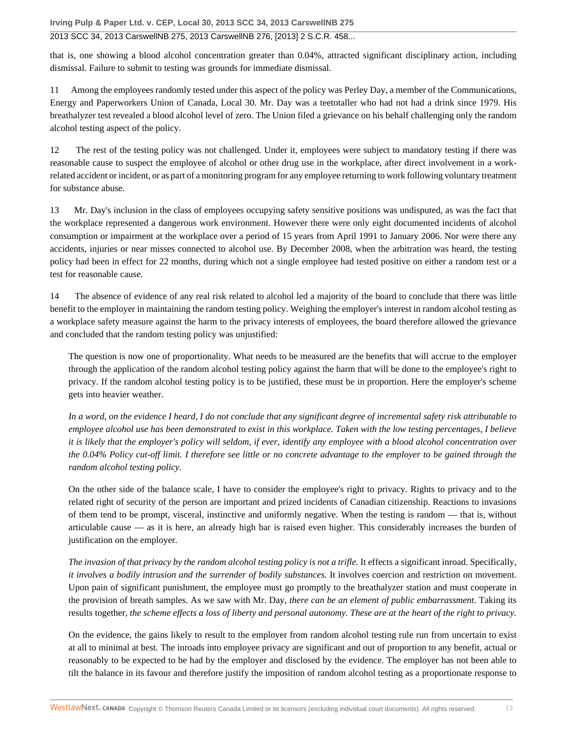that is, one showing a blood alcohol concentration greater than 0.04%, attracted significant disciplinary action, including dismissal. Failure to submit to testing was grounds for immediate dismissal.

11 Among the employees randomly tested under this aspect of the policy was Perley Day, a member of the Communications, Energy and Paperworkers Union of Canada, Local 30. Mr. Day was a teetotaller who had not had a drink since 1979. His breathalyzer test revealed a blood alcohol level of zero. The Union filed a grievance on his behalf challenging only the random alcohol testing aspect of the policy.

12 The rest of the testing policy was not challenged. Under it, employees were subject to mandatory testing if there was reasonable cause to suspect the employee of alcohol or other drug use in the workplace, after direct involvement in a work-related accident or incident, or as part of a monitoring program for any employee returning to work following voluntary treatment for substance abuse.

13 Mr. Day's inclusion in the class of employees occupying safety sensitive positions was undisputed, as was the fact that the workplace represented a dangerous work environment. However there were only eight documented incidents of alcohol consumption or impairment at the workplace over a period of 15 years from April 1991 to January 2006. Nor were there any accidents, injuries or near misses connected to alcohol use. By December 2008, when the arbitration was heard, the testing policy had been in effect for 22 months, during which not a single employee had tested positive on either a random test or a test for reasonable cause.

14 The absence of evidence of any real risk related to alcohol led a majority of the board to conclude that there was little benefit to the employer in maintaining the random testing policy. Weighing the employer's interest in random alcohol testing as a workplace safety measure against the harm to the privacy interests of employees, the board therefore allowed the grievance and concluded that the random testing policy was unjustified:

> The question is now one of proportionality. What needs to be measured are the benefits that will accrue to the employer through the application of the random alcohol testing policy against the harm that will be done to the employee's right to privacy. If the random alcohol testing policy is to be justified, these must be in proportion. Here the employer's scheme gets into heavier weather.
>
> *In a word, on the evidence I heard, I do not conclude that any significant degree of incremental safety risk attributable to employee alcohol use has been demonstrated to exist in this workplace. Taken with the low testing percentages, I believe it is likely that the employer's policy will seldom, if ever, identify any employee with a blood alcohol concentration over the 0.04% Policy cut-off limit. I therefore see little or no concrete advantage to the employer to be gained through the random alcohol testing policy.*
>
> On the other side of the balance scale, I have to consider the employee's right to privacy. Rights to privacy and to the related right of security of the person are important and prized incidents of Canadian citizenship. Reactions to invasions of them tend to be prompt, visceral, instinctive and uniformly negative. When the testing is random — that is, without articulable cause — as it is here, an already high bar is raised even higher. This considerably increases the burden of justification on the employer.
>
> *The invasion of that privacy by the random alcohol testing policy is not a trifle.* It effects a significant inroad. Specifically, *it involves a bodily intrusion and the surrender of bodily substances.* It involves coercion and restriction on movement. Upon pain of significant punishment, the employee must go promptly to the breathalyzer station and must cooperate in the provision of breath samples. As we saw with Mr. Day, *there can be an element of public embarrassment.* Taking its results together, *the scheme effects a loss of liberty and personal autonomy. These are at the heart of the right to privacy.*
>
> On the evidence, the gains likely to result to the employer from random alcohol testing rule run from uncertain to exist at all to minimal at best. The inroads into employee privacy are significant and out of proportion to any benefit, actual or reasonably to be expected to be had by the employer and disclosed by the evidence. The employer has not been able to tilt the balance in its favour and therefore justify the imposition of random alcohol testing as a proportionate response to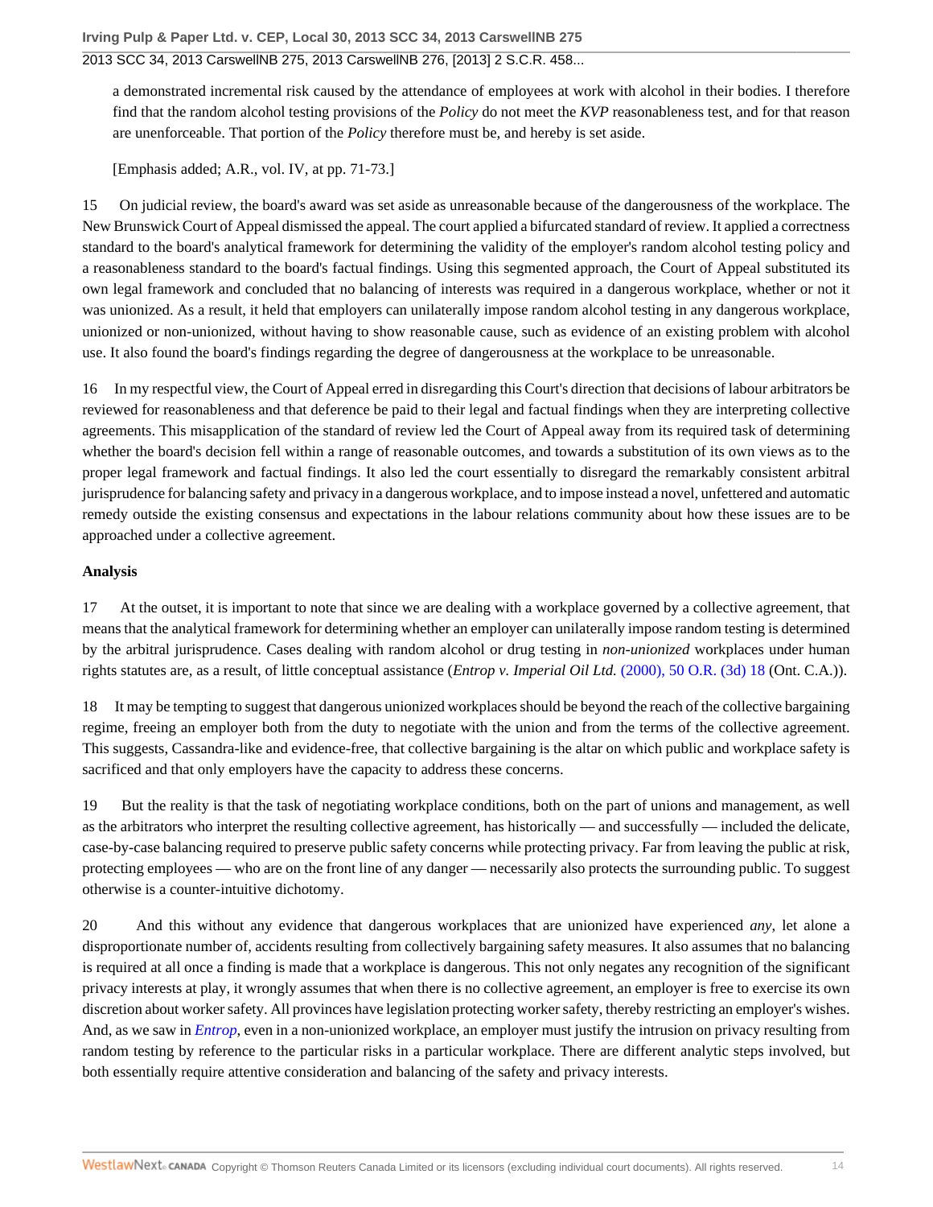a demonstrated incremental risk caused by the attendance of employees at work with alcohol in their bodies. I therefore find that the random alcohol testing provisions of the *Policy* do not meet the *KVP* reasonableness test, and for that reason are unenforceable. That portion of the *Policy* therefore must be, and hereby is set aside.

[Emphasis added; A.R., vol. IV, at pp. 71-73.]

15 On judicial review, the board's award was set aside as unreasonable because of the dangerousness of the workplace. The New Brunswick Court of Appeal dismissed the appeal. The court applied a bifurcated standard of review. It applied a correctness standard to the board's analytical framework for determining the validity of the employer's random alcohol testing policy and a reasonableness standard to the board's factual findings. Using this segmented approach, the Court of Appeal substituted its own legal framework and concluded that no balancing of interests was required in a dangerous workplace, whether or not it was unionized. As a result, it held that employers can unilaterally impose random alcohol testing in any dangerous workplace, unionized or non-unionized, without having to show reasonable cause, such as evidence of an existing problem with alcohol use. It also found the board's findings regarding the degree of dangerousness at the workplace to be unreasonable.

16 In my respectful view, the Court of Appeal erred in disregarding this Court's direction that decisions of labour arbitrators be reviewed for reasonableness and that deference be paid to their legal and factual findings when they are interpreting collective agreements. This misapplication of the standard of review led the Court of Appeal away from its required task of determining whether the board's decision fell within a range of reasonable outcomes, and towards a substitution of its own views as to the proper legal framework and factual findings. It also led the court essentially to disregard the remarkably consistent arbitral jurisprudence for balancing safety and privacy in a dangerous workplace, and to impose instead a novel, unfettered and automatic remedy outside the existing consensus and expectations in the labour relations community about how these issues are to be approached under a collective agreement.

**Analysis**

17 At the outset, it is important to note that since we are dealing with a workplace governed by a collective agreement, that means that the analytical framework for determining whether an employer can unilaterally impose random testing is determined by the arbitral jurisprudence. Cases dealing with random alcohol or drug testing in *non-unionized* workplaces under human rights statutes are, as a result, of little conceptual assistance (*Entrop v. Imperial Oil Ltd.* (2000), 50 O.R. (3d) 18 (Ont. C.A.)).

18 It may be tempting to suggest that dangerous unionized workplaces should be beyond the reach of the collective bargaining regime, freeing an employer both from the duty to negotiate with the union and from the terms of the collective agreement. This suggests, Cassandra-like and evidence-free, that collective bargaining is the altar on which public and workplace safety is sacrificed and that only employers have the capacity to address these concerns.

19 But the reality is that the task of negotiating workplace conditions, both on the part of unions and management, as well as the arbitrators who interpret the resulting collective agreement, has historically — and successfully — included the delicate, case-by-case balancing required to preserve public safety concerns while protecting privacy. Far from leaving the public at risk, protecting employees — who are on the front line of any danger — necessarily also protects the surrounding public. To suggest otherwise is a counter-intuitive dichotomy.

20 And this without any evidence that dangerous workplaces that are unionized have experienced *any*, let alone a disproportionate number of, accidents resulting from collectively bargaining safety measures. It also assumes that no balancing is required at all once a finding is made that a workplace is dangerous. This not only negates any recognition of the significant privacy interests at play, it wrongly assumes that when there is no collective agreement, an employer is free to exercise its own discretion about worker safety. All provinces have legislation protecting worker safety, thereby restricting an employer's wishes. And, as we saw in *Entrop*, even in a non-unionized workplace, an employer must justify the intrusion on privacy resulting from random testing by reference to the particular risks in a particular workplace. There are different analytic steps involved, but both essentially require attentive consideration and balancing of the safety and privacy interests.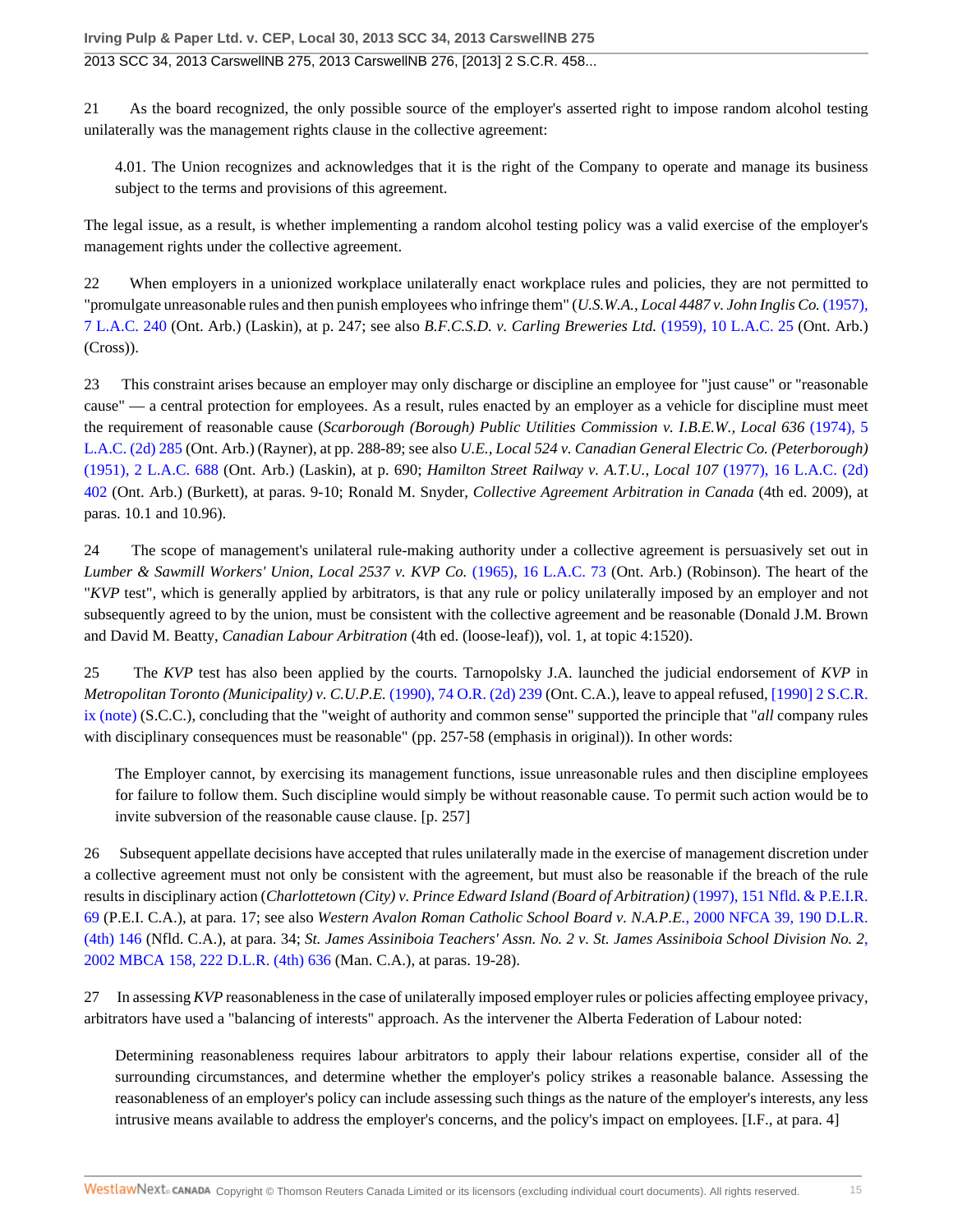21 As the board recognized, the only possible source of the employer's asserted right to impose random alcohol testing unilaterally was the management rights clause in the collective agreement:

> 4.01. The Union recognizes and acknowledges that it is the right of the Company to operate and manage its business subject to the terms and provisions of this agreement.

The legal issue, as a result, is whether implementing a random alcohol testing policy was a valid exercise of the employer's management rights under the collective agreement.

22 When employers in a unionized workplace unilaterally enact workplace rules and policies, they are not permitted to "promulgate unreasonable rules and then punish employees who infringe them" (*U.S.W.A., Local 4487 v. John Inglis Co.* (1957), 7 L.A.C. 240 (Ont. Arb.) (Laskin), at p. 247; see also *B.F.C.S.D. v. Carling Breweries Ltd.* (1959), 10 L.A.C. 25 (Ont. Arb.) (Cross)).

23 This constraint arises because an employer may only discharge or discipline an employee for "just cause" or "reasonable cause" — a central protection for employees. As a result, rules enacted by an employer as a vehicle for discipline must meet the requirement of reasonable cause (*Scarborough (Borough) Public Utilities Commission v. I.B.E.W., Local 636* (1974), 5 L.A.C. (2d) 285 (Ont. Arb.) (Rayner), at pp. 288-89; see also *U.E., Local 524 v. Canadian General Electric Co. (Peterborough)* (1951), 2 L.A.C. 688 (Ont. Arb.) (Laskin), at p. 690; *Hamilton Street Railway v. A.T.U., Local 107* (1977), 16 L.A.C. (2d) 402 (Ont. Arb.) (Burkett), at paras. 9-10; Ronald M. Snyder, *Collective Agreement Arbitration in Canada* (4th ed. 2009), at paras. 10.1 and 10.96).

24 The scope of management's unilateral rule-making authority under a collective agreement is persuasively set out in *Lumber & Sawmill Workers' Union, Local 2537 v. KVP Co.* (1965), 16 L.A.C. 73 (Ont. Arb.) (Robinson). The heart of the "*KVP* test", which is generally applied by arbitrators, is that any rule or policy unilaterally imposed by an employer and not subsequently agreed to by the union, must be consistent with the collective agreement and be reasonable (Donald J.M. Brown and David M. Beatty, *Canadian Labour Arbitration* (4th ed. (loose-leaf)), vol. 1, at topic 4:1520).

25 The *KVP* test has also been applied by the courts. Tarnopolsky J.A. launched the judicial endorsement of *KVP* in *Metropolitan Toronto (Municipality) v. C.U.P.E.* (1990), 74 O.R. (2d) 239 (Ont. C.A.), leave to appeal refused, [1990] 2 S.C.R. ix (note) (S.C.C.), concluding that the "weight of authority and common sense" supported the principle that "*all* company rules with disciplinary consequences must be reasonable" (pp. 257-58 (emphasis in original)). In other words:

> The Employer cannot, by exercising its management functions, issue unreasonable rules and then discipline employees for failure to follow them. Such discipline would simply be without reasonable cause. To permit such action would be to invite subversion of the reasonable cause clause. [p. 257]

26 Subsequent appellate decisions have accepted that rules unilaterally made in the exercise of management discretion under a collective agreement must not only be consistent with the agreement, but must also be reasonable if the breach of the rule results in disciplinary action (*Charlottetown (City) v. Prince Edward Island (Board of Arbitration)* (1997), 151 Nfld. & P.E.I.R. 69 (P.E.I. C.A.), at para. 17; see also *Western Avalon Roman Catholic School Board v. N.A.P.E.*, 2000 NFCA 39, 190 D.L.R. (4th) 146 (Nfld. C.A.), at para. 34; *St. James Assiniboia Teachers' Assn. No. 2 v. St. James Assiniboia School Division No. 2*, 2002 MBCA 158, 222 D.L.R. (4th) 636 (Man. C.A.), at paras. 19-28).

27 In assessing *KVP* reasonableness in the case of unilaterally imposed employer rules or policies affecting employee privacy, arbitrators have used a "balancing of interests" approach. As the intervener the Alberta Federation of Labour noted:

> Determining reasonableness requires labour arbitrators to apply their labour relations expertise, consider all of the surrounding circumstances, and determine whether the employer's policy strikes a reasonable balance. Assessing the reasonableness of an employer's policy can include assessing such things as the nature of the employer's interests, any less intrusive means available to address the employer's concerns, and the policy's impact on employees. [I.F., at para. 4]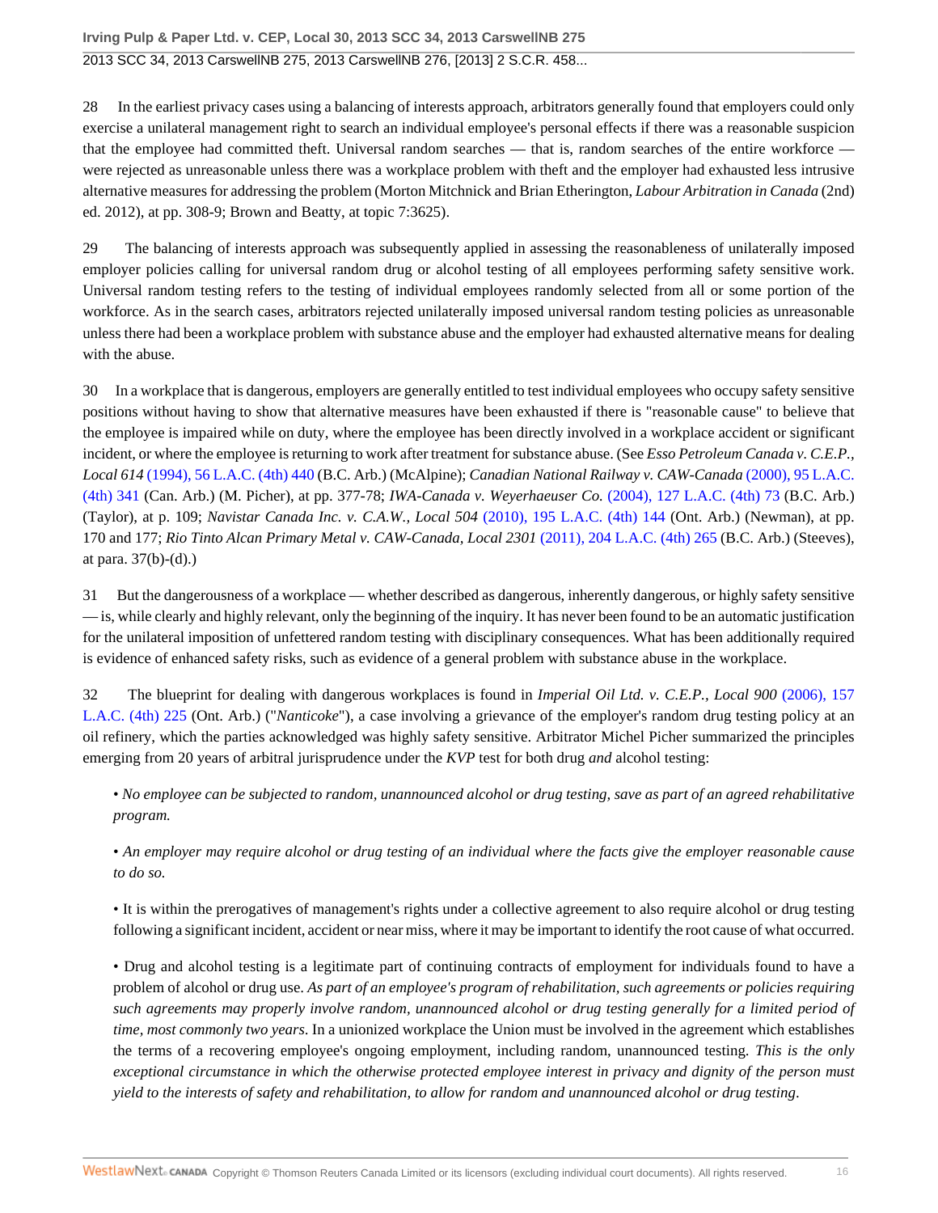28 In the earliest privacy cases using a balancing of interests approach, arbitrators generally found that employers could only exercise a unilateral management right to search an individual employee's personal effects if there was a reasonable suspicion that the employee had committed theft. Universal random searches — that is, random searches of the entire workforce — were rejected as unreasonable unless there was a workplace problem with theft and the employer had exhausted less intrusive alternative measures for addressing the problem (Morton Mitchnick and Brian Etherington, *Labour Arbitration in Canada* (2nd) ed. 2012), at pp. 308-9; Brown and Beatty, at topic 7:3625).

29 The balancing of interests approach was subsequently applied in assessing the reasonableness of unilaterally imposed employer policies calling for universal random drug or alcohol testing of all employees performing safety sensitive work. Universal random testing refers to the testing of individual employees randomly selected from all or some portion of the workforce. As in the search cases, arbitrators rejected unilaterally imposed universal random testing policies as unreasonable unless there had been a workplace problem with substance abuse and the employer had exhausted alternative means for dealing with the abuse.

30 In a workplace that is dangerous, employers are generally entitled to test individual employees who occupy safety sensitive positions without having to show that alternative measures have been exhausted if there is "reasonable cause" to believe that the employee is impaired while on duty, where the employee has been directly involved in a workplace accident or significant incident, or where the employee is returning to work after treatment for substance abuse. (See *Esso Petroleum Canada v. C.E.P., Local 614* (1994), 56 L.A.C. (4th) 440 (B.C. Arb.) (McAlpine); *Canadian National Railway v. CAW-Canada* (2000), 95 L.A.C. (4th) 341 (Can. Arb.) (M. Picher), at pp. 377-78; *IWA-Canada v. Weyerhaeuser Co.* (2004), 127 L.A.C. (4th) 73 (B.C. Arb.) (Taylor), at p. 109; *Navistar Canada Inc. v. C.A.W., Local 504* (2010), 195 L.A.C. (4th) 144 (Ont. Arb.) (Newman), at pp. 170 and 177; *Rio Tinto Alcan Primary Metal v. CAW-Canada, Local 2301* (2011), 204 L.A.C. (4th) 265 (B.C. Arb.) (Steeves), at para. 37(b)-(d).)

31 But the dangerousness of a workplace — whether described as dangerous, inherently dangerous, or highly safety sensitive — is, while clearly and highly relevant, only the beginning of the inquiry. It has never been found to be an automatic justification for the unilateral imposition of unfettered random testing with disciplinary consequences. What has been additionally required is evidence of enhanced safety risks, such as evidence of a general problem with substance abuse in the workplace.

32 The blueprint for dealing with dangerous workplaces is found in *Imperial Oil Ltd. v. C.E.P., Local 900* (2006), 157 L.A.C. (4th) 225 (Ont. Arb.) ("*Nanticoke*"), a case involving a grievance of the employer's random drug testing policy at an oil refinery, which the parties acknowledged was highly safety sensitive. Arbitrator Michel Picher summarized the principles emerging from 20 years of arbitral jurisprudence under the *KVP* test for both drug *and* alcohol testing:

- *No employee can be subjected to random, unannounced alcohol or drug testing, save as part of an agreed rehabilitative program.*
- *An employer may require alcohol or drug testing of an individual where the facts give the employer reasonable cause to do so.*
- It is within the prerogatives of management's rights under a collective agreement to also require alcohol or drug testing following a significant incident, accident or near miss, where it may be important to identify the root cause of what occurred.
- Drug and alcohol testing is a legitimate part of continuing contracts of employment for individuals found to have a problem of alcohol or drug use. *As part of an employee's program of rehabilitation, such agreements or policies requiring such agreements may properly involve random, unannounced alcohol or drug testing generally for a limited period of time, most commonly two years*. In a unionized workplace the Union must be involved in the agreement which establishes the terms of a recovering employee's ongoing employment, including random, unannounced testing. *This is the only exceptional circumstance in which the otherwise protected employee interest in privacy and dignity of the person must yield to the interests of safety and rehabilitation, to allow for random and unannounced alcohol or drug testing*.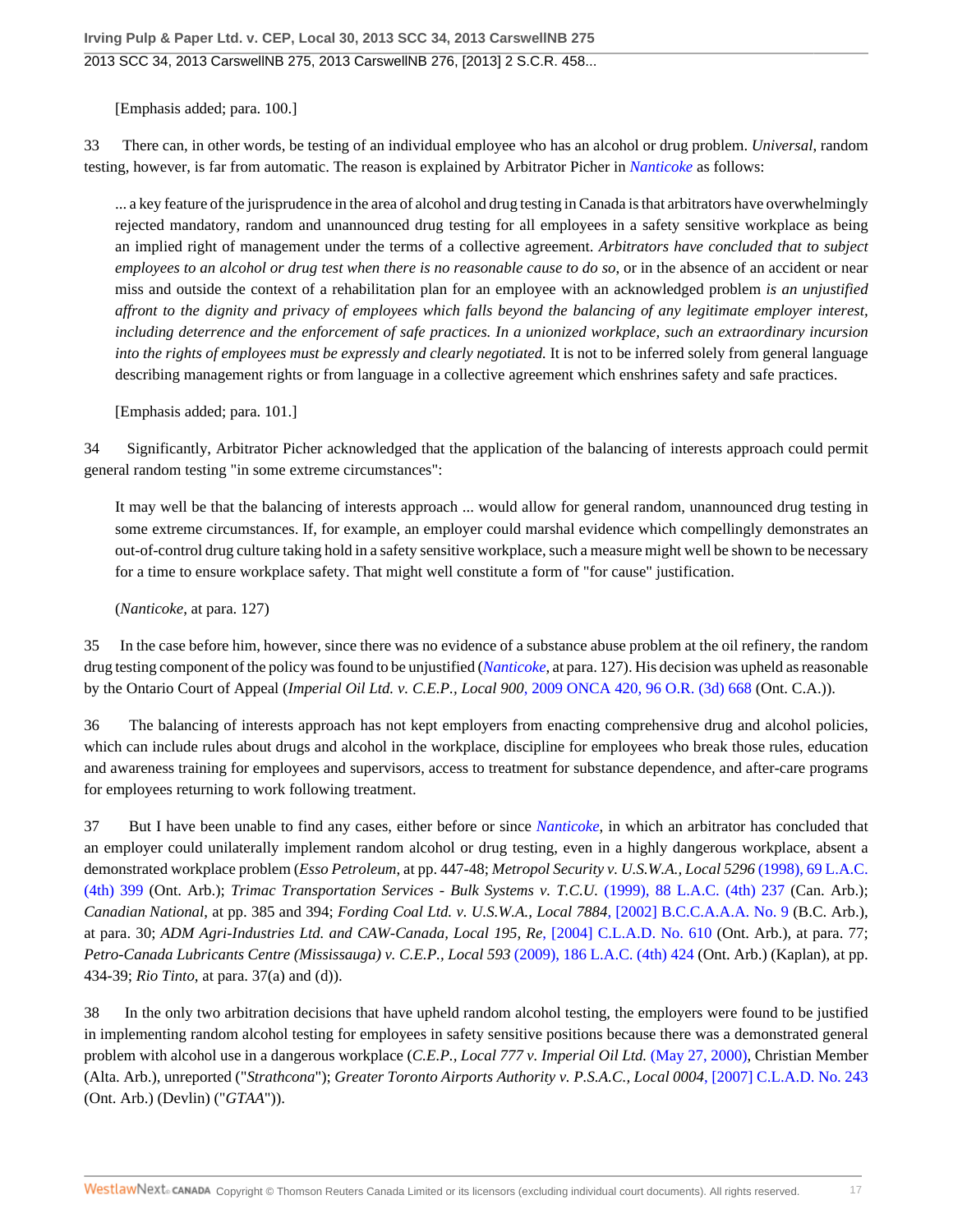[Emphasis added; para. 100.]

33 There can, in other words, be testing of an individual employee who has an alcohol or drug problem. *Universal*, random testing, however, is far from automatic. The reason is explained by Arbitrator Picher in *Nanticoke* as follows:

> ... a key feature of the jurisprudence in the area of alcohol and drug testing in Canada is that arbitrators have overwhelmingly rejected mandatory, random and unannounced drug testing for all employees in a safety sensitive workplace as being an implied right of management under the terms of a collective agreement. *Arbitrators have concluded that to subject employees to an alcohol or drug test when there is no reasonable cause to do so*, or in the absence of an accident or near miss and outside the context of a rehabilitation plan for an employee with an acknowledged problem *is an unjustified affront to the dignity and privacy of employees which falls beyond the balancing of any legitimate employer interest, including deterrence and the enforcement of safe practices. In a unionized workplace, such an extraordinary incursion into the rights of employees must be expressly and clearly negotiated.* It is not to be inferred solely from general language describing management rights or from language in a collective agreement which enshrines safety and safe practices.
>
> [Emphasis added; para. 101.]

34 Significantly, Arbitrator Picher acknowledged that the application of the balancing of interests approach could permit general random testing "in some extreme circumstances":

> It may well be that the balancing of interests approach ... would allow for general random, unannounced drug testing in some extreme circumstances. If, for example, an employer could marshal evidence which compellingly demonstrates an out-of-control drug culture taking hold in a safety sensitive workplace, such a measure might well be shown to be necessary for a time to ensure workplace safety. That might well constitute a form of "for cause" justification.
>
> (*Nanticoke*, at para. 127)

35 In the case before him, however, since there was no evidence of a substance abuse problem at the oil refinery, the random drug testing component of the policy was found to be unjustified (*Nanticoke*, at para. 127). His decision was upheld as reasonable by the Ontario Court of Appeal (*Imperial Oil Ltd. v. C.E.P., Local 900*, 2009 ONCA 420, 96 O.R. (3d) 668 (Ont. C.A.)).

36 The balancing of interests approach has not kept employers from enacting comprehensive drug and alcohol policies, which can include rules about drugs and alcohol in the workplace, discipline for employees who break those rules, education and awareness training for employees and supervisors, access to treatment for substance dependence, and after-care programs for employees returning to work following treatment.

37 But I have been unable to find any cases, either before or since *Nanticoke*, in which an arbitrator has concluded that an employer could unilaterally implement random alcohol or drug testing, even in a highly dangerous workplace, absent a demonstrated workplace problem (*Esso Petroleum*, at pp. 447-48; *Metropol Security v. U.S.W.A., Local 5296* (1998), 69 L.A.C. (4th) 399 (Ont. Arb.); *Trimac Transportation Services - Bulk Systems v. T.C.U.* (1999), 88 L.A.C. (4th) 237 (Can. Arb.); *Canadian National*, at pp. 385 and 394; *Fording Coal Ltd. v. U.S.W.A., Local 7884*, [2002] B.C.C.A.A.A. No. 9 (B.C. Arb.), at para. 30; *ADM Agri-Industries Ltd. and CAW-Canada, Local 195, Re*, [2004] C.L.A.D. No. 610 (Ont. Arb.), at para. 77; *Petro-Canada Lubricants Centre (Mississauga) v. C.E.P., Local 593* (2009), 186 L.A.C. (4th) 424 (Ont. Arb.) (Kaplan), at pp. 434-39; *Rio Tinto*, at para. 37(a) and (d)).

38 In the only two arbitration decisions that have upheld random alcohol testing, the employers were found to be justified in implementing random alcohol testing for employees in safety sensitive positions because there was a demonstrated general problem with alcohol use in a dangerous workplace (*C.E.P., Local 777 v. Imperial Oil Ltd.* (May 27, 2000), Christian Member (Alta. Arb.), unreported ("*Strathcona*"); *Greater Toronto Airports Authority v. P.S.A.C., Local 0004*, [2007] C.L.A.D. No. 243 (Ont. Arb.) (Devlin) ("*GTAA*")).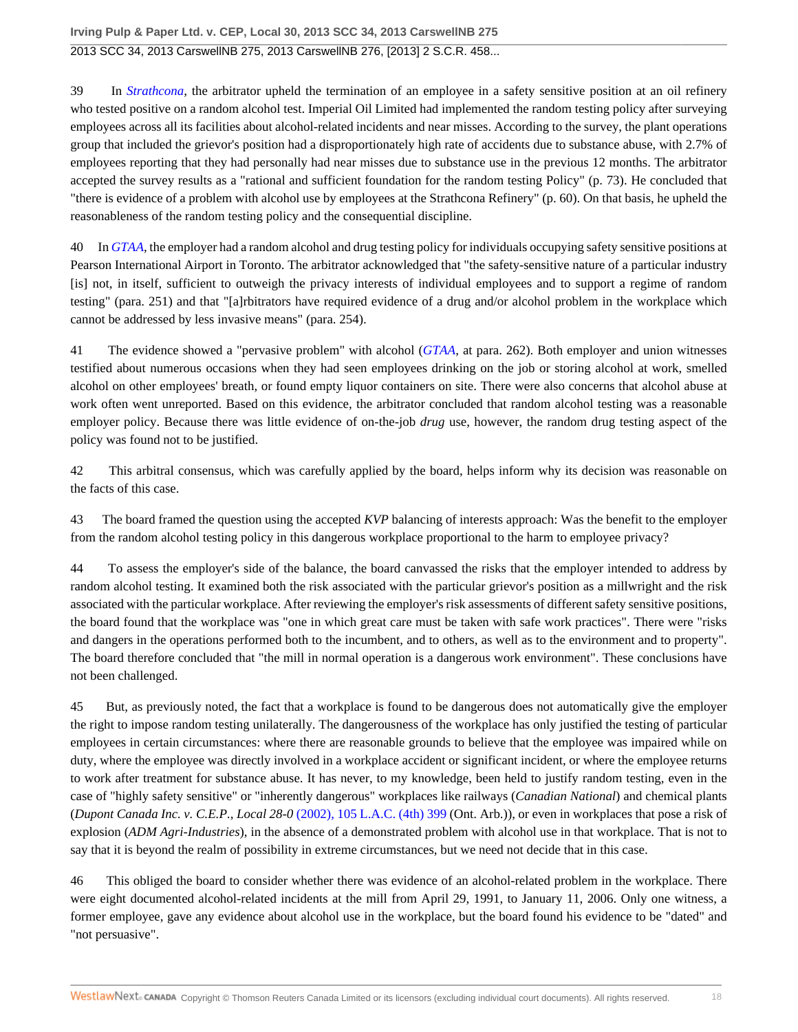39 In *Strathcona*, the arbitrator upheld the termination of an employee in a safety sensitive position at an oil refinery who tested positive on a random alcohol test. Imperial Oil Limited had implemented the random testing policy after surveying employees across all its facilities about alcohol-related incidents and near misses. According to the survey, the plant operations group that included the grievor's position had a disproportionately high rate of accidents due to substance abuse, with 2.7% of employees reporting that they had personally had near misses due to substance use in the previous 12 months. The arbitrator accepted the survey results as a "rational and sufficient foundation for the random testing Policy" (p. 73). He concluded that "there is evidence of a problem with alcohol use by employees at the Strathcona Refinery" (p. 60). On that basis, he upheld the reasonableness of the random testing policy and the consequential discipline.

40 In *GTAA*, the employer had a random alcohol and drug testing policy for individuals occupying safety sensitive positions at Pearson International Airport in Toronto. The arbitrator acknowledged that "the safety-sensitive nature of a particular industry [is] not, in itself, sufficient to outweigh the privacy interests of individual employees and to support a regime of random testing" (para. 251) and that "[a]rbitrators have required evidence of a drug and/or alcohol problem in the workplace which cannot be addressed by less invasive means" (para. 254).

41 The evidence showed a "pervasive problem" with alcohol (*GTAA*, at para. 262). Both employer and union witnesses testified about numerous occasions when they had seen employees drinking on the job or storing alcohol at work, smelled alcohol on other employees' breath, or found empty liquor containers on site. There were also concerns that alcohol abuse at work often went unreported. Based on this evidence, the arbitrator concluded that random alcohol testing was a reasonable employer policy. Because there was little evidence of on-the-job *drug* use, however, the random drug testing aspect of the policy was found not to be justified.

42 This arbitral consensus, which was carefully applied by the board, helps inform why its decision was reasonable on the facts of this case.

43 The board framed the question using the accepted *KVP* balancing of interests approach: Was the benefit to the employer from the random alcohol testing policy in this dangerous workplace proportional to the harm to employee privacy?

44 To assess the employer's side of the balance, the board canvassed the risks that the employer intended to address by random alcohol testing. It examined both the risk associated with the particular grievor's position as a millwright and the risk associated with the particular workplace. After reviewing the employer's risk assessments of different safety sensitive positions, the board found that the workplace was "one in which great care must be taken with safe work practices". There were "risks and dangers in the operations performed both to the incumbent, and to others, as well as to the environment and to property". The board therefore concluded that "the mill in normal operation is a dangerous work environment". These conclusions have not been challenged.

45 But, as previously noted, the fact that a workplace is found to be dangerous does not automatically give the employer the right to impose random testing unilaterally. The dangerousness of the workplace has only justified the testing of particular employees in certain circumstances: where there are reasonable grounds to believe that the employee was impaired while on duty, where the employee was directly involved in a workplace accident or significant incident, or where the employee returns to work after treatment for substance abuse. It has never, to my knowledge, been held to justify random testing, even in the case of "highly safety sensitive" or "inherently dangerous" workplaces like railways (*Canadian National*) and chemical plants (*Dupont Canada Inc. v. C.E.P., Local 28-0* (2002), 105 L.A.C. (4th) 399 (Ont. Arb.)), or even in workplaces that pose a risk of explosion (*ADM Agri-Industries*), in the absence of a demonstrated problem with alcohol use in that workplace. That is not to say that it is beyond the realm of possibility in extreme circumstances, but we need not decide that in this case.

46 This obliged the board to consider whether there was evidence of an alcohol-related problem in the workplace. There were eight documented alcohol-related incidents at the mill from April 29, 1991, to January 11, 2006. Only one witness, a former employee, gave any evidence about alcohol use in the workplace, but the board found his evidence to be "dated" and "not persuasive".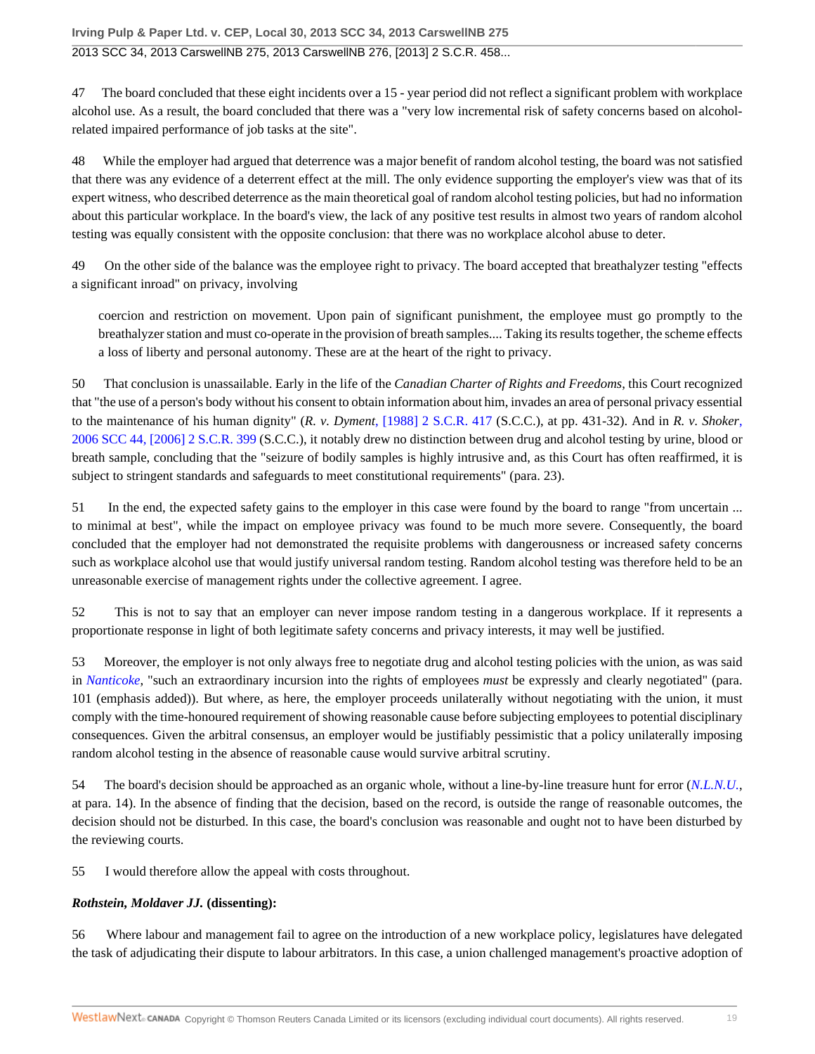47 The board concluded that these eight incidents over a 15 - year period did not reflect a significant problem with workplace alcohol use. As a result, the board concluded that there was a "very low incremental risk of safety concerns based on alcohol-related impaired performance of job tasks at the site".

48 While the employer had argued that deterrence was a major benefit of random alcohol testing, the board was not satisfied that there was any evidence of a deterrent effect at the mill. The only evidence supporting the employer's view was that of its expert witness, who described deterrence as the main theoretical goal of random alcohol testing policies, but had no information about this particular workplace. In the board's view, the lack of any positive test results in almost two years of random alcohol testing was equally consistent with the opposite conclusion: that there was no workplace alcohol abuse to deter.

49 On the other side of the balance was the employee right to privacy. The board accepted that breathalyzer testing "effects a significant inroad" on privacy, involving

> coercion and restriction on movement. Upon pain of significant punishment, the employee must go promptly to the breathalyzer station and must co-operate in the provision of breath samples.... Taking its results together, the scheme effects a loss of liberty and personal autonomy. These are at the heart of the right to privacy.

50 That conclusion is unassailable. Early in the life of the *Canadian Charter of Rights and Freedoms*, this Court recognized that "the use of a person's body without his consent to obtain information about him, invades an area of personal privacy essential to the maintenance of his human dignity" (*R. v. Dyment*, [1988] 2 S.C.R. 417 (S.C.C.), at pp. 431-32). And in *R. v. Shoker*, 2006 SCC 44, [2006] 2 S.C.R. 399 (S.C.C.), it notably drew no distinction between drug and alcohol testing by urine, blood or breath sample, concluding that the "seizure of bodily samples is highly intrusive and, as this Court has often reaffirmed, it is subject to stringent standards and safeguards to meet constitutional requirements" (para. 23).

51 In the end, the expected safety gains to the employer in this case were found by the board to range "from uncertain ... to minimal at best", while the impact on employee privacy was found to be much more severe. Consequently, the board concluded that the employer had not demonstrated the requisite problems with dangerousness or increased safety concerns such as workplace alcohol use that would justify universal random testing. Random alcohol testing was therefore held to be an unreasonable exercise of management rights under the collective agreement. I agree.

52 This is not to say that an employer can never impose random testing in a dangerous workplace. If it represents a proportionate response in light of both legitimate safety concerns and privacy interests, it may well be justified.

53 Moreover, the employer is not only always free to negotiate drug and alcohol testing policies with the union, as was said in *Nanticoke*, "such an extraordinary incursion into the rights of employees *must* be expressly and clearly negotiated" (para. 101 (emphasis added)). But where, as here, the employer proceeds unilaterally without negotiating with the union, it must comply with the time-honoured requirement of showing reasonable cause before subjecting employees to potential disciplinary consequences. Given the arbitral consensus, an employer would be justifiably pessimistic that a policy unilaterally imposing random alcohol testing in the absence of reasonable cause would survive arbitral scrutiny.

54 The board's decision should be approached as an organic whole, without a line-by-line treasure hunt for error (*N.L.N.U.*, at para. 14). In the absence of finding that the decision, based on the record, is outside the range of reasonable outcomes, the decision should not be disturbed. In this case, the board's conclusion was reasonable and ought not to have been disturbed by the reviewing courts.

55 I would therefore allow the appeal with costs throughout.

***Rothstein, Moldaver JJ.* (dissenting):**

56 Where labour and management fail to agree on the introduction of a new workplace policy, legislatures have delegated the task of adjudicating their dispute to labour arbitrators. In this case, a union challenged management's proactive adoption of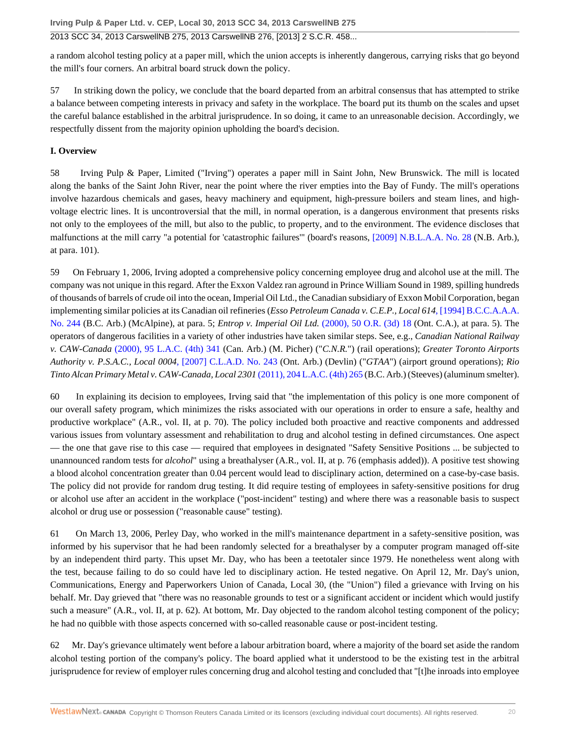a random alcohol testing policy at a paper mill, which the union accepts is inherently dangerous, carrying risks that go beyond the mill's four corners. An arbitral board struck down the policy.

57 In striking down the policy, we conclude that the board departed from an arbitral consensus that has attempted to strike a balance between competing interests in privacy and safety in the workplace. The board put its thumb on the scales and upset the careful balance established in the arbitral jurisprudence. In so doing, it came to an unreasonable decision. Accordingly, we respectfully dissent from the majority opinion upholding the board's decision.

**I. Overview**

58 Irving Pulp & Paper, Limited ("Irving") operates a paper mill in Saint John, New Brunswick. The mill is located along the banks of the Saint John River, near the point where the river empties into the Bay of Fundy. The mill's operations involve hazardous chemicals and gases, heavy machinery and equipment, high-pressure boilers and steam lines, and high-voltage electric lines. It is uncontroversial that the mill, in normal operation, is a dangerous environment that presents risks not only to the employees of the mill, but also to the public, to property, and to the environment. The evidence discloses that malfunctions at the mill carry "a potential for 'catastrophic failures'" (board's reasons, [2009] N.B.L.A.A. No. 28 (N.B. Arb.), at para. 101).

59 On February 1, 2006, Irving adopted a comprehensive policy concerning employee drug and alcohol use at the mill. The company was not unique in this regard. After the Exxon Valdez ran aground in Prince William Sound in 1989, spilling hundreds of thousands of barrels of crude oil into the ocean, Imperial Oil Ltd., the Canadian subsidiary of Exxon Mobil Corporation, began implementing similar policies at its Canadian oil refineries (*Esso Petroleum Canada v. C.E.P., Local 614*, [1994] B.C.C.A.A.A. No. 244 (B.C. Arb.) (McAlpine), at para. 5; *Entrop v. Imperial Oil Ltd.* (2000), 50 O.R. (3d) 18 (Ont. C.A.), at para. 5). The operators of dangerous facilities in a variety of other industries have taken similar steps. See, e.g., *Canadian National Railway v. CAW-Canada* (2000), 95 L.A.C. (4th) 341 (Can. Arb.) (M. Picher) ("*C.N.R.*") (rail operations); *Greater Toronto Airports Authority v. P.S.A.C., Local 0004*, [2007] C.L.A.D. No. 243 (Ont. Arb.) (Devlin) ("*GTAA*") (airport ground operations); *Rio Tinto Alcan Primary Metal v. CAW-Canada, Local 2301* (2011), 204 L.A.C. (4th) 265 (B.C. Arb.) (Steeves) (aluminum smelter).

60 In explaining its decision to employees, Irving said that "the implementation of this policy is one more component of our overall safety program, which minimizes the risks associated with our operations in order to ensure a safe, healthy and productive workplace" (A.R., vol. II, at p. 70). The policy included both proactive and reactive components and addressed various issues from voluntary assessment and rehabilitation to drug and alcohol testing in defined circumstances. One aspect — the one that gave rise to this case — required that employees in designated "Safety Sensitive Positions ... be subjected to unannounced random tests for *alcohol*" using a breathalyser (A.R., vol. II, at p. 76 (emphasis added)). A positive test showing a blood alcohol concentration greater than 0.04 percent would lead to disciplinary action, determined on a case-by-case basis. The policy did not provide for random drug testing. It did require testing of employees in safety-sensitive positions for drug or alcohol use after an accident in the workplace ("post-incident" testing) and where there was a reasonable basis to suspect alcohol or drug use or possession ("reasonable cause" testing).

61 On March 13, 2006, Perley Day, who worked in the mill's maintenance department in a safety-sensitive position, was informed by his supervisor that he had been randomly selected for a breathalyser by a computer program managed off-site by an independent third party. This upset Mr. Day, who has been a teetotaler since 1979. He nonetheless went along with the test, because failing to do so could have led to disciplinary action. He tested negative. On April 12, Mr. Day's union, Communications, Energy and Paperworkers Union of Canada, Local 30, (the "Union") filed a grievance with Irving on his behalf. Mr. Day grieved that "there was no reasonable grounds to test or a significant accident or incident which would justify such a measure" (A.R., vol. II, at p. 62). At bottom, Mr. Day objected to the random alcohol testing component of the policy; he had no quibble with those aspects concerned with so-called reasonable cause or post-incident testing.

62 Mr. Day's grievance ultimately went before a labour arbitration board, where a majority of the board set aside the random alcohol testing portion of the company's policy. The board applied what it understood to be the existing test in the arbitral jurisprudence for review of employer rules concerning drug and alcohol testing and concluded that "[t]he inroads into employee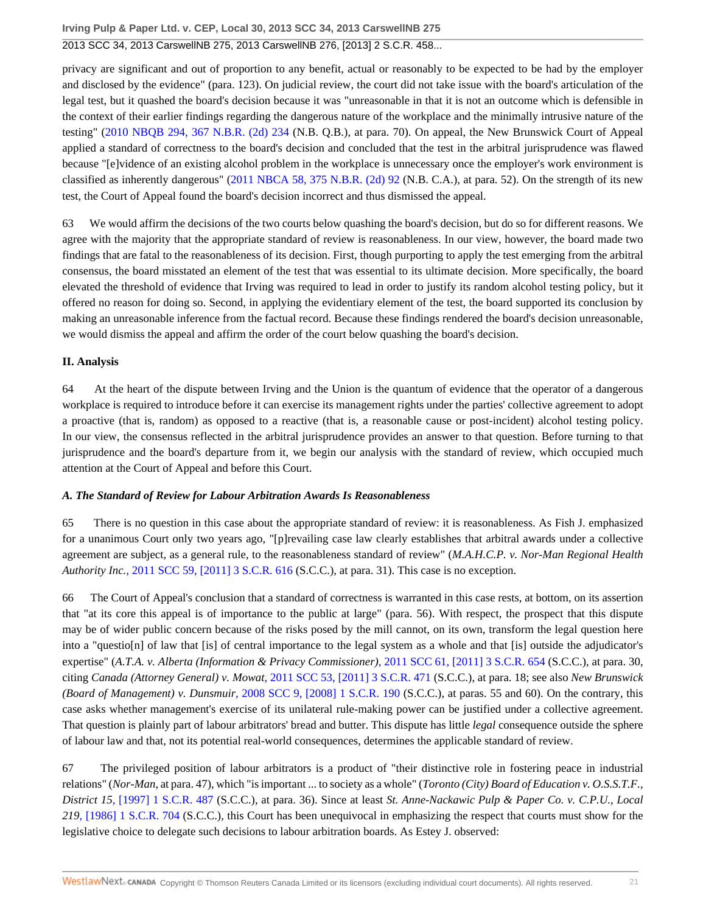privacy are significant and out of proportion to any benefit, actual or reasonably to be expected to be had by the employer and disclosed by the evidence" (para. 123). On judicial review, the court did not take issue with the board's articulation of the legal test, but it quashed the board's decision because it was "unreasonable in that it is not an outcome which is defensible in the context of their earlier findings regarding the dangerous nature of the workplace and the minimally intrusive nature of the testing" (2010 NBQB 294, 367 N.B.R. (2d) 234 (N.B. Q.B.), at para. 70). On appeal, the New Brunswick Court of Appeal applied a standard of correctness to the board's decision and concluded that the test in the arbitral jurisprudence was flawed because "[e]vidence of an existing alcohol problem in the workplace is unnecessary once the employer's work environment is classified as inherently dangerous" (2011 NBCA 58, 375 N.B.R. (2d) 92 (N.B. C.A.), at para. 52). On the strength of its new test, the Court of Appeal found the board's decision incorrect and thus dismissed the appeal.

63 We would affirm the decisions of the two courts below quashing the board's decision, but do so for different reasons. We agree with the majority that the appropriate standard of review is reasonableness. In our view, however, the board made two findings that are fatal to the reasonableness of its decision. First, though purporting to apply the test emerging from the arbitral consensus, the board misstated an element of the test that was essential to its ultimate decision. More specifically, the board elevated the threshold of evidence that Irving was required to lead in order to justify its random alcohol testing policy, but it offered no reason for doing so. Second, in applying the evidentiary element of the test, the board supported its conclusion by making an unreasonable inference from the factual record. Because these findings rendered the board's decision unreasonable, we would dismiss the appeal and affirm the order of the court below quashing the board's decision.

**II. Analysis**

64 At the heart of the dispute between Irving and the Union is the quantum of evidence that the operator of a dangerous workplace is required to introduce before it can exercise its management rights under the parties' collective agreement to adopt a proactive (that is, random) as opposed to a reactive (that is, a reasonable cause or post-incident) alcohol testing policy. In our view, the consensus reflected in the arbitral jurisprudence provides an answer to that question. Before turning to that jurisprudence and the board's departure from it, we begin our analysis with the standard of review, which occupied much attention at the Court of Appeal and before this Court.

***A. The Standard of Review for Labour Arbitration Awards Is Reasonableness***

65 There is no question in this case about the appropriate standard of review: it is reasonableness. As Fish J. emphasized for a unanimous Court only two years ago, "[p]revailing case law clearly establishes that arbitral awards under a collective agreement are subject, as a general rule, to the reasonableness standard of review" (*M.A.H.C.P. v. Nor-Man Regional Health Authority Inc.*, 2011 SCC 59, [2011] 3 S.C.R. 616 (S.C.C.), at para. 31). This case is no exception.

66 The Court of Appeal's conclusion that a standard of correctness is warranted in this case rests, at bottom, on its assertion that "at its core this appeal is of importance to the public at large" (para. 56). With respect, the prospect that this dispute may be of wider public concern because of the risks posed by the mill cannot, on its own, transform the legal question here into a "questio[n] of law that [is] of central importance to the legal system as a whole and that [is] outside the adjudicator's expertise" (*A.T.A. v. Alberta (Information & Privacy Commissioner)*, 2011 SCC 61, [2011] 3 S.C.R. 654 (S.C.C.), at para. 30, citing *Canada (Attorney General) v. Mowat*, 2011 SCC 53, [2011] 3 S.C.R. 471 (S.C.C.), at para. 18; see also *New Brunswick (Board of Management) v. Dunsmuir*, 2008 SCC 9, [2008] 1 S.C.R. 190 (S.C.C.), at paras. 55 and 60). On the contrary, this case asks whether management's exercise of its unilateral rule-making power can be justified under a collective agreement. That question is plainly part of labour arbitrators' bread and butter. This dispute has little *legal* consequence outside the sphere of labour law and that, not its potential real-world consequences, determines the applicable standard of review.

67 The privileged position of labour arbitrators is a product of "their distinctive role in fostering peace in industrial relations" (*Nor-Man*, at para. 47), which "is important ... to society as a whole" (*Toronto (City) Board of Education v. O.S.S.T.F., District 15*, [1997] 1 S.C.R. 487 (S.C.C.), at para. 36). Since at least *St. Anne-Nackawic Pulp & Paper Co. v. C.P.U., Local 219*, [1986] 1 S.C.R. 704 (S.C.C.), this Court has been unequivocal in emphasizing the respect that courts must show for the legislative choice to delegate such decisions to labour arbitration boards. As Estey J. observed: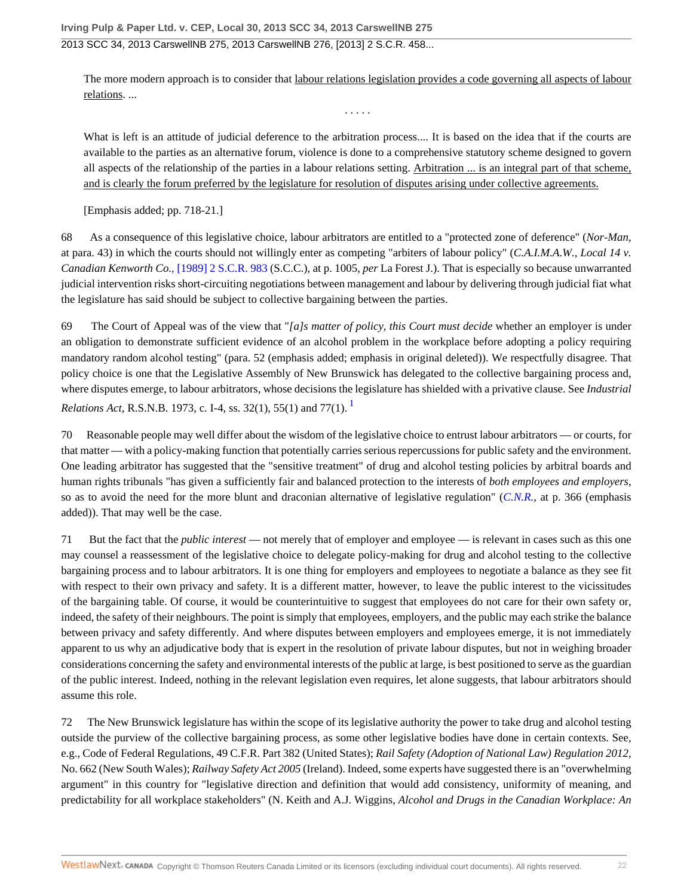> The more modern approach is to consider that labour relations legislation provides a code governing all aspects of labour relations. ...
>
> . . . . .
>
> What is left is an attitude of judicial deference to the arbitration process.... It is based on the idea that if the courts are available to the parties as an alternative forum, violence is done to a comprehensive statutory scheme designed to govern all aspects of the relationship of the parties in a labour relations setting. Arbitration ... is an integral part of that scheme, and is clearly the forum preferred by the legislature for resolution of disputes arising under collective agreements.
>
> [Emphasis added; pp. 718-21.]

68 As a consequence of this legislative choice, labour arbitrators are entitled to a "protected zone of deference" (*Nor-Man*, at para. 43) in which the courts should not willingly enter as competing "arbiters of labour policy" (*C.A.I.M.A.W., Local 14 v. Canadian Kenworth Co.*, [1989] 2 S.C.R. 983 (S.C.C.), at p. 1005, *per* La Forest J.). That is especially so because unwarranted judicial intervention risks short-circuiting negotiations between management and labour by delivering through judicial fiat what the legislature has said should be subject to collective bargaining between the parties.

69 The Court of Appeal was of the view that "*[a]s matter of policy, this Court must decide* whether an employer is under an obligation to demonstrate sufficient evidence of an alcohol problem in the workplace before adopting a policy requiring mandatory random alcohol testing" (para. 52 (emphasis added; emphasis in original deleted)). We respectfully disagree. That policy choice is one that the Legislative Assembly of New Brunswick has delegated to the collective bargaining process and, where disputes emerge, to labour arbitrators, whose decisions the legislature has shielded with a privative clause. See *Industrial Relations Act*, R.S.N.B. 1973, c. I-4, ss. 32(1), 55(1) and 77(1). [1]

70 Reasonable people may well differ about the wisdom of the legislative choice to entrust labour arbitrators — or courts, for that matter — with a policy-making function that potentially carries serious repercussions for public safety and the environment. One leading arbitrator has suggested that the "sensitive treatment" of drug and alcohol testing policies by arbitral boards and human rights tribunals "has given a sufficiently fair and balanced protection to the interests of *both employees and employers*, so as to avoid the need for the more blunt and draconian alternative of legislative regulation" (*C.N.R.*, at p. 366 (emphasis added)). That may well be the case.

71 But the fact that the *public interest* — not merely that of employer and employee — is relevant in cases such as this one may counsel a reassessment of the legislative choice to delegate policy-making for drug and alcohol testing to the collective bargaining process and to labour arbitrators. It is one thing for employers and employees to negotiate a balance as they see fit with respect to their own privacy and safety. It is a different matter, however, to leave the public interest to the vicissitudes of the bargaining table. Of course, it would be counterintuitive to suggest that employees do not care for their own safety or, indeed, the safety of their neighbours. The point is simply that employees, employers, and the public may each strike the balance between privacy and safety differently. And where disputes between employers and employees emerge, it is not immediately apparent to us why an adjudicative body that is expert in the resolution of private labour disputes, but not in weighing broader considerations concerning the safety and environmental interests of the public at large, is best positioned to serve as the guardian of the public interest. Indeed, nothing in the relevant legislation even requires, let alone suggests, that labour arbitrators should assume this role.

72 The New Brunswick legislature has within the scope of its legislative authority the power to take drug and alcohol testing outside the purview of the collective bargaining process, as some other legislative bodies have done in certain contexts. See, e.g., Code of Federal Regulations, 49 C.F.R. Part 382 (United States); *Rail Safety (Adoption of National Law) Regulation 2012*, No. 662 (New South Wales); *Railway Safety Act 2005* (Ireland). Indeed, some experts have suggested there is an "overwhelming argument" in this country for "legislative direction and definition that would add consistency, uniformity of meaning, and predictability for all workplace stakeholders" (N. Keith and A.J. Wiggins, *Alcohol and Drugs in the Canadian Workplace: An*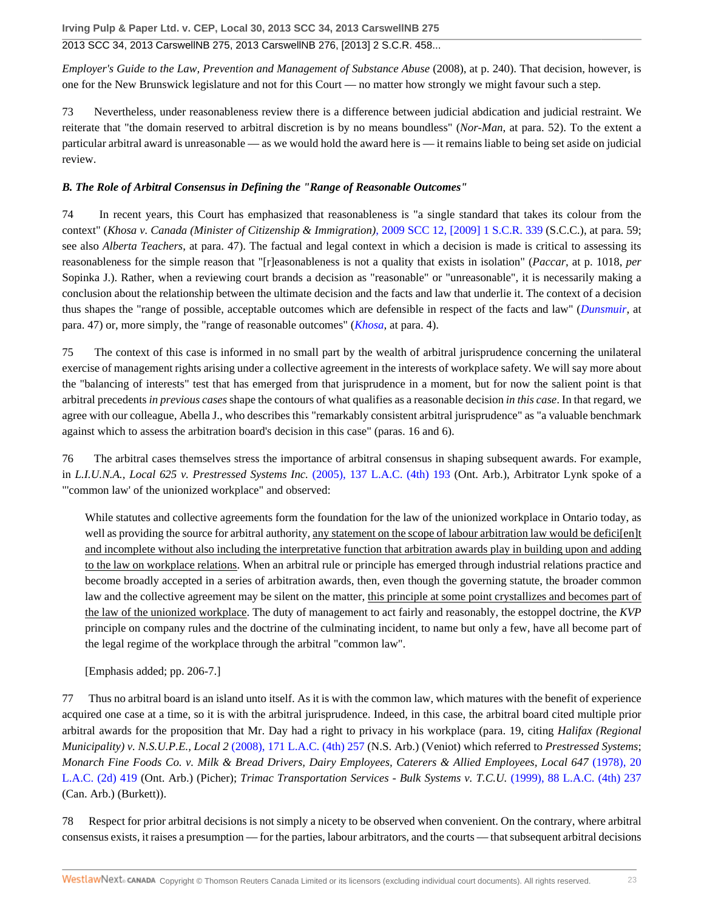*Employer's Guide to the Law, Prevention and Management of Substance Abuse* (2008), at p. 240). That decision, however, is one for the New Brunswick legislature and not for this Court — no matter how strongly we might favour such a step.

73 Nevertheless, under reasonableness review there is a difference between judicial abdication and judicial restraint. We reiterate that "the domain reserved to arbitral discretion is by no means boundless" (*Nor-Man*, at para. 52). To the extent a particular arbitral award is unreasonable — as we would hold the award here is — it remains liable to being set aside on judicial review.

***B. The Role of Arbitral Consensus in Defining the "Range of Reasonable Outcomes"***

74 In recent years, this Court has emphasized that reasonableness is "a single standard that takes its colour from the context" (*Khosa v. Canada (Minister of Citizenship & Immigration)*, 2009 SCC 12, [2009] 1 S.C.R. 339 (S.C.C.), at para. 59; see also *Alberta Teachers*, at para. 47). The factual and legal context in which a decision is made is critical to assessing its reasonableness for the simple reason that "[r]easonableness is not a quality that exists in isolation" (*Paccar*, at p. 1018, *per* Sopinka J.). Rather, when a reviewing court brands a decision as "reasonable" or "unreasonable", it is necessarily making a conclusion about the relationship between the ultimate decision and the facts and law that underlie it. The context of a decision thus shapes the "range of possible, acceptable outcomes which are defensible in respect of the facts and law" (*Dunsmuir*, at para. 47) or, more simply, the "range of reasonable outcomes" (*Khosa*, at para. 4).

75 The context of this case is informed in no small part by the wealth of arbitral jurisprudence concerning the unilateral exercise of management rights arising under a collective agreement in the interests of workplace safety. We will say more about the "balancing of interests" test that has emerged from that jurisprudence in a moment, but for now the salient point is that arbitral precedents *in previous cases* shape the contours of what qualifies as a reasonable decision *in this case*. In that regard, we agree with our colleague, Abella J., who describes this "remarkably consistent arbitral jurisprudence" as "a valuable benchmark against which to assess the arbitration board's decision in this case" (paras. 16 and 6).

76 The arbitral cases themselves stress the importance of arbitral consensus in shaping subsequent awards. For example, in *L.I.U.N.A., Local 625 v. Prestressed Systems Inc.* (2005), 137 L.A.C. (4th) 193 (Ont. Arb.), Arbitrator Lynk spoke of a "'common law' of the unionized workplace" and observed:

> While statutes and collective agreements form the foundation for the law of the unionized workplace in Ontario today, as well as providing the source for arbitral authority, <u>any statement on the scope of labour arbitration law would be defici[en]t and incomplete without also including the interpretative function that arbitration awards play in building upon and adding to the law on workplace relations</u>. When an arbitral rule or principle has emerged through industrial relations practice and become broadly accepted in a series of arbitration awards, then, even though the governing statute, the broader common law and the collective agreement may be silent on the matter, <u>this principle at some point crystallizes and becomes part of the law of the unionized workplace</u>. The duty of management to act fairly and reasonably, the estoppel doctrine, the *KVP* principle on company rules and the doctrine of the culminating incident, to name but only a few, have all become part of the legal regime of the workplace through the arbitral "common law".
>
> [Emphasis added; pp. 206-7.]

77 Thus no arbitral board is an island unto itself. As it is with the common law, which matures with the benefit of experience acquired one case at a time, so it is with the arbitral jurisprudence. Indeed, in this case, the arbitral board cited multiple prior arbitral awards for the proposition that Mr. Day had a right to privacy in his workplace (para. 19, citing *Halifax (Regional Municipality) v. N.S.U.P.E., Local 2* (2008), 171 L.A.C. (4th) 257 (N.S. Arb.) (Veniot) which referred to *Prestressed Systems*; *Monarch Fine Foods Co. v. Milk & Bread Drivers, Dairy Employees, Caterers & Allied Employees, Local 647* (1978), 20 L.A.C. (2d) 419 (Ont. Arb.) (Picher); *Trimac Transportation Services - Bulk Systems v. T.C.U.* (1999), 88 L.A.C. (4th) 237 (Can. Arb.) (Burkett)).

78 Respect for prior arbitral decisions is not simply a nicety to be observed when convenient. On the contrary, where arbitral consensus exists, it raises a presumption — for the parties, labour arbitrators, and the courts — that subsequent arbitral decisions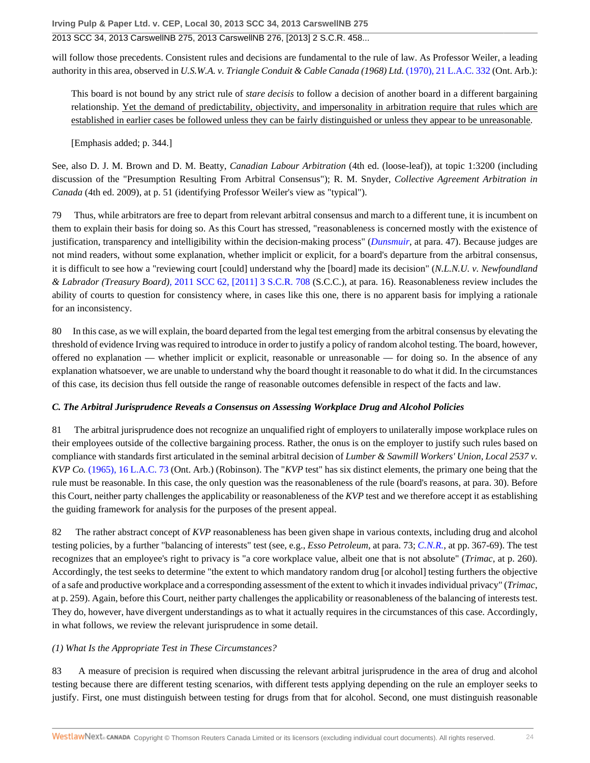will follow those precedents. Consistent rules and decisions are fundamental to the rule of law. As Professor Weiler, a leading authority in this area, observed in *U.S.W.A. v. Triangle Conduit & Cable Canada (1968) Ltd.* (1970), 21 L.A.C. 332 (Ont. Arb.):

> This board is not bound by any strict rule of *stare decisis* to follow a decision of another board in a different bargaining relationship. <u>Yet the demand of predictability, objectivity, and impersonality in arbitration require that rules which are established in earlier cases be followed unless they can be fairly distinguished or unless they appear to be unreasonable</u>.
>
> [Emphasis added; p. 344.]

See, also D. J. M. Brown and D. M. Beatty, *Canadian Labour Arbitration* (4th ed. (loose-leaf)), at topic 1:3200 (including discussion of the "Presumption Resulting From Arbitral Consensus"); R. M. Snyder, *Collective Agreement Arbitration in Canada* (4th ed. 2009), at p. 51 (identifying Professor Weiler's view as "typical").

79 Thus, while arbitrators are free to depart from relevant arbitral consensus and march to a different tune, it is incumbent on them to explain their basis for doing so. As this Court has stressed, "reasonableness is concerned mostly with the existence of justification, transparency and intelligibility within the decision-making process" (*Dunsmuir*, at para. 47). Because judges are not mind readers, without some explanation, whether implicit or explicit, for a board's departure from the arbitral consensus, it is difficult to see how a "reviewing court [could] understand why the [board] made its decision" (*N.L.N.U. v. Newfoundland & Labrador (Treasury Board)*, 2011 SCC 62, [2011] 3 S.C.R. 708 (S.C.C.), at para. 16). Reasonableness review includes the ability of courts to question for consistency where, in cases like this one, there is no apparent basis for implying a rationale for an inconsistency.

80 In this case, as we will explain, the board departed from the legal test emerging from the arbitral consensus by elevating the threshold of evidence Irving was required to introduce in order to justify a policy of random alcohol testing. The board, however, offered no explanation — whether implicit or explicit, reasonable or unreasonable — for doing so. In the absence of any explanation whatsoever, we are unable to understand why the board thought it reasonable to do what it did. In the circumstances of this case, its decision thus fell outside the range of reasonable outcomes defensible in respect of the facts and law.

### *C. The Arbitral Jurisprudence Reveals a Consensus on Assessing Workplace Drug and Alcohol Policies*

81 The arbitral jurisprudence does not recognize an unqualified right of employers to unilaterally impose workplace rules on their employees outside of the collective bargaining process. Rather, the onus is on the employer to justify such rules based on compliance with standards first articulated in the seminal arbitral decision of *Lumber & Sawmill Workers' Union, Local 2537 v. KVP Co.* (1965), 16 L.A.C. 73 (Ont. Arb.) (Robinson). The "*KVP* test" has six distinct elements, the primary one being that the rule must be reasonable. In this case, the only question was the reasonableness of the rule (board's reasons, at para. 30). Before this Court, neither party challenges the applicability or reasonableness of the *KVP* test and we therefore accept it as establishing the guiding framework for analysis for the purposes of the present appeal.

82 The rather abstract concept of *KVP* reasonableness has been given shape in various contexts, including drug and alcohol testing policies, by a further "balancing of interests" test (see, e.g., *Esso Petroleum*, at para. 73; *C.N.R.*, at pp. 367-69). The test recognizes that an employee's right to privacy is "a core workplace value, albeit one that is not absolute" (*Trimac*, at p. 260). Accordingly, the test seeks to determine "the extent to which mandatory random drug [or alcohol] testing furthers the objective of a safe and productive workplace and a corresponding assessment of the extent to which it invades individual privacy" (*Trimac*, at p. 259). Again, before this Court, neither party challenges the applicability or reasonableness of the balancing of interests test. They do, however, have divergent understandings as to what it actually requires in the circumstances of this case. Accordingly, in what follows, we review the relevant jurisprudence in some detail.

#### *(1) What Is the Appropriate Test in These Circumstances?*

83 A measure of precision is required when discussing the relevant arbitral jurisprudence in the area of drug and alcohol testing because there are different testing scenarios, with different tests applying depending on the rule an employer seeks to justify. First, one must distinguish between testing for drugs from that for alcohol. Second, one must distinguish reasonable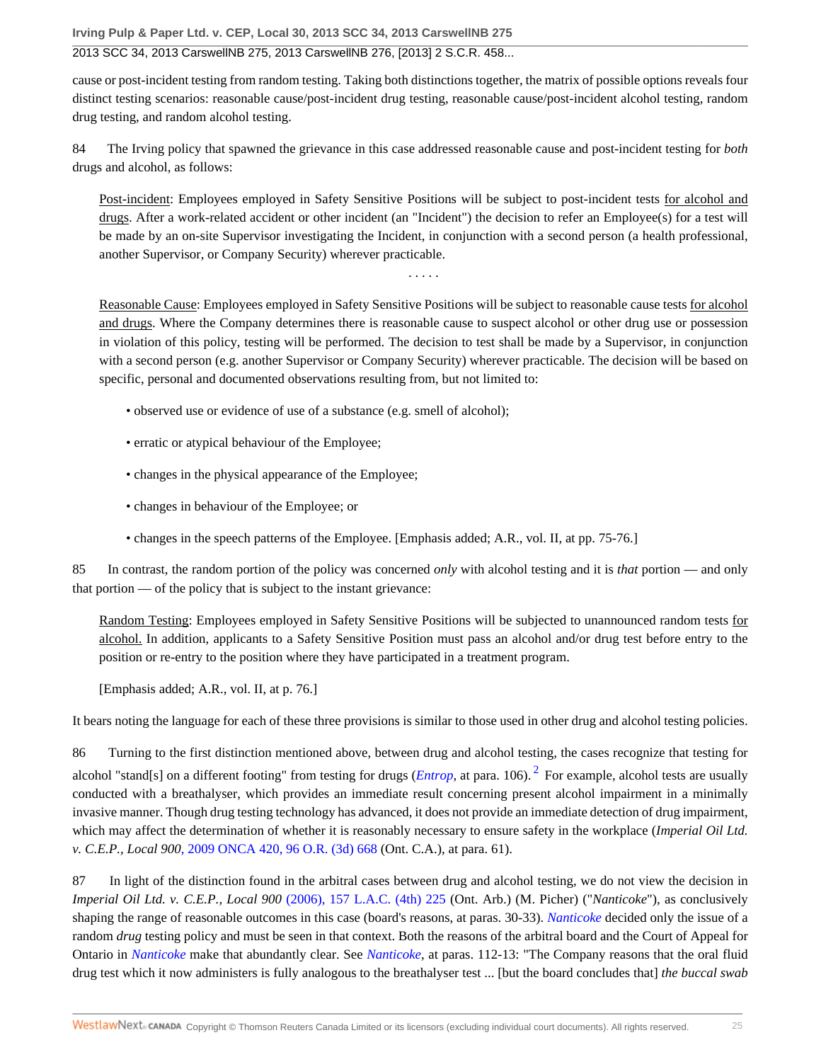cause or post-incident testing from random testing. Taking both distinctions together, the matrix of possible options reveals four distinct testing scenarios: reasonable cause/post-incident drug testing, reasonable cause/post-incident alcohol testing, random drug testing, and random alcohol testing.

84 The Irving policy that spawned the grievance in this case addressed reasonable cause and post-incident testing for *both* drugs and alcohol, as follows:

> Post-incident: Employees employed in Safety Sensitive Positions will be subject to post-incident tests for alcohol and drugs. After a work-related accident or other incident (an "Incident") the decision to refer an Employee(s) for a test will be made by an on-site Supervisor investigating the Incident, in conjunction with a second person (a health professional, another Supervisor, or Company Security) wherever practicable.
>
> . . . . .
>
> Reasonable Cause: Employees employed in Safety Sensitive Positions will be subject to reasonable cause tests for alcohol and drugs. Where the Company determines there is reasonable cause to suspect alcohol or other drug use or possession in violation of this policy, testing will be performed. The decision to test shall be made by a Supervisor, in conjunction with a second person (e.g. another Supervisor or Company Security) wherever practicable. The decision will be based on specific, personal and documented observations resulting from, but not limited to:
>
> • observed use or evidence of use of a substance (e.g. smell of alcohol);
>
> • erratic or atypical behaviour of the Employee;
>
> • changes in the physical appearance of the Employee;
>
> • changes in behaviour of the Employee; or
>
> • changes in the speech patterns of the Employee. [Emphasis added; A.R., vol. II, at pp. 75-76.]

85 In contrast, the random portion of the policy was concerned *only* with alcohol testing and it is *that* portion — and only that portion — of the policy that is subject to the instant grievance:

> Random Testing: Employees employed in Safety Sensitive Positions will be subjected to unannounced random tests for alcohol. In addition, applicants to a Safety Sensitive Position must pass an alcohol and/or drug test before entry to the position or re-entry to the position where they have participated in a treatment program.
>
> [Emphasis added; A.R., vol. II, at p. 76.]

It bears noting the language for each of these three provisions is similar to those used in other drug and alcohol testing policies.

86 Turning to the first distinction mentioned above, between drug and alcohol testing, the cases recognize that testing for alcohol "stand[s] on a different footing" from testing for drugs (*Entrop*, at para. 106).[2] For example, alcohol tests are usually conducted with a breathalyser, which provides an immediate result concerning present alcohol impairment in a minimally invasive manner. Though drug testing technology has advanced, it does not provide an immediate detection of drug impairment, which may affect the determination of whether it is reasonably necessary to ensure safety in the workplace (*Imperial Oil Ltd. v. C.E.P., Local 900*, 2009 ONCA 420, 96 O.R. (3d) 668 (Ont. C.A.), at para. 61).

87 In light of the distinction found in the arbitral cases between drug and alcohol testing, we do not view the decision in *Imperial Oil Ltd. v. C.E.P., Local 900* (2006), 157 L.A.C. (4th) 225 (Ont. Arb.) (M. Picher) ("*Nanticoke*"), as conclusively shaping the range of reasonable outcomes in this case (board's reasons, at paras. 30-33). *Nanticoke* decided only the issue of a random *drug* testing policy and must be seen in that context. Both the reasons of the arbitral board and the Court of Appeal for Ontario in *Nanticoke* make that abundantly clear. See *Nanticoke*, at paras. 112-13: "The Company reasons that the oral fluid drug test which it now administers is fully analogous to the breathalyser test ... [but the board concludes that] *the buccal swab*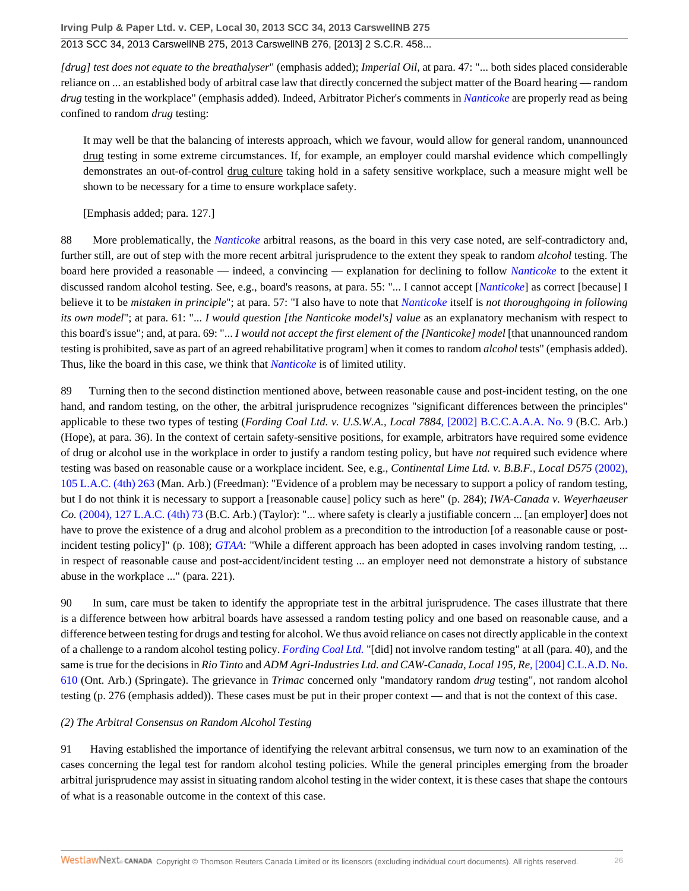*[drug] test does not equate to the breathalyser*" (emphasis added); *Imperial Oil*, at para. 47: "... both sides placed considerable reliance on ... an established body of arbitral case law that directly concerned the subject matter of the Board hearing — random *drug* testing in the workplace" (emphasis added). Indeed, Arbitrator Picher's comments in *Nanticoke* are properly read as being confined to random *drug* testing:

> It may well be that the balancing of interests approach, which we favour, would allow for general random, unannounced drug testing in some extreme circumstances. If, for example, an employer could marshal evidence which compellingly demonstrates an out-of-control drug culture taking hold in a safety sensitive workplace, such a measure might well be shown to be necessary for a time to ensure workplace safety.
>
> [Emphasis added; para. 127.]

88 More problematically, the *Nanticoke* arbitral reasons, as the board in this very case noted, are self-contradictory and, further still, are out of step with the more recent arbitral jurisprudence to the extent they speak to random *alcohol* testing. The board here provided a reasonable — indeed, a convincing — explanation for declining to follow *Nanticoke* to the extent it discussed random alcohol testing. See, e.g., board's reasons, at para. 55: "... I cannot accept [*Nanticoke*] as correct [because] I believe it to be *mistaken in principle*"; at para. 57: "I also have to note that *Nanticoke* itself is *not thoroughgoing in following its own model*"; at para. 61: "... *I would question [the Nanticoke model's] value* as an explanatory mechanism with respect to this board's issue"; and, at para. 69: "... *I would not accept the first element of the [Nanticoke] model* [that unannounced random testing is prohibited, save as part of an agreed rehabilitative program] when it comes to random *alcohol* tests" (emphasis added). Thus, like the board in this case, we think that *Nanticoke* is of limited utility.

89 Turning then to the second distinction mentioned above, between reasonable cause and post-incident testing, on the one hand, and random testing, on the other, the arbitral jurisprudence recognizes "significant differences between the principles" applicable to these two types of testing (*Fording Coal Ltd. v. U.S.W.A., Local 7884*, [2002] B.C.C.A.A.A. No. 9 (B.C. Arb.) (Hope), at para. 36). In the context of certain safety-sensitive positions, for example, arbitrators have required some evidence of drug or alcohol use in the workplace in order to justify a random testing policy, but have *not* required such evidence where testing was based on reasonable cause or a workplace incident. See, e.g., *Continental Lime Ltd. v. B.B.F., Local D575* (2002), 105 L.A.C. (4th) 263 (Man. Arb.) (Freedman): "Evidence of a problem may be necessary to support a policy of random testing, but I do not think it is necessary to support a [reasonable cause] policy such as here" (p. 284); *IWA-Canada v. Weyerhaeuser Co.* (2004), 127 L.A.C. (4th) 73 (B.C. Arb.) (Taylor): "... where safety is clearly a justifiable concern ... [an employer] does not have to prove the existence of a drug and alcohol problem as a precondition to the introduction [of a reasonable cause or post-incident testing policy]" (p. 108); *GTAA*: "While a different approach has been adopted in cases involving random testing, ... in respect of reasonable cause and post-accident/incident testing ... an employer need not demonstrate a history of substance abuse in the workplace ..." (para. 221).

90 In sum, care must be taken to identify the appropriate test in the arbitral jurisprudence. The cases illustrate that there is a difference between how arbitral boards have assessed a random testing policy and one based on reasonable cause, and a difference between testing for drugs and testing for alcohol. We thus avoid reliance on cases not directly applicable in the context of a challenge to a random alcohol testing policy. *Fording Coal Ltd.* "[did] not involve random testing" at all (para. 40), and the same is true for the decisions in *Rio Tinto* and *ADM Agri-Industries Ltd. and CAW-Canada, Local 195, Re*, [2004] C.L.A.D. No. 610 (Ont. Arb.) (Springate). The grievance in *Trimac* concerned only "mandatory random *drug* testing", not random alcohol testing (p. 276 (emphasis added)). These cases must be put in their proper context — and that is not the context of this case.

*(2) The Arbitral Consensus on Random Alcohol Testing*

91 Having established the importance of identifying the relevant arbitral consensus, we turn now to an examination of the cases concerning the legal test for random alcohol testing policies. While the general principles emerging from the broader arbitral jurisprudence may assist in situating random alcohol testing in the wider context, it is these cases that shape the contours of what is a reasonable outcome in the context of this case.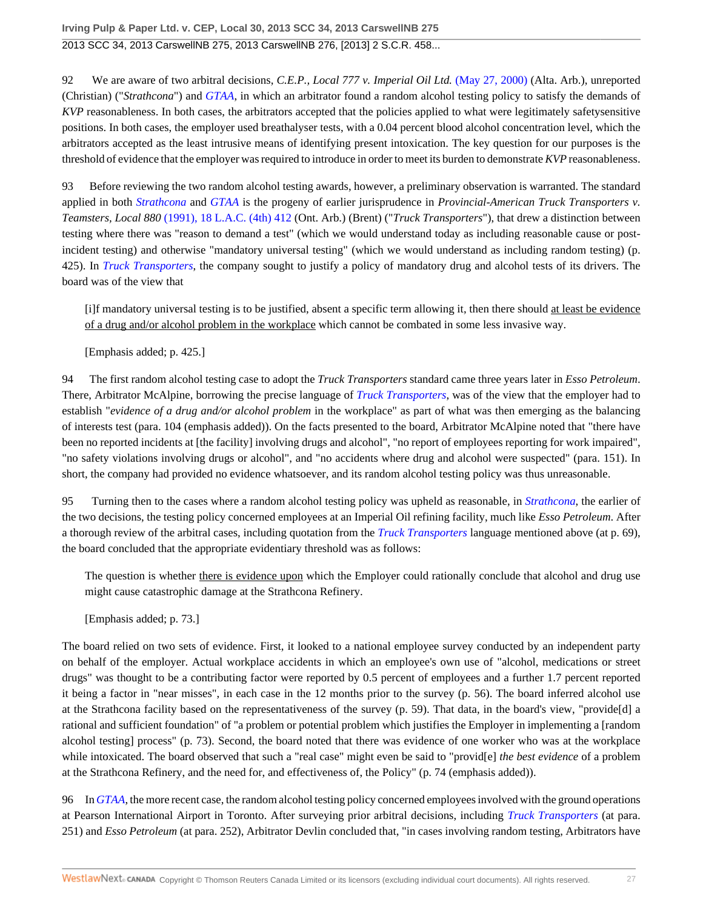92 We are aware of two arbitral decisions, *C.E.P., Local 777 v. Imperial Oil Ltd.* (May 27, 2000) (Alta. Arb.), unreported (Christian) ("*Strathcona*") and *GTAA*, in which an arbitrator found a random alcohol testing policy to satisfy the demands of *KVP* reasonableness. In both cases, the arbitrators accepted that the policies applied to what were legitimately safetysensitive positions. In both cases, the employer used breathalyser tests, with a 0.04 percent blood alcohol concentration level, which the arbitrators accepted as the least intrusive means of identifying present intoxication. The key question for our purposes is the threshold of evidence that the employer was required to introduce in order to meet its burden to demonstrate *KVP* reasonableness.

93 Before reviewing the two random alcohol testing awards, however, a preliminary observation is warranted. The standard applied in both *Strathcona* and *GTAA* is the progeny of earlier jurisprudence in *Provincial-American Truck Transporters v. Teamsters, Local 880* (1991), 18 L.A.C. (4th) 412 (Ont. Arb.) (Brent) ("*Truck Transporters*"), that drew a distinction between testing where there was "reason to demand a test" (which we would understand today as including reasonable cause or post-incident testing) and otherwise "mandatory universal testing" (which we would understand as including random testing) (p. 425). In *Truck Transporters*, the company sought to justify a policy of mandatory drug and alcohol tests of its drivers. The board was of the view that

> [i]f mandatory universal testing is to be justified, absent a specific term allowing it, then there should <u>at least be evidence of a drug and/or alcohol problem in the workplace</u> which cannot be combated in some less invasive way.
>
> [Emphasis added; p. 425.]

94 The first random alcohol testing case to adopt the *Truck Transporters* standard came three years later in *Esso Petroleum*. There, Arbitrator McAlpine, borrowing the precise language of *Truck Transporters*, was of the view that the employer had to establish "*evidence of a drug and/or alcohol problem* in the workplace" as part of what was then emerging as the balancing of interests test (para. 104 (emphasis added)). On the facts presented to the board, Arbitrator McAlpine noted that "there have been no reported incidents at [the facility] involving drugs and alcohol", "no report of employees reporting for work impaired", "no safety violations involving drugs or alcohol", and "no accidents where drug and alcohol were suspected" (para. 151). In short, the company had provided no evidence whatsoever, and its random alcohol testing policy was thus unreasonable.

95 Turning then to the cases where a random alcohol testing policy was upheld as reasonable, in *Strathcona*, the earlier of the two decisions, the testing policy concerned employees at an Imperial Oil refining facility, much like *Esso Petroleum*. After a thorough review of the arbitral cases, including quotation from the *Truck Transporters* language mentioned above (at p. 69), the board concluded that the appropriate evidentiary threshold was as follows:

> The question is whether <u>there is evidence upon</u> which the Employer could rationally conclude that alcohol and drug use might cause catastrophic damage at the Strathcona Refinery.
>
> [Emphasis added; p. 73.]

The board relied on two sets of evidence. First, it looked to a national employee survey conducted by an independent party on behalf of the employer. Actual workplace accidents in which an employee's own use of "alcohol, medications or street drugs" was thought to be a contributing factor were reported by 0.5 percent of employees and a further 1.7 percent reported it being a factor in "near misses", in each case in the 12 months prior to the survey (p. 56). The board inferred alcohol use at the Strathcona facility based on the representativeness of the survey (p. 59). That data, in the board's view, "provide[d] a rational and sufficient foundation" of "a problem or potential problem which justifies the Employer in implementing a [random alcohol testing] process" (p. 73). Second, the board noted that there was evidence of one worker who was at the workplace while intoxicated. The board observed that such a "real case" might even be said to "provid[e] *the best evidence* of a problem at the Strathcona Refinery, and the need for, and effectiveness of, the Policy" (p. 74 (emphasis added)).

96 In *GTAA*, the more recent case, the random alcohol testing policy concerned employees involved with the ground operations at Pearson International Airport in Toronto. After surveying prior arbitral decisions, including *Truck Transporters* (at para. 251) and *Esso Petroleum* (at para. 252), Arbitrator Devlin concluded that, "in cases involving random testing, Arbitrators have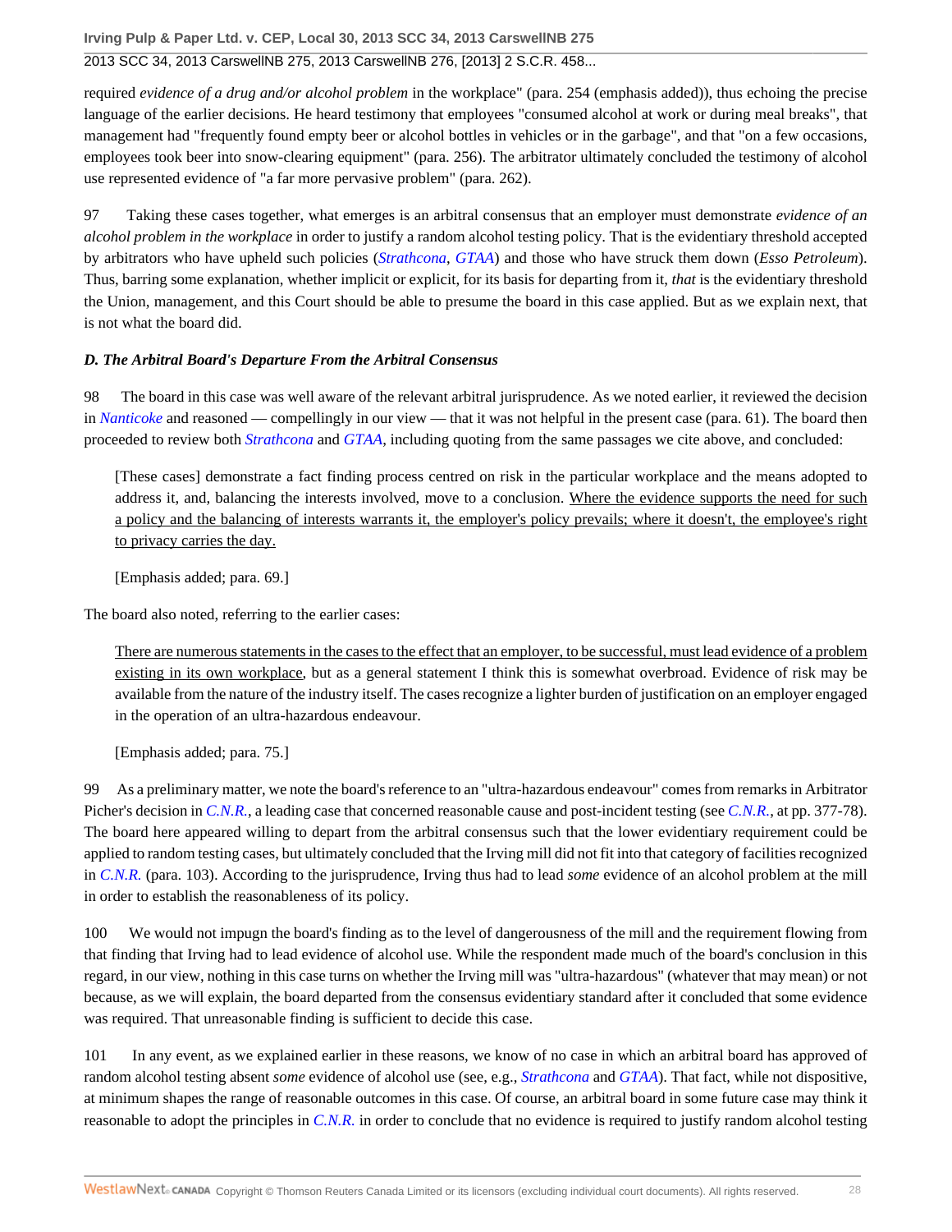required *evidence of a drug and/or alcohol problem* in the workplace" (para. 254 (emphasis added)), thus echoing the precise language of the earlier decisions. He heard testimony that employees "consumed alcohol at work or during meal breaks", that management had "frequently found empty beer or alcohol bottles in vehicles or in the garbage", and that "on a few occasions, employees took beer into snow-clearing equipment" (para. 256). The arbitrator ultimately concluded the testimony of alcohol use represented evidence of "a far more pervasive problem" (para. 262).

97 Taking these cases together, what emerges is an arbitral consensus that an employer must demonstrate *evidence of an alcohol problem in the workplace* in order to justify a random alcohol testing policy. That is the evidentiary threshold accepted by arbitrators who have upheld such policies (*Strathcona*, *GTAA*) and those who have struck them down (*Esso Petroleum*). Thus, barring some explanation, whether implicit or explicit, for its basis for departing from it, *that* is the evidentiary threshold the Union, management, and this Court should be able to presume the board in this case applied. But as we explain next, that is not what the board did.

### *D. The Arbitral Board's Departure From the Arbitral Consensus*

98 The board in this case was well aware of the relevant arbitral jurisprudence. As we noted earlier, it reviewed the decision in *Nanticoke* and reasoned — compellingly in our view — that it was not helpful in the present case (para. 61). The board then proceeded to review both *Strathcona* and *GTAA*, including quoting from the same passages we cite above, and concluded:

> [These cases] demonstrate a fact finding process centred on risk in the particular workplace and the means adopted to address it, and, balancing the interests involved, move to a conclusion. <u>Where the evidence supports the need for such a policy and the balancing of interests warrants it, the employer's policy prevails; where it doesn't, the employee's right to privacy carries the day.</u>
>
> [Emphasis added; para. 69.]

The board also noted, referring to the earlier cases:

> <u>There are numerous statements in the cases to the effect that an employer, to be successful, must lead evidence of a problem existing in its own workplace</u>, but as a general statement I think this is somewhat overbroad. Evidence of risk may be available from the nature of the industry itself. The cases recognize a lighter burden of justification on an employer engaged in the operation of an ultra-hazardous endeavour.
>
> [Emphasis added; para. 75.]

99 As a preliminary matter, we note the board's reference to an "ultra-hazardous endeavour" comes from remarks in Arbitrator Picher's decision in *C.N.R.*, a leading case that concerned reasonable cause and post-incident testing (see *C.N.R.*, at pp. 377-78). The board here appeared willing to depart from the arbitral consensus such that the lower evidentiary requirement could be applied to random testing cases, but ultimately concluded that the Irving mill did not fit into that category of facilities recognized in *C.N.R.* (para. 103). According to the jurisprudence, Irving thus had to lead *some* evidence of an alcohol problem at the mill in order to establish the reasonableness of its policy.

100 We would not impugn the board's finding as to the level of dangerousness of the mill and the requirement flowing from that finding that Irving had to lead evidence of alcohol use. While the respondent made much of the board's conclusion in this regard, in our view, nothing in this case turns on whether the Irving mill was "ultra-hazardous" (whatever that may mean) or not because, as we will explain, the board departed from the consensus evidentiary standard after it concluded that some evidence was required. That unreasonable finding is sufficient to decide this case.

101 In any event, as we explained earlier in these reasons, we know of no case in which an arbitral board has approved of random alcohol testing absent *some* evidence of alcohol use (see, e.g., *Strathcona* and *GTAA*). That fact, while not dispositive, at minimum shapes the range of reasonable outcomes in this case. Of course, an arbitral board in some future case may think it reasonable to adopt the principles in *C.N.R.* in order to conclude that no evidence is required to justify random alcohol testing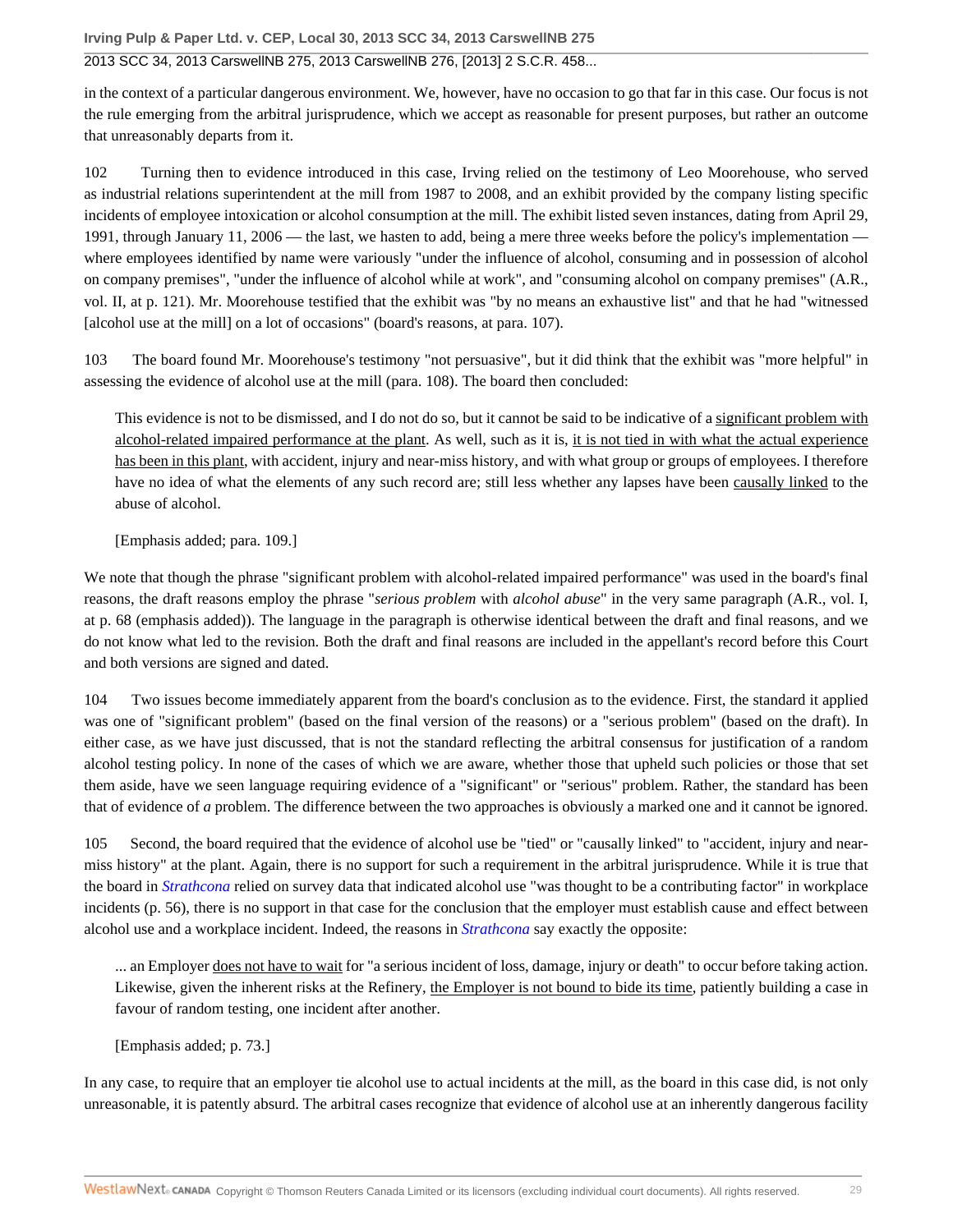in the context of a particular dangerous environment. We, however, have no occasion to go that far in this case. Our focus is not the rule emerging from the arbitral jurisprudence, which we accept as reasonable for present purposes, but rather an outcome that unreasonably departs from it.

102 Turning then to evidence introduced in this case, Irving relied on the testimony of Leo Moorehouse, who served as industrial relations superintendent at the mill from 1987 to 2008, and an exhibit provided by the company listing specific incidents of employee intoxication or alcohol consumption at the mill. The exhibit listed seven instances, dating from April 29, 1991, through January 11, 2006 — the last, we hasten to add, being a mere three weeks before the policy's implementation — where employees identified by name were variously "under the influence of alcohol, consuming and in possession of alcohol on company premises", "under the influence of alcohol while at work", and "consuming alcohol on company premises" (A.R., vol. II, at p. 121). Mr. Moorehouse testified that the exhibit was "by no means an exhaustive list" and that he had "witnessed [alcohol use at the mill] on a lot of occasions" (board's reasons, at para. 107).

103 The board found Mr. Moorehouse's testimony "not persuasive", but it did think that the exhibit was "more helpful" in assessing the evidence of alcohol use at the mill (para. 108). The board then concluded:

> This evidence is not to be dismissed, and I do not do so, but it cannot be said to be indicative of a <u>significant problem with alcohol-related impaired performance at the plant</u>. As well, such as it is, <u>it is not tied in with what the actual experience has been in this plant</u>, with accident, injury and near-miss history, and with what group or groups of employees. I therefore have no idea of what the elements of any such record are; still less whether any lapses have been <u>causally linked</u> to the abuse of alcohol.
>
> [Emphasis added; para. 109.]

We note that though the phrase "significant problem with alcohol-related impaired performance" was used in the board's final reasons, the draft reasons employ the phrase "*serious problem* with *alcohol abuse*" in the very same paragraph (A.R., vol. I, at p. 68 (emphasis added)). The language in the paragraph is otherwise identical between the draft and final reasons, and we do not know what led to the revision. Both the draft and final reasons are included in the appellant's record before this Court and both versions are signed and dated.

104 Two issues become immediately apparent from the board's conclusion as to the evidence. First, the standard it applied was one of "significant problem" (based on the final version of the reasons) or a "serious problem" (based on the draft). In either case, as we have just discussed, that is not the standard reflecting the arbitral consensus for justification of a random alcohol testing policy. In none of the cases of which we are aware, whether those that upheld such policies or those that set them aside, have we seen language requiring evidence of a "significant" or "serious" problem. Rather, the standard has been that of evidence of *a* problem. The difference between the two approaches is obviously a marked one and it cannot be ignored.

105 Second, the board required that the evidence of alcohol use be "tied" or "causally linked" to "accident, injury and near-miss history" at the plant. Again, there is no support for such a requirement in the arbitral jurisprudence. While it is true that the board in *Strathcona* relied on survey data that indicated alcohol use "was thought to be a contributing factor" in workplace incidents (p. 56), there is no support in that case for the conclusion that the employer must establish cause and effect between alcohol use and a workplace incident. Indeed, the reasons in *Strathcona* say exactly the opposite:

> ... an Employer <u>does not have to wait</u> for "a serious incident of loss, damage, injury or death" to occur before taking action. Likewise, given the inherent risks at the Refinery, <u>the Employer is not bound to bide its time</u>, patiently building a case in favour of random testing, one incident after another.
>
> [Emphasis added; p. 73.]

In any case, to require that an employer tie alcohol use to actual incidents at the mill, as the board in this case did, is not only unreasonable, it is patently absurd. The arbitral cases recognize that evidence of alcohol use at an inherently dangerous facility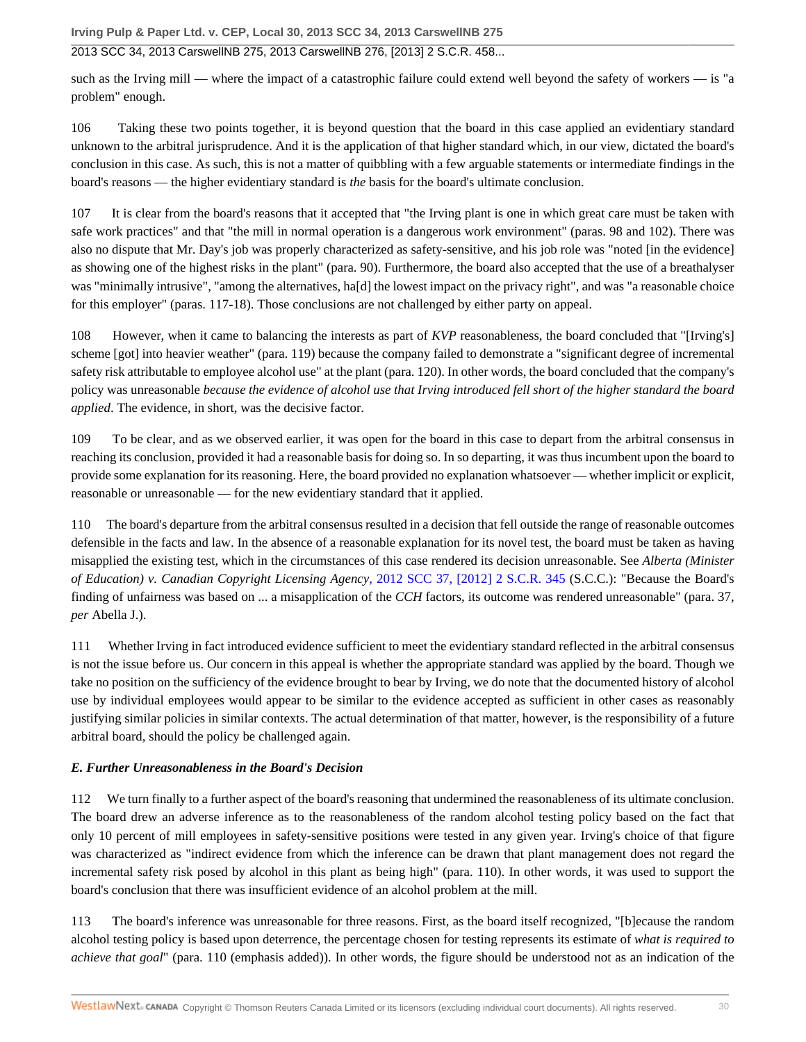such as the Irving mill — where the impact of a catastrophic failure could extend well beyond the safety of workers — is "a problem" enough.

106 Taking these two points together, it is beyond question that the board in this case applied an evidentiary standard unknown to the arbitral jurisprudence. And it is the application of that higher standard which, in our view, dictated the board's conclusion in this case. As such, this is not a matter of quibbling with a few arguable statements or intermediate findings in the board's reasons — the higher evidentiary standard is *the* basis for the board's ultimate conclusion.

107 It is clear from the board's reasons that it accepted that "the Irving plant is one in which great care must be taken with safe work practices" and that "the mill in normal operation is a dangerous work environment" (paras. 98 and 102). There was also no dispute that Mr. Day's job was properly characterized as safety-sensitive, and his job role was "noted [in the evidence] as showing one of the highest risks in the plant" (para. 90). Furthermore, the board also accepted that the use of a breathalyser was "minimally intrusive", "among the alternatives, ha[d] the lowest impact on the privacy right", and was "a reasonable choice for this employer" (paras. 117-18). Those conclusions are not challenged by either party on appeal.

108 However, when it came to balancing the interests as part of *KVP* reasonableness, the board concluded that "[Irving's] scheme [got] into heavier weather" (para. 119) because the company failed to demonstrate a "significant degree of incremental safety risk attributable to employee alcohol use" at the plant (para. 120). In other words, the board concluded that the company's policy was unreasonable *because the evidence of alcohol use that Irving introduced fell short of the higher standard the board applied*. The evidence, in short, was the decisive factor.

109 To be clear, and as we observed earlier, it was open for the board in this case to depart from the arbitral consensus in reaching its conclusion, provided it had a reasonable basis for doing so. In so departing, it was thus incumbent upon the board to provide some explanation for its reasoning. Here, the board provided no explanation whatsoever — whether implicit or explicit, reasonable or unreasonable — for the new evidentiary standard that it applied.

110 The board's departure from the arbitral consensus resulted in a decision that fell outside the range of reasonable outcomes defensible in the facts and law. In the absence of a reasonable explanation for its novel test, the board must be taken as having misapplied the existing test, which in the circumstances of this case rendered its decision unreasonable. See *Alberta (Minister of Education) v. Canadian Copyright Licensing Agency*, 2012 SCC 37, [2012] 2 S.C.R. 345 (S.C.C.): "Because the Board's finding of unfairness was based on ... a misapplication of the *CCH* factors, its outcome was rendered unreasonable" (para. 37, *per* Abella J.).

111 Whether Irving in fact introduced evidence sufficient to meet the evidentiary standard reflected in the arbitral consensus is not the issue before us. Our concern in this appeal is whether the appropriate standard was applied by the board. Though we take no position on the sufficiency of the evidence brought to bear by Irving, we do note that the documented history of alcohol use by individual employees would appear to be similar to the evidence accepted as sufficient in other cases as reasonably justifying similar policies in similar contexts. The actual determination of that matter, however, is the responsibility of a future arbitral board, should the policy be challenged again.

### *E. Further Unreasonableness in the Board's Decision*

112 We turn finally to a further aspect of the board's reasoning that undermined the reasonableness of its ultimate conclusion. The board drew an adverse inference as to the reasonableness of the random alcohol testing policy based on the fact that only 10 percent of mill employees in safety-sensitive positions were tested in any given year. Irving's choice of that figure was characterized as "indirect evidence from which the inference can be drawn that plant management does not regard the incremental safety risk posed by alcohol in this plant as being high" (para. 110). In other words, it was used to support the board's conclusion that there was insufficient evidence of an alcohol problem at the mill.

113 The board's inference was unreasonable for three reasons. First, as the board itself recognized, "[b]ecause the random alcohol testing policy is based upon deterrence, the percentage chosen for testing represents its estimate of *what is required to achieve that goal*" (para. 110 (emphasis added)). In other words, the figure should be understood not as an indication of the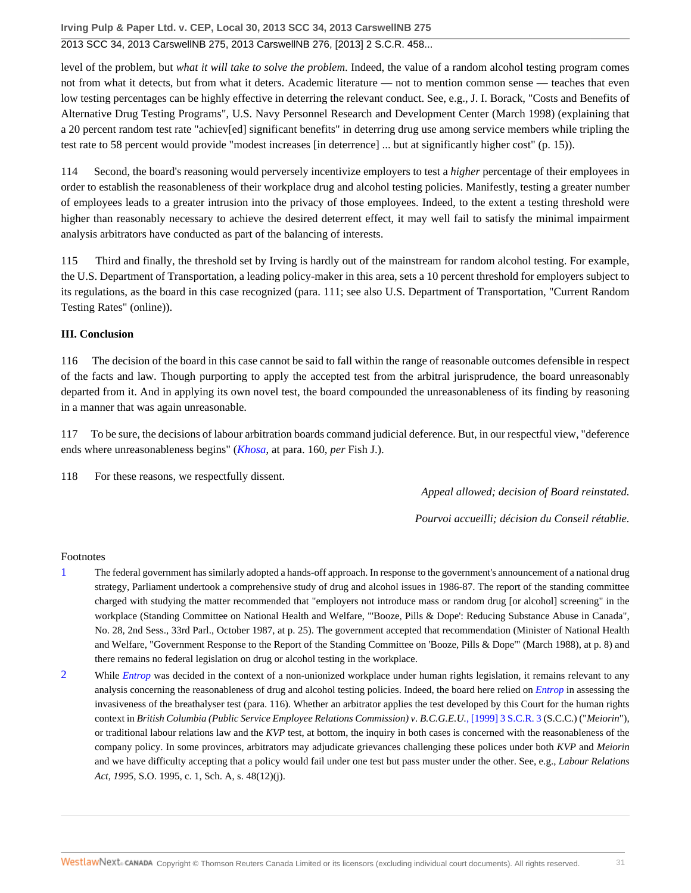level of the problem, but *what it will take to solve the problem.* Indeed, the value of a random alcohol testing program comes not from what it detects, but from what it deters. Academic literature — not to mention common sense — teaches that even low testing percentages can be highly effective in deterring the relevant conduct. See, e.g., J. I. Borack, "Costs and Benefits of Alternative Drug Testing Programs", U.S. Navy Personnel Research and Development Center (March 1998) (explaining that a 20 percent random test rate "achiev[ed] significant benefits" in deterring drug use among service members while tripling the test rate to 58 percent would provide "modest increases [in deterrence] ... but at significantly higher cost" (p. 15)).

114 Second, the board's reasoning would perversely incentivize employers to test a *higher* percentage of their employees in order to establish the reasonableness of their workplace drug and alcohol testing policies. Manifestly, testing a greater number of employees leads to a greater intrusion into the privacy of those employees. Indeed, to the extent a testing threshold were higher than reasonably necessary to achieve the desired deterrent effect, it may well fail to satisfy the minimal impairment analysis arbitrators have conducted as part of the balancing of interests.

115 Third and finally, the threshold set by Irving is hardly out of the mainstream for random alcohol testing. For example, the U.S. Department of Transportation, a leading policy-maker in this area, sets a 10 percent threshold for employers subject to its regulations, as the board in this case recognized (para. 111; see also U.S. Department of Transportation, "Current Random Testing Rates" (online)).

**III. Conclusion**

116 The decision of the board in this case cannot be said to fall within the range of reasonable outcomes defensible in respect of the facts and law. Though purporting to apply the accepted test from the arbitral jurisprudence, the board unreasonably departed from it. And in applying its own novel test, the board compounded the unreasonableness of its finding by reasoning in a manner that was again unreasonable.

117 To be sure, the decisions of labour arbitration boards command judicial deference. But, in our respectful view, "deference ends where unreasonableness begins" (*Khosa*, at para. 160, *per* Fish J.).

118 For these reasons, we respectfully dissent.

*Appeal allowed; decision of Board reinstated.*

*Pourvoi accueilli; décision du Conseil rétablie.*

Footnotes

1 The federal government has similarly adopted a hands-off approach. In response to the government's announcement of a national drug strategy, Parliament undertook a comprehensive study of drug and alcohol issues in 1986-87. The report of the standing committee charged with studying the matter recommended that "employers not introduce mass or random drug [or alcohol] screening" in the workplace (Standing Committee on National Health and Welfare, "'Booze, Pills & Dope': Reducing Substance Abuse in Canada", No. 28, 2nd Sess., 33rd Parl., October 1987, at p. 25). The government accepted that recommendation (Minister of National Health and Welfare, "Government Response to the Report of the Standing Committee on 'Booze, Pills & Dope'" (March 1988), at p. 8) and there remains no federal legislation on drug or alcohol testing in the workplace.

2 While *Entrop* was decided in the context of a non-unionized workplace under human rights legislation, it remains relevant to any analysis concerning the reasonableness of drug and alcohol testing policies. Indeed, the board here relied on *Entrop* in assessing the invasiveness of the breathalyser test (para. 116). Whether an arbitrator applies the test developed by this Court for the human rights context in *British Columbia (Public Service Employee Relations Commission) v. B.C.G.E.U.*, [1999] 3 S.C.R. 3 (S.C.C.) ("*Meiorin*"), or traditional labour relations law and the *KVP* test, at bottom, the inquiry in both cases is concerned with the reasonableness of the company policy. In some provinces, arbitrators may adjudicate grievances challenging these polices under both *KVP* and *Meiorin* and we have difficulty accepting that a policy would fail under one test but pass muster under the other. See, e.g., *Labour Relations Act, 1995*, S.O. 1995, c. 1, Sch. A, s. 48(12)(j).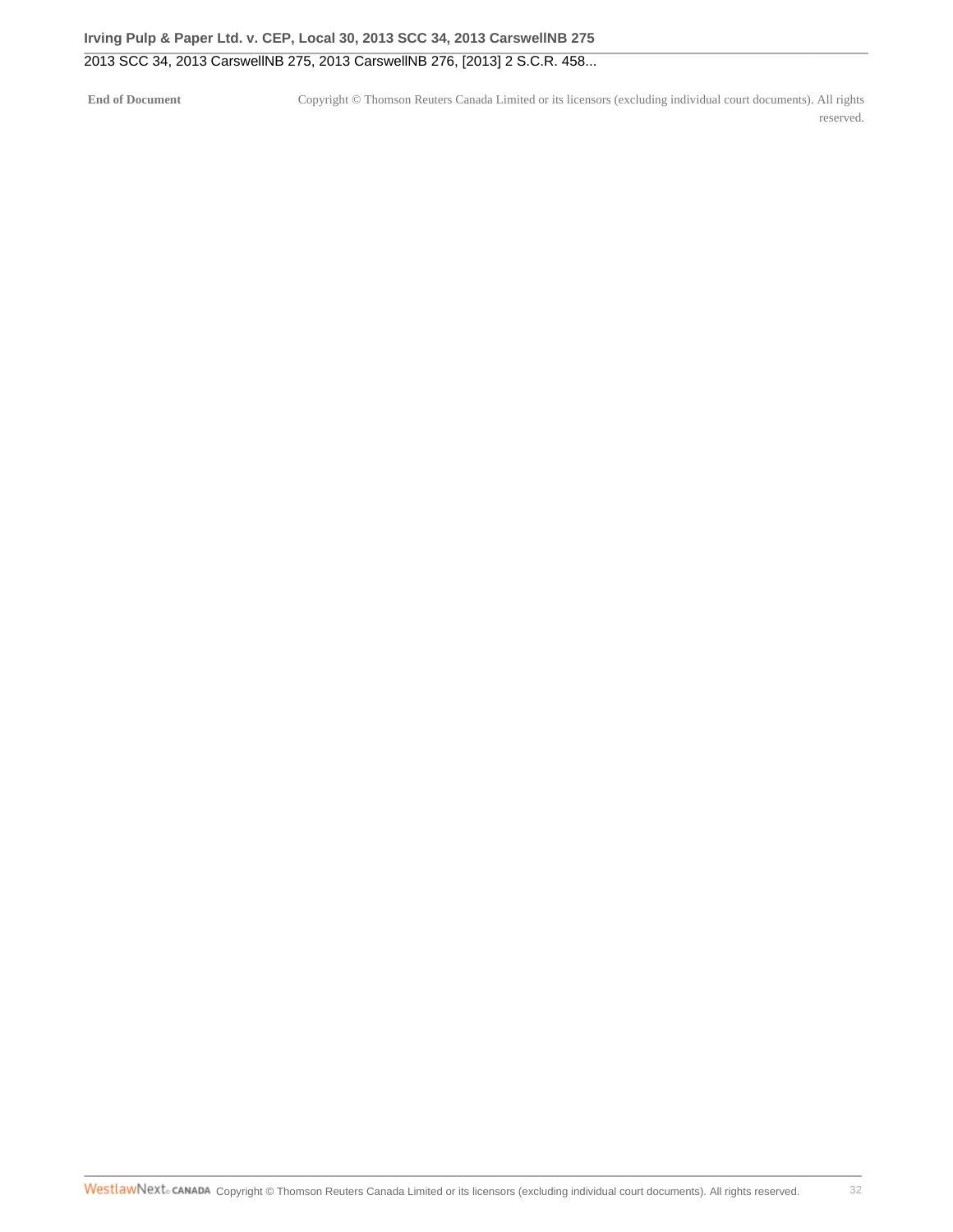**End of Document** Copyright © Thomson Reuters Canada Limited or its licensors (excluding individual court documents). All rights reserved.